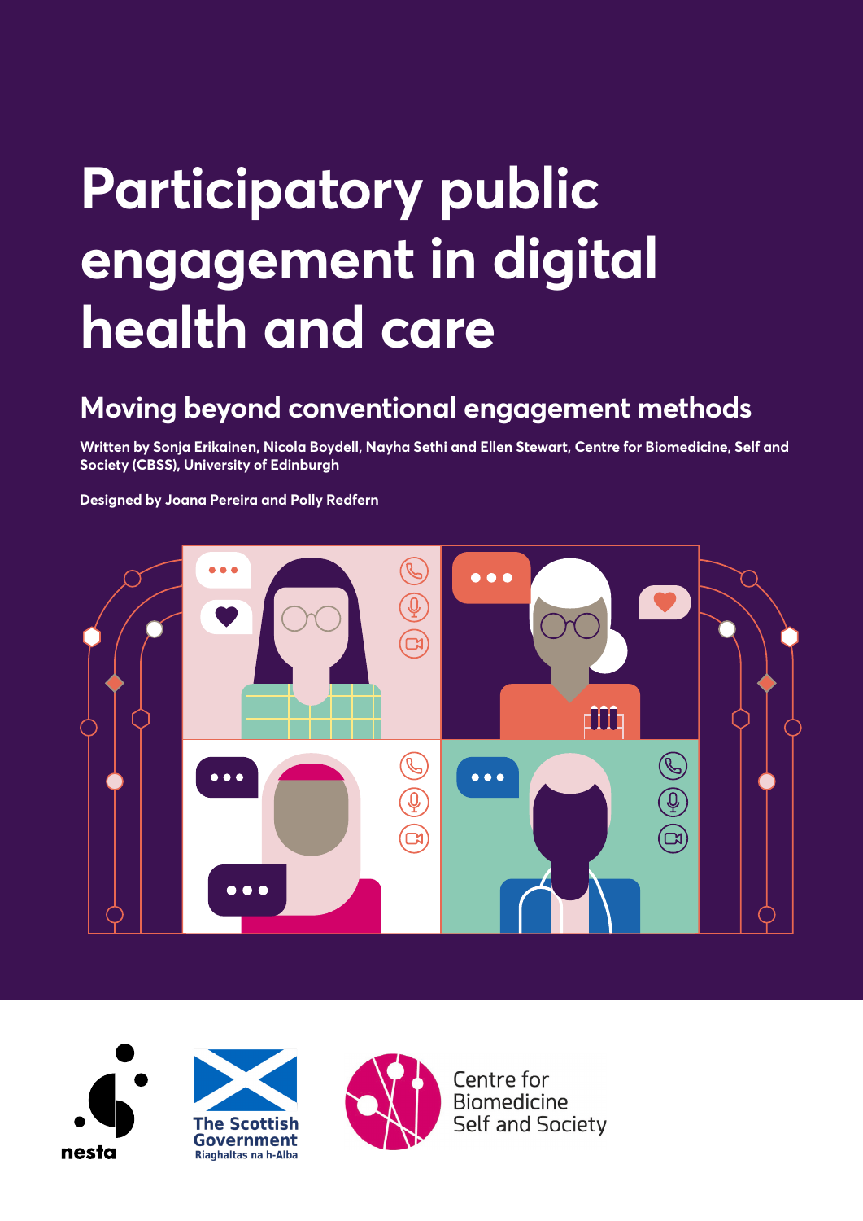# Participatory public engagement in digital health and care

## Moving beyond conventional engagement methods

**Written by Sonja Erikainen, Nicola Boydell, Nayha Sethi and Ellen Stewart, Centre for Biomedicine, Self and Society (CBSS), University of Edinburgh**

**Designed by Joana Pereira and Polly Redfern**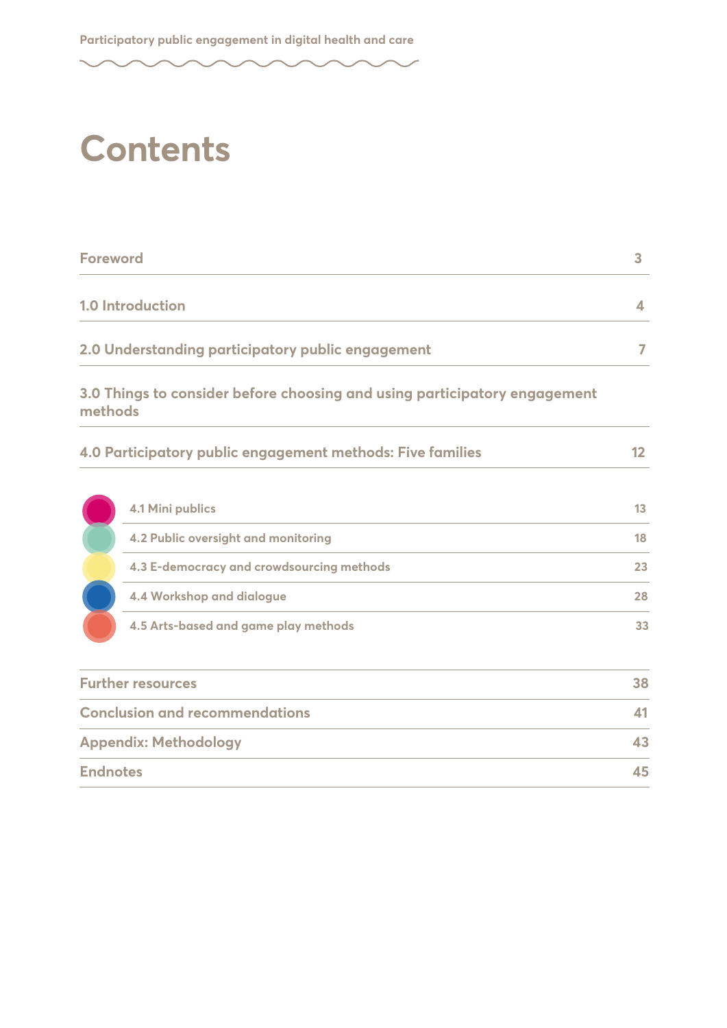# Contents

| | |
|---|---|
| Foreword | 3 |
| 1.0 Introduction | 4 |
| 2.0 Understanding participatory public engagement | 7 |
| 3.0 Things to consider before choosing and using participatory engagement methods | |
| 4.0 Participatory public engagement methods: Five families | 12 |
| 4.1 Mini publics | 13 |
| 4.2 Public oversight and monitoring | 18 |
| 4.3 E-democracy and crowdsourcing methods | 23 |
| 4.4 Workshop and dialogue | 28 |
| 4.5 Arts-based and game play methods | 33 |
| Further resources | 38 |
| Conclusion and recommendations | 41 |
| Appendix: Methodology | 43 |
| Endnotes | 45 |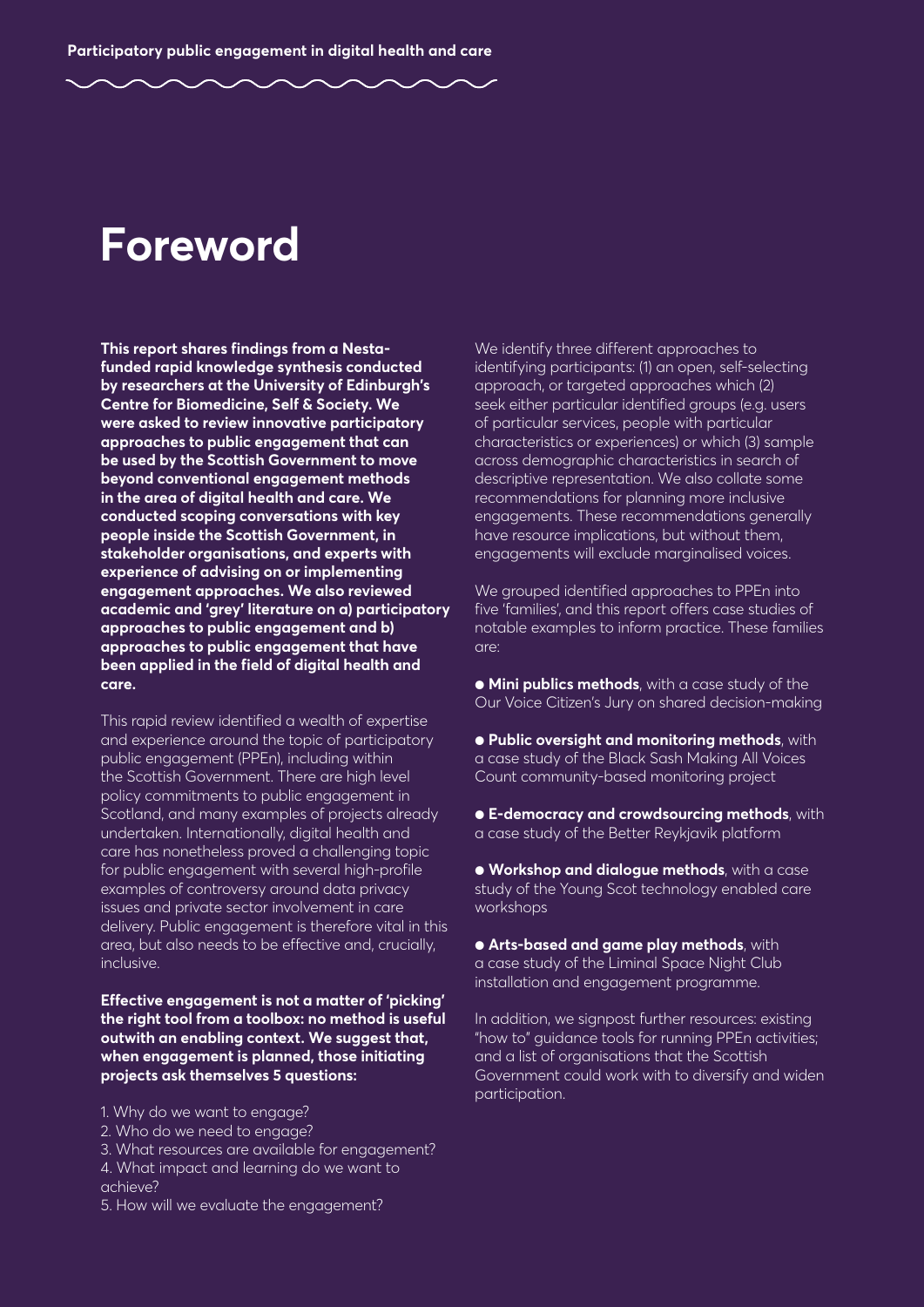# Foreword

**This report shares findings from a Nesta-funded rapid knowledge synthesis conducted by researchers at the University of Edinburgh's Centre for Biomedicine, Self & Society. We were asked to review innovative participatory approaches to public engagement that can be used by the Scottish Government to move beyond conventional engagement methods in the area of digital health and care. We conducted scoping conversations with key people inside the Scottish Government, in stakeholder organisations, and experts with experience of advising on or implementing engagement approaches. We also reviewed academic and 'grey' literature on a) participatory approaches to public engagement and b) approaches to public engagement that have been applied in the field of digital health and care.**

This rapid review identified a wealth of expertise and experience around the topic of participatory public engagement (PPEn), including within the Scottish Government. There are high level policy commitments to public engagement in Scotland, and many examples of projects already undertaken. Internationally, digital health and care has nonetheless proved a challenging topic for public engagement with several high-profile examples of controversy around data privacy issues and private sector involvement in care delivery. Public engagement is therefore vital in this area, but also needs to be effective and, crucially, inclusive.

**Effective engagement is not a matter of 'picking' the right tool from a toolbox: no method is useful outwith an enabling context. We suggest that, when engagement is planned, those initiating projects ask themselves 5 questions:**

1. Why do we want to engage?
2. Who do we need to engage?
3. What resources are available for engagement?
4. What impact and learning do we want to achieve?
5. How will we evaluate the engagement?

We identify three different approaches to identifying participants: (1) an open, self-selecting approach, or targeted approaches which (2) seek either particular identified groups (e.g. users of particular services, people with particular characteristics or experiences) or which (3) sample across demographic characteristics in search of descriptive representation. We also collate some recommendations for planning more inclusive engagements. These recommendations generally have resource implications, but without them, engagements will exclude marginalised voices.

We grouped identified approaches to PPEn into five 'families', and this report offers case studies of notable examples to inform practice. These families are:

- **Mini publics methods**, with a case study of the Our Voice Citizen's Jury on shared decision-making
- **Public oversight and monitoring methods**, with a case study of the Black Sash Making All Voices Count community-based monitoring project
- **E-democracy and crowdsourcing methods**, with a case study of the Better Reykjavik platform
- **Workshop and dialogue methods**, with a case study of the Young Scot technology enabled care workshops
- **Arts-based and game play methods**, with a case study of the Liminal Space Night Club installation and engagement programme.

In addition, we signpost further resources: existing "how to" guidance tools for running PPEn activities; and a list of organisations that the Scottish Government could work with to diversify and widen participation.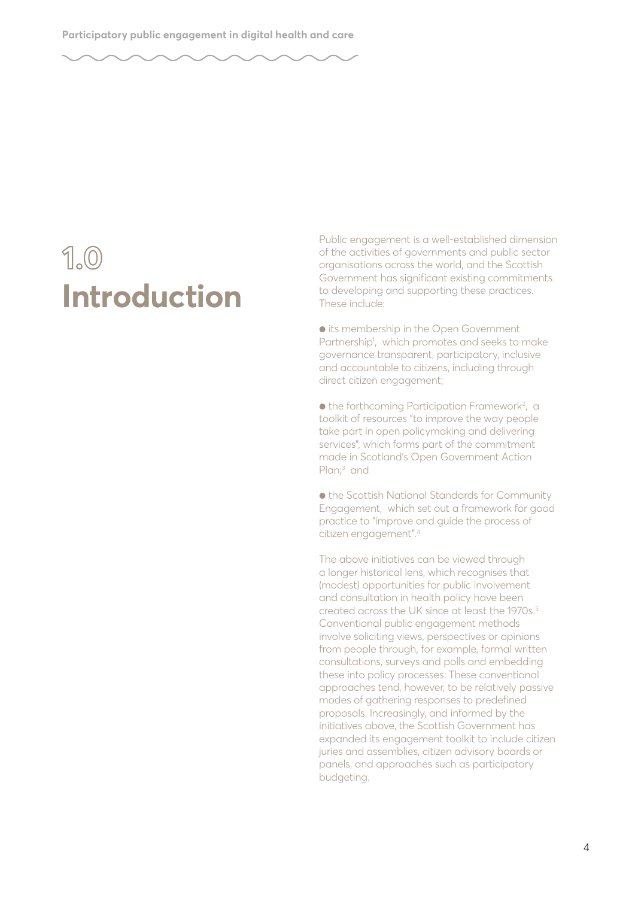# 1.0 Introduction

Public engagement is a well-established dimension of the activities of governments and public sector organisations across the world, and the Scottish Government has significant existing commitments to developing and supporting these practices. These include:

- its membership in the Open Government Partnership[1], which promotes and seeks to make governance transparent, participatory, inclusive and accountable to citizens, including through direct citizen engagement;

- the forthcoming Participation Framework[2], a toolkit of resources "to improve the way people take part in open policymaking and delivering services", which forms part of the commitment made in Scotland's Open Government Action Plan;[3] and

- the Scottish National Standards for Community Engagement, which set out a framework for good practice to "improve and guide the process of citizen engagement".[4]

The above initiatives can be viewed through a longer historical lens, which recognises that (modest) opportunities for public involvement and consultation in health policy have been created across the UK since at least the 1970s.[5] Conventional public engagement methods involve soliciting views, perspectives or opinions from people through, for example, formal written consultations, surveys and polls and embedding these into policy processes. These conventional approaches tend, however, to be relatively passive modes of gathering responses to predefined proposals. Increasingly, and informed by the initiatives above, the Scottish Government has expanded its engagement toolkit to include citizen juries and assemblies, citizen advisory boards or panels, and approaches such as participatory budgeting.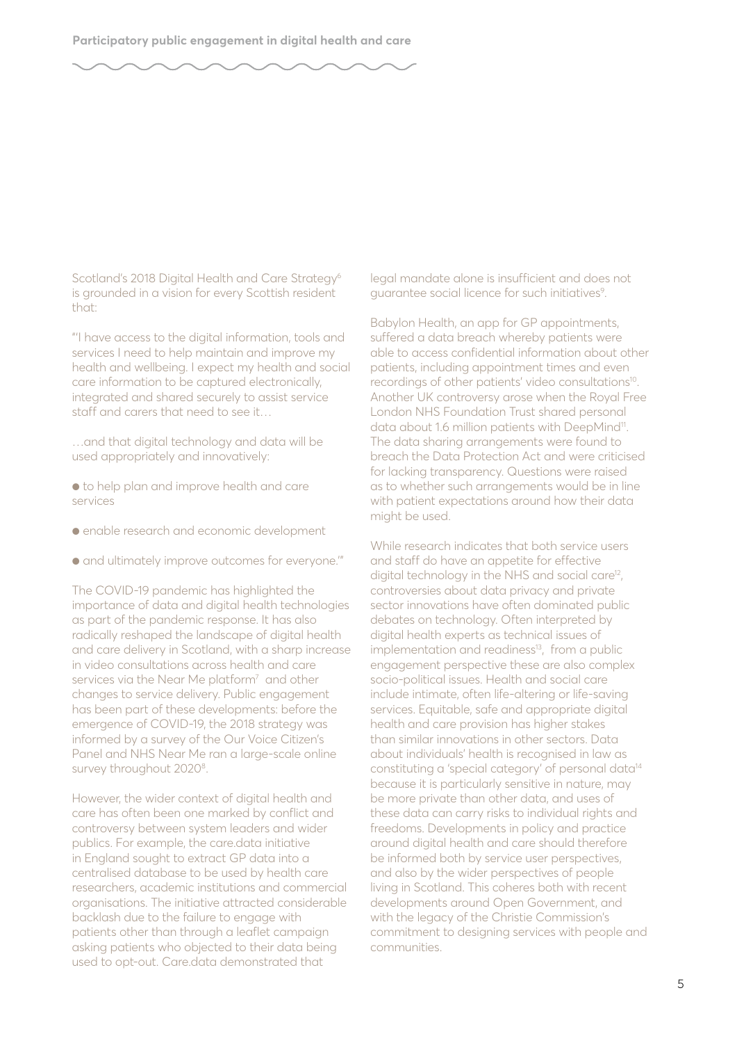Scotland's 2018 Digital Health and Care Strategy[6] is grounded in a vision for every Scottish resident that:

"'I have access to the digital information, tools and services I need to help maintain and improve my health and wellbeing. I expect my health and social care information to be captured electronically, integrated and shared securely to assist service staff and carers that need to see it…

…and that digital technology and data will be used appropriately and innovatively:

- to help plan and improve health and care services
- enable research and economic development
- and ultimately improve outcomes for everyone.'"

The COVID-19 pandemic has highlighted the importance of data and digital health technologies as part of the pandemic response. It has also radically reshaped the landscape of digital health and care delivery in Scotland, with a sharp increase in video consultations across health and care services via the Near Me platform[7] and other changes to service delivery. Public engagement has been part of these developments: before the emergence of COVID-19, the 2018 strategy was informed by a survey of the Our Voice Citizen's Panel and NHS Near Me ran a large-scale online survey throughout 2020[8].

However, the wider context of digital health and care has often been one marked by conflict and controversy between system leaders and wider publics. For example, the care.data initiative in England sought to extract GP data into a centralised database to be used by health care researchers, academic institutions and commercial organisations. The initiative attracted considerable backlash due to the failure to engage with patients other than through a leaflet campaign asking patients who objected to their data being used to opt-out. Care.data demonstrated that legal mandate alone is insufficient and does not guarantee social licence for such initiatives[9].

Babylon Health, an app for GP appointments, suffered a data breach whereby patients were able to access confidential information about other patients, including appointment times and even recordings of other patients' video consultations[10]. Another UK controversy arose when the Royal Free London NHS Foundation Trust shared personal data about 1.6 million patients with DeepMind[11]. The data sharing arrangements were found to breach the Data Protection Act and were criticised for lacking transparency. Questions were raised as to whether such arrangements would be in line with patient expectations around how their data might be used.

While research indicates that both service users and staff do have an appetite for effective digital technology in the NHS and social care[12], controversies about data privacy and private sector innovations have often dominated public debates on technology. Often interpreted by digital health experts as technical issues of implementation and readiness[13], from a public engagement perspective these are also complex socio-political issues. Health and social care include intimate, often life-altering or life-saving services. Equitable, safe and appropriate digital health and care provision has higher stakes than similar innovations in other sectors. Data about individuals' health is recognised in law as constituting a 'special category' of personal data[14] because it is particularly sensitive in nature, may be more private than other data, and uses of these data can carry risks to individual rights and freedoms. Developments in policy and practice around digital health and care should therefore be informed both by service user perspectives, and also by the wider perspectives of people living in Scotland. This coheres both with recent developments around Open Government, and with the legacy of the Christie Commission's commitment to designing services with people and communities.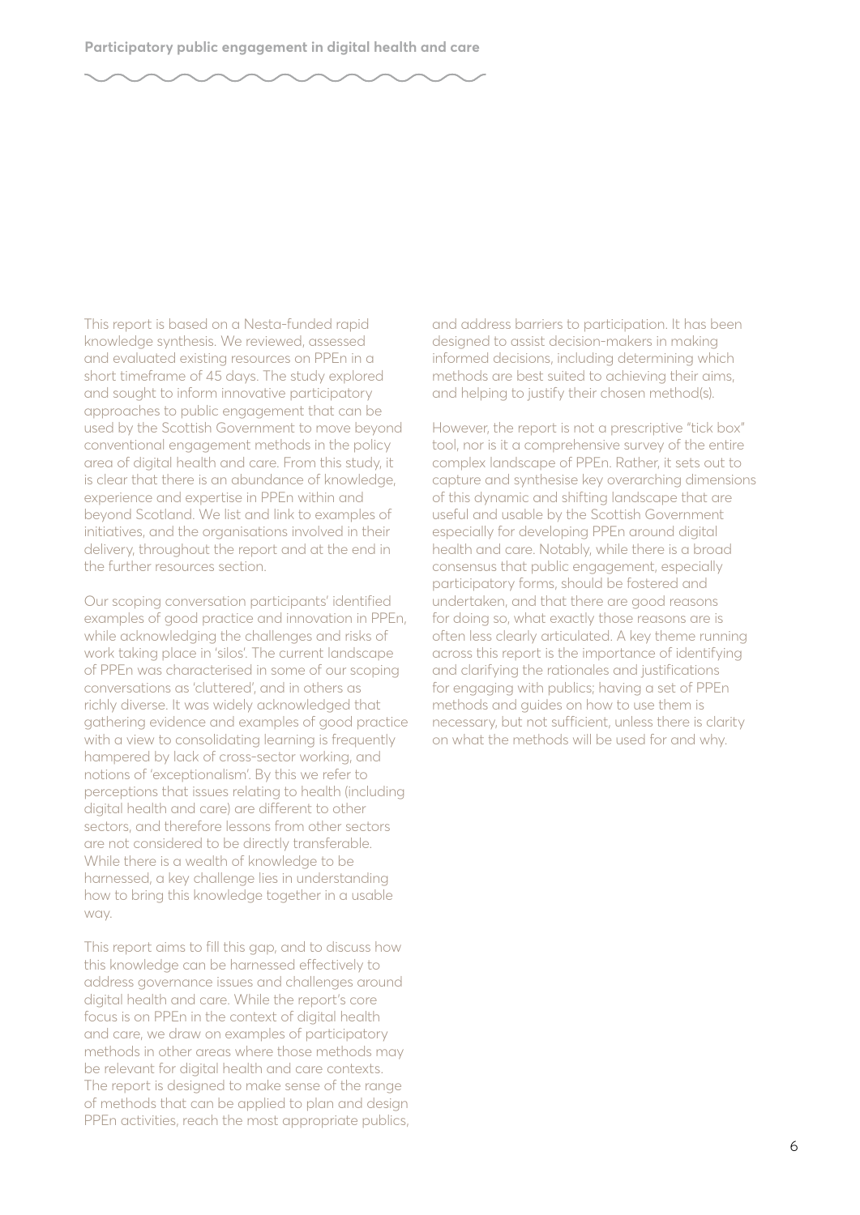This report is based on a Nesta-funded rapid knowledge synthesis. We reviewed, assessed and evaluated existing resources on PPEn in a short timeframe of 45 days. The study explored and sought to inform innovative participatory approaches to public engagement that can be used by the Scottish Government to move beyond conventional engagement methods in the policy area of digital health and care. From this study, it is clear that there is an abundance of knowledge, experience and expertise in PPEn within and beyond Scotland. We list and link to examples of initiatives, and the organisations involved in their delivery, throughout the report and at the end in the further resources section.

Our scoping conversation participants' identified examples of good practice and innovation in PPEn, while acknowledging the challenges and risks of work taking place in 'silos'. The current landscape of PPEn was characterised in some of our scoping conversations as 'cluttered', and in others as richly diverse. It was widely acknowledged that gathering evidence and examples of good practice with a view to consolidating learning is frequently hampered by lack of cross-sector working, and notions of 'exceptionalism'. By this we refer to perceptions that issues relating to health (including digital health and care) are different to other sectors, and therefore lessons from other sectors are not considered to be directly transferable. While there is a wealth of knowledge to be harnessed, a key challenge lies in understanding how to bring this knowledge together in a usable way.

This report aims to fill this gap, and to discuss how this knowledge can be harnessed effectively to address governance issues and challenges around digital health and care. While the report's core focus is on PPEn in the context of digital health and care, we draw on examples of participatory methods in other areas where those methods may be relevant for digital health and care contexts. The report is designed to make sense of the range of methods that can be applied to plan and design PPEn activities, reach the most appropriate publics, and address barriers to participation. It has been designed to assist decision-makers in making informed decisions, including determining which methods are best suited to achieving their aims, and helping to justify their chosen method(s).

However, the report is not a prescriptive "tick box" tool, nor is it a comprehensive survey of the entire complex landscape of PPEn. Rather, it sets out to capture and synthesise key overarching dimensions of this dynamic and shifting landscape that are useful and usable by the Scottish Government especially for developing PPEn around digital health and care. Notably, while there is a broad consensus that public engagement, especially participatory forms, should be fostered and undertaken, and that there are good reasons for doing so, what exactly those reasons are is often less clearly articulated. A key theme running across this report is the importance of identifying and clarifying the rationales and justifications for engaging with publics; having a set of PPEn methods and guides on how to use them is necessary, but not sufficient, unless there is clarity on what the methods will be used for and why.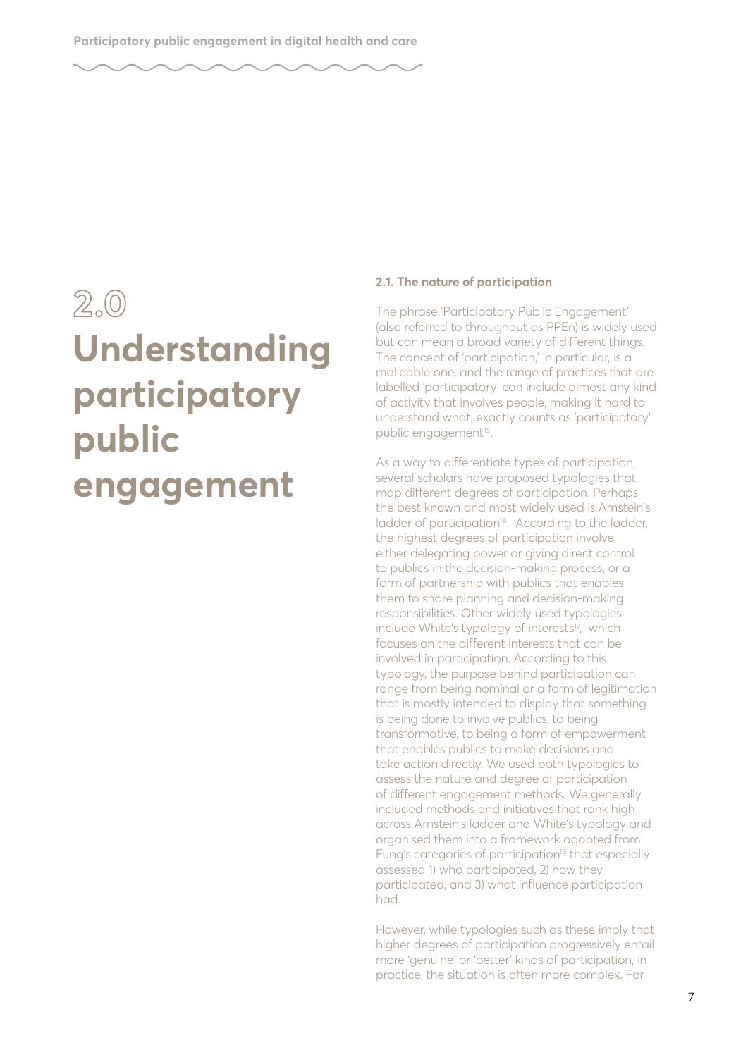# 2.0 Understanding participatory public engagement

### 2.1. The nature of participation

The phrase 'Participatory Public Engagement' (also referred to throughout as PPEn) is widely used but can mean a broad variety of different things. The concept of 'participation,' in particular, is a malleable one, and the range of practices that are labelled 'participatory' can include almost any kind of activity that involves people, making it hard to understand what, exactly counts as 'participatory' public engagement[15].

As a way to differentiate types of participation, several scholars have proposed typologies that map different degrees of participation. Perhaps the best known and most widely used is Arnstein's ladder of participation[16]. According to the ladder, the highest degrees of participation involve either delegating power or giving direct control to publics in the decision-making process, or a form of partnership with publics that enables them to share planning and decision-making responsibilities. Other widely used typologies include White's typology of interests[17], which focuses on the different interests that can be involved in participation. According to this typology, the purpose behind participation can range from being nominal or a form of legitimation that is mostly intended to display that something is being done to involve publics, to being transformative, to being a form of empowerment that enables publics to make decisions and take action directly. We used both typologies to assess the nature and degree of participation of different engagement methods. We generally included methods and initiatives that rank high across Arnstein's ladder and White's typology and organised them into a framework adopted from Fung's categories of participation[18] that especially assessed 1) who participated, 2) how they participated, and 3) what influence participation had.

However, while typologies such as these imply that higher degrees of participation progressively entail more 'genuine' or 'better' kinds of participation, in practice, the situation is often more complex. For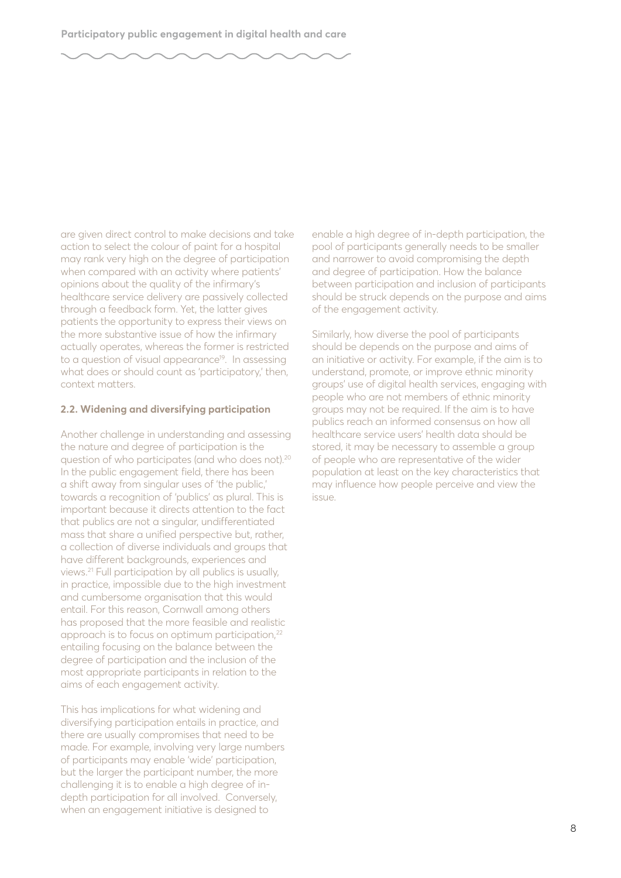are given direct control to make decisions and take action to select the colour of paint for a hospital may rank very high on the degree of participation when compared with an activity where patients' opinions about the quality of the infirmary's healthcare service delivery are passively collected through a feedback form. Yet, the latter gives patients the opportunity to express their views on the more substantive issue of how the infirmary actually operates, whereas the former is restricted to a question of visual appearance[19]. In assessing what does or should count as 'participatory,' then, context matters.

### 2.2. Widening and diversifying participation

Another challenge in understanding and assessing the nature and degree of participation is the question of who participates (and who does not).[20] In the public engagement field, there has been a shift away from singular uses of 'the public,' towards a recognition of 'publics' as plural. This is important because it directs attention to the fact that publics are not a singular, undifferentiated mass that share a unified perspective but, rather, a collection of diverse individuals and groups that have different backgrounds, experiences and views.[21] Full participation by all publics is usually, in practice, impossible due to the high investment and cumbersome organisation that this would entail. For this reason, Cornwall among others has proposed that the more feasible and realistic approach is to focus on optimum participation,[22] entailing focusing on the balance between the degree of participation and the inclusion of the most appropriate participants in relation to the aims of each engagement activity.

This has implications for what widening and diversifying participation entails in practice, and there are usually compromises that need to be made. For example, involving very large numbers of participants may enable 'wide' participation, but the larger the participant number, the more challenging it is to enable a high degree of in-depth participation for all involved. Conversely, when an engagement initiative is designed to enable a high degree of in-depth participation, the pool of participants generally needs to be smaller and narrower to avoid compromising the depth and degree of participation. How the balance between participation and inclusion of participants should be struck depends on the purpose and aims of the engagement activity.

Similarly, how diverse the pool of participants should be depends on the purpose and aims of an initiative or activity. For example, if the aim is to understand, promote, or improve ethnic minority groups' use of digital health services, engaging with people who are not members of ethnic minority groups may not be required. If the aim is to have publics reach an informed consensus on how all healthcare service users' health data should be stored, it may be necessary to assemble a group of people who are representative of the wider population at least on the key characteristics that may influence how people perceive and view the issue.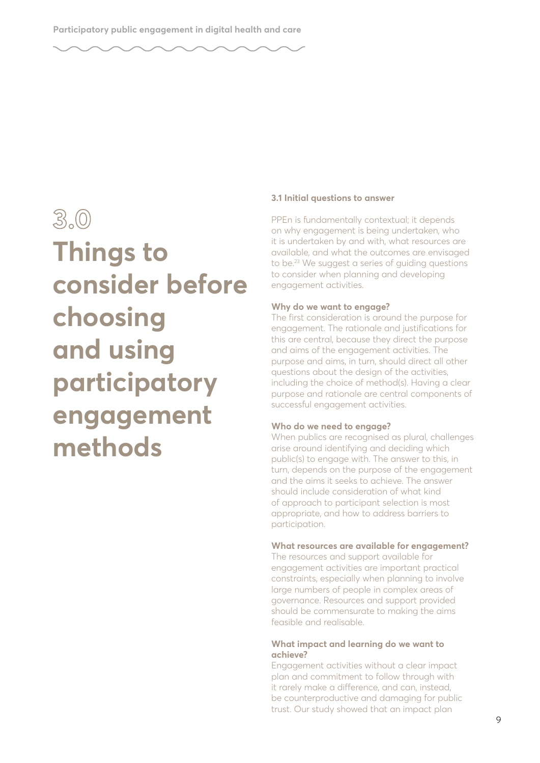# 3.0 Things to consider before choosing and using participatory engagement methods

## 3.1 Initial questions to answer

PPEn is fundamentally contextual; it depends on why engagement is being undertaken, who it is undertaken by and with, what resources are available, and what the outcomes are envisaged to be.[23] We suggest a series of guiding questions to consider when planning and developing engagement activities.

### Why do we want to engage?

The first consideration is around the purpose for engagement. The rationale and justifications for this are central, because they direct the purpose and aims of the engagement activities. The purpose and aims, in turn, should direct all other questions about the design of the activities, including the choice of method(s). Having a clear purpose and rationale are central components of successful engagement activities.

### Who do we need to engage?

When publics are recognised as plural, challenges arise around identifying and deciding which public(s) to engage with. The answer to this, in turn, depends on the purpose of the engagement and the aims it seeks to achieve. The answer should include consideration of what kind of approach to participant selection is most appropriate, and how to address barriers to participation.

### What resources are available for engagement?

The resources and support available for engagement activities are important practical constraints, especially when planning to involve large numbers of people in complex areas of governance. Resources and support provided should be commensurate to making the aims feasible and realisable.

### What impact and learning do we want to achieve?

Engagement activities without a clear impact plan and commitment to follow through with it rarely make a difference, and can, instead, be counterproductive and damaging for public trust. Our study showed that an impact plan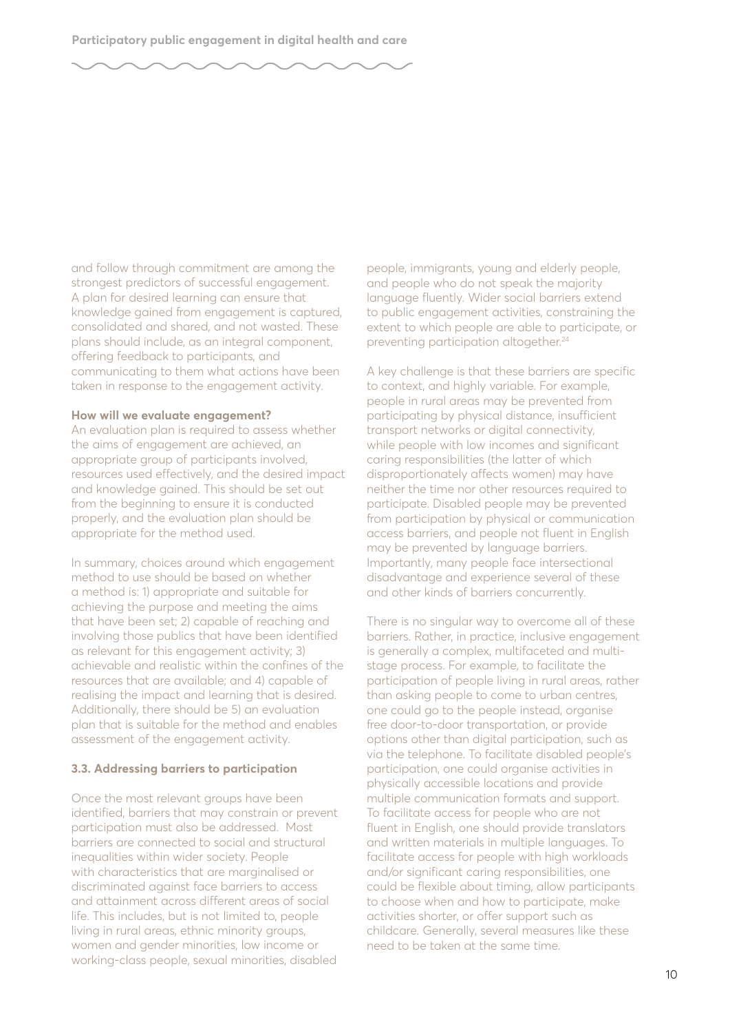and follow through commitment are among the strongest predictors of successful engagement. A plan for desired learning can ensure that knowledge gained from engagement is captured, consolidated and shared, and not wasted. These plans should include, as an integral component, offering feedback to participants, and communicating to them what actions have been taken in response to the engagement activity.

**How will we evaluate engagement?**

An evaluation plan is required to assess whether the aims of engagement are achieved, an appropriate group of participants involved, resources used effectively, and the desired impact and knowledge gained. This should be set out from the beginning to ensure it is conducted properly, and the evaluation plan should be appropriate for the method used.

In summary, choices around which engagement method to use should be based on whether a method is: 1) appropriate and suitable for achieving the purpose and meeting the aims that have been set; 2) capable of reaching and involving those publics that have been identified as relevant for this engagement activity; 3) achievable and realistic within the confines of the resources that are available; and 4) capable of realising the impact and learning that is desired. Additionally, there should be 5) an evaluation plan that is suitable for the method and enables assessment of the engagement activity.

### 3.3. Addressing barriers to participation

Once the most relevant groups have been identified, barriers that may constrain or prevent participation must also be addressed. Most barriers are connected to social and structural inequalities within wider society. People with characteristics that are marginalised or discriminated against face barriers to access and attainment across different areas of social life. This includes, but is not limited to, people living in rural areas, ethnic minority groups, women and gender minorities, low income or working-class people, sexual minorities, disabled people, immigrants, young and elderly people, and people who do not speak the majority language fluently. Wider social barriers extend to public engagement activities, constraining the extent to which people are able to participate, or preventing participation altogether.[24]

A key challenge is that these barriers are specific to context, and highly variable. For example, people in rural areas may be prevented from participating by physical distance, insufficient transport networks or digital connectivity, while people with low incomes and significant caring responsibilities (the latter of which disproportionately affects women) may have neither the time nor other resources required to participate. Disabled people may be prevented from participation by physical or communication access barriers, and people not fluent in English may be prevented by language barriers. Importantly, many people face intersectional disadvantage and experience several of these and other kinds of barriers concurrently.

There is no singular way to overcome all of these barriers. Rather, in practice, inclusive engagement is generally a complex, multifaceted and multi-stage process. For example, to facilitate the participation of people living in rural areas, rather than asking people to come to urban centres, one could go to the people instead, organise free door-to-door transportation, or provide options other than digital participation, such as via the telephone. To facilitate disabled people's participation, one could organise activities in physically accessible locations and provide multiple communication formats and support. To facilitate access for people who are not fluent in English, one should provide translators and written materials in multiple languages. To facilitate access for people with high workloads and/or significant caring responsibilities, one could be flexible about timing, allow participants to choose when and how to participate, make activities shorter, or offer support such as childcare. Generally, several measures like these need to be taken at the same time.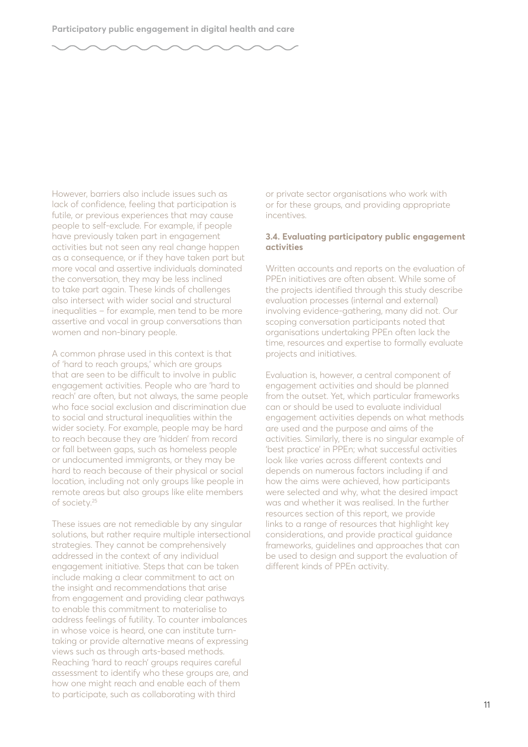However, barriers also include issues such as lack of confidence, feeling that participation is futile, or previous experiences that may cause people to self-exclude. For example, if people have previously taken part in engagement activities but not seen any real change happen as a consequence, or if they have taken part but more vocal and assertive individuals dominated the conversation, they may be less inclined to take part again. These kinds of challenges also intersect with wider social and structural inequalities – for example, men tend to be more assertive and vocal in group conversations than women and non-binary people.

A common phrase used in this context is that of 'hard to reach groups,' which are groups that are seen to be difficult to involve in public engagement activities. People who are 'hard to reach' are often, but not always, the same people who face social exclusion and discrimination due to social and structural inequalities within the wider society. For example, people may be hard to reach because they are 'hidden' from record or fall between gaps, such as homeless people or undocumented immigrants, or they may be hard to reach because of their physical or social location, including not only groups like people in remote areas but also groups like elite members of society.[25]

These issues are not remediable by any singular solutions, but rather require multiple intersectional strategies. They cannot be comprehensively addressed in the context of any individual engagement initiative. Steps that can be taken include making a clear commitment to act on the insight and recommendations that arise from engagement and providing clear pathways to enable this commitment to materialise to address feelings of futility. To counter imbalances in whose voice is heard, one can institute turn-taking or provide alternative means of expressing views such as through arts-based methods. Reaching 'hard to reach' groups requires careful assessment to identify who these groups are, and how one might reach and enable each of them to participate, such as collaborating with third or private sector organisations who work with or for these groups, and providing appropriate incentives.

### 3.4. Evaluating participatory public engagement activities

Written accounts and reports on the evaluation of PPEn initiatives are often absent. While some of the projects identified through this study describe evaluation processes (internal and external) involving evidence-gathering, many did not. Our scoping conversation participants noted that organisations undertaking PPEn often lack the time, resources and expertise to formally evaluate projects and initiatives.

Evaluation is, however, a central component of engagement activities and should be planned from the outset. Yet, which particular frameworks can or should be used to evaluate individual engagement activities depends on what methods are used and the purpose and aims of the activities. Similarly, there is no singular example of 'best practice' in PPEn; what successful activities look like varies across different contexts and depends on numerous factors including if and how the aims were achieved, how participants were selected and why, what the desired impact was and whether it was realised. In the further resources section of this report, we provide links to a range of resources that highlight key considerations, and provide practical guidance frameworks, guidelines and approaches that can be used to design and support the evaluation of different kinds of PPEn activity.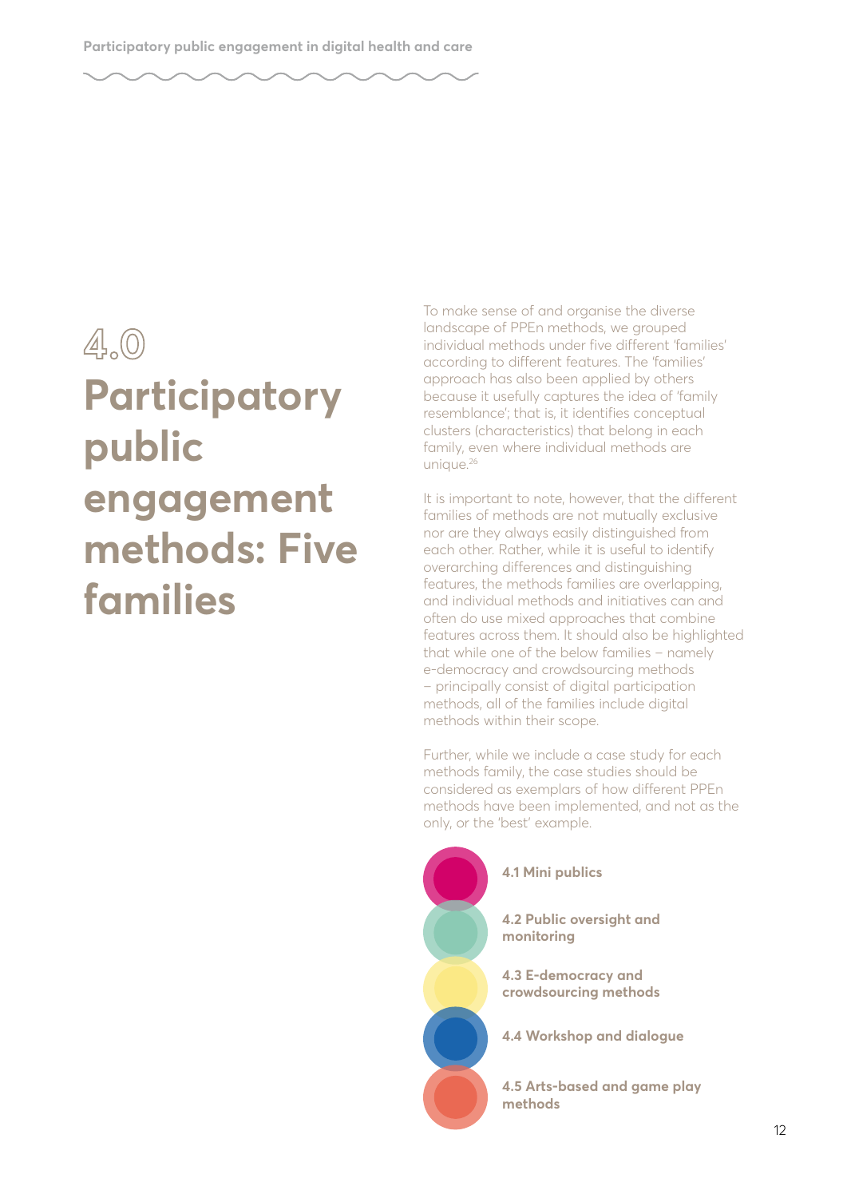# 4.0 Participatory public engagement methods: Five families

To make sense of and organise the diverse landscape of PPEn methods, we grouped individual methods under five different 'families' according to different features. The 'families' approach has also been applied by others because it usefully captures the idea of 'family resemblance'; that is, it identifies conceptual clusters (characteristics) that belong in each family, even where individual methods are unique.[26]

It is important to note, however, that the different families of methods are not mutually exclusive nor are they always easily distinguished from each other. Rather, while it is useful to identify overarching differences and distinguishing features, the methods families are overlapping, and individual methods and initiatives can and often do use mixed approaches that combine features across them. It should also be highlighted that while one of the below families – namely e-democracy and crowdsourcing methods – principally consist of digital participation methods, all of the families include digital methods within their scope.

Further, while we include a case study for each methods family, the case studies should be considered as exemplars of how different PPEn methods have been implemented, and not as the only, or the 'best' example.

- **4.1 Mini publics**
- **4.2 Public oversight and monitoring**
- **4.3 E-democracy and crowdsourcing methods**
- **4.4 Workshop and dialogue**
- **4.5 Arts-based and game play methods**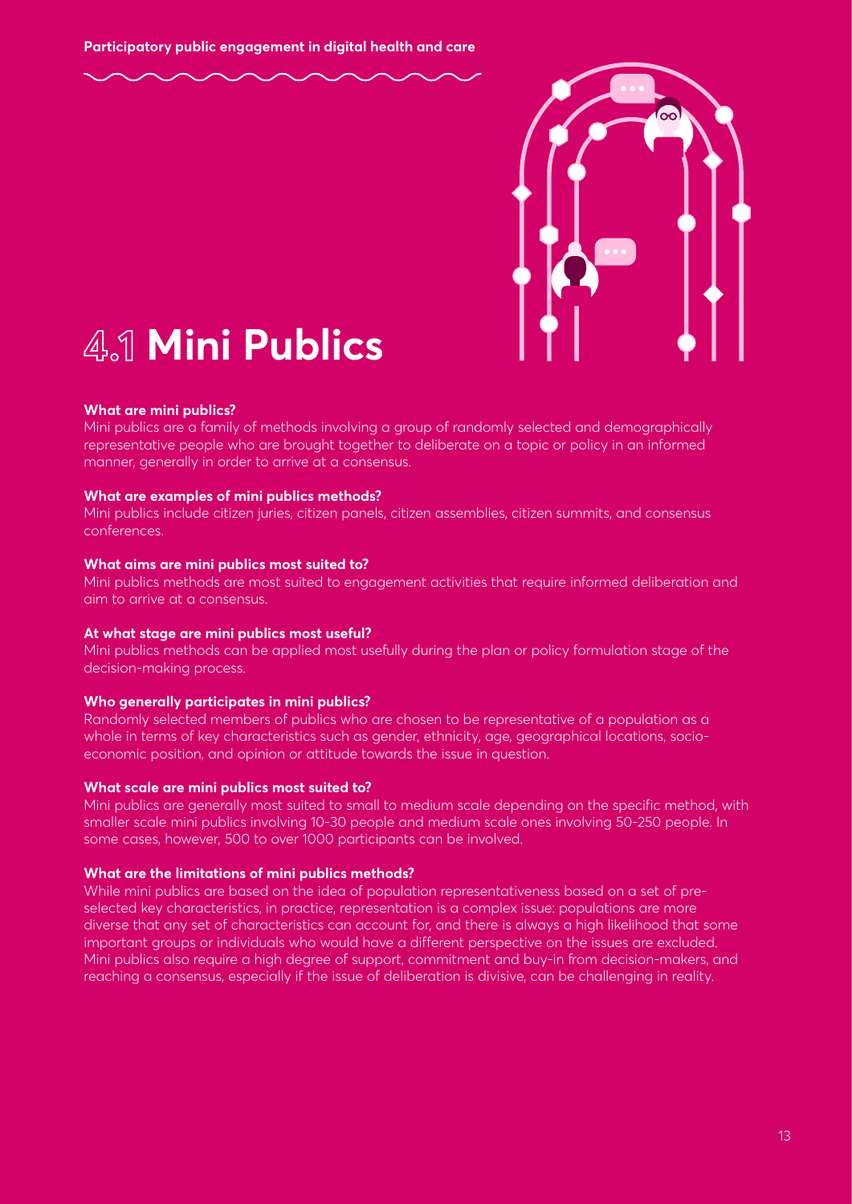# 4.1 Mini Publics

**What are mini publics?**
Mini publics are a family of methods involving a group of randomly selected and demographically representative people who are brought together to deliberate on a topic or policy in an informed manner, generally in order to arrive at a consensus.

**What are examples of mini publics methods?**
Mini publics include citizen juries, citizen panels, citizen assemblies, citizen summits, and consensus conferences.

**What aims are mini publics most suited to?**
Mini publics methods are most suited to engagement activities that require informed deliberation and aim to arrive at a consensus.

**At what stage are mini publics most useful?**
Mini publics methods can be applied most usefully during the plan or policy formulation stage of the decision-making process.

**Who generally participates in mini publics?**
Randomly selected members of publics who are chosen to be representative of a population as a whole in terms of key characteristics such as gender, ethnicity, age, geographical locations, socio-economic position, and opinion or attitude towards the issue in question.

**What scale are mini publics most suited to?**
Mini publics are generally most suited to small to medium scale depending on the specific method, with smaller scale mini publics involving 10-30 people and medium scale ones involving 50-250 people. In some cases, however, 500 to over 1000 participants can be involved.

**What are the limitations of mini publics methods?**
While mini publics are based on the idea of population representativeness based on a set of pre-selected key characteristics, in practice, representation is a complex issue: populations are more diverse that any set of characteristics can account for, and there is always a high likelihood that some important groups or individuals who would have a different perspective on the issues are excluded. Mini publics also require a high degree of support, commitment and buy-in from decision-makers, and reaching a consensus, especially if the issue of deliberation is divisive, can be challenging in reality.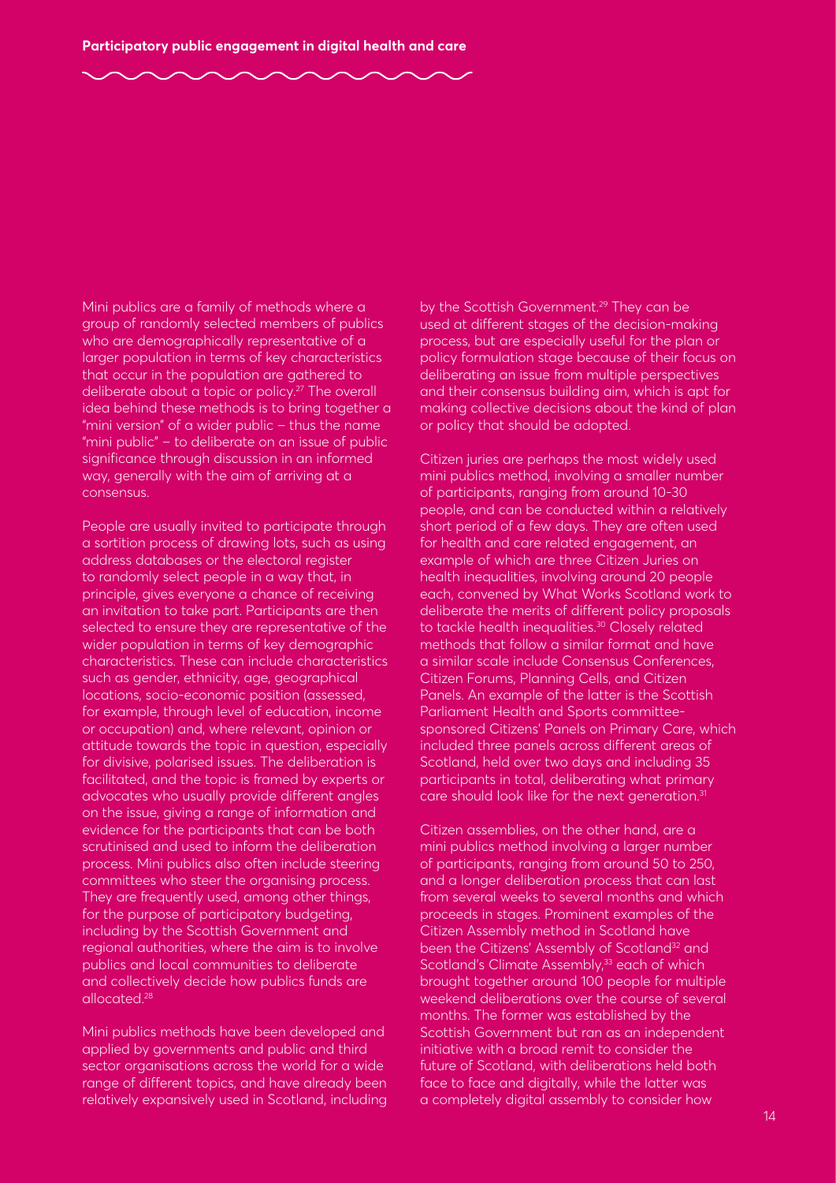Mini publics are a family of methods where a group of randomly selected members of publics who are demographically representative of a larger population in terms of key characteristics that occur in the population are gathered to deliberate about a topic or policy.[27] The overall idea behind these methods is to bring together a "mini version" of a wider public – thus the name "mini public" – to deliberate on an issue of public significance through discussion in an informed way, generally with the aim of arriving at a consensus.

People are usually invited to participate through a sortition process of drawing lots, such as using address databases or the electoral register to randomly select people in a way that, in principle, gives everyone a chance of receiving an invitation to take part. Participants are then selected to ensure they are representative of the wider population in terms of key demographic characteristics. These can include characteristics such as gender, ethnicity, age, geographical locations, socio-economic position (assessed, for example, through level of education, income or occupation) and, where relevant, opinion or attitude towards the topic in question, especially for divisive, polarised issues. The deliberation is facilitated, and the topic is framed by experts or advocates who usually provide different angles on the issue, giving a range of information and evidence for the participants that can be both scrutinised and used to inform the deliberation process. Mini publics also often include steering committees who steer the organising process. They are frequently used, among other things, for the purpose of participatory budgeting, including by the Scottish Government and regional authorities, where the aim is to involve publics and local communities to deliberate and collectively decide how publics funds are allocated.[28]

Mini publics methods have been developed and applied by governments and public and third sector organisations across the world for a wide range of different topics, and have already been relatively expansively used in Scotland, including by the Scottish Government.[29] They can be used at different stages of the decision-making process, but are especially useful for the plan or policy formulation stage because of their focus on deliberating an issue from multiple perspectives and their consensus building aim, which is apt for making collective decisions about the kind of plan or policy that should be adopted.

Citizen juries are perhaps the most widely used mini publics method, involving a smaller number of participants, ranging from around 10-30 people, and can be conducted within a relatively short period of a few days. They are often used for health and care related engagement, an example of which are three Citizen Juries on health inequalities, involving around 20 people each, convened by What Works Scotland work to deliberate the merits of different policy proposals to tackle health inequalities.[30] Closely related methods that follow a similar format and have a similar scale include Consensus Conferences, Citizen Forums, Planning Cells, and Citizen Panels. An example of the latter is the Scottish Parliament Health and Sports committee-sponsored Citizens' Panels on Primary Care, which included three panels across different areas of Scotland, held over two days and including 35 participants in total, deliberating what primary care should look like for the next generation.[31]

Citizen assemblies, on the other hand, are a mini publics method involving a larger number of participants, ranging from around 50 to 250, and a longer deliberation process that can last from several weeks to several months and which proceeds in stages. Prominent examples of the Citizen Assembly method in Scotland have been the Citizens' Assembly of Scotland[32] and Scotland's Climate Assembly,[33] each of which brought together around 100 people for multiple weekend deliberations over the course of several months. The former was established by the Scottish Government but ran as an independent initiative with a broad remit to consider the future of Scotland, with deliberations held both face to face and digitally, while the latter was a completely digital assembly to consider how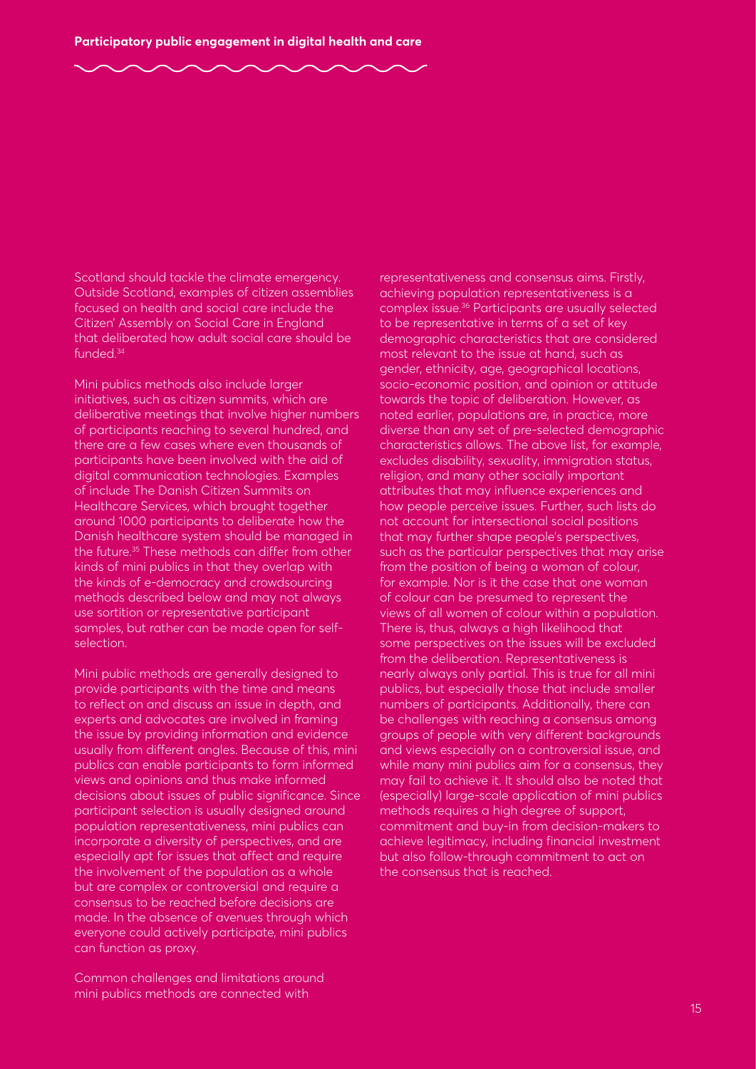Scotland should tackle the climate emergency. Outside Scotland, examples of citizen assemblies focused on health and social care include the Citizen' Assembly on Social Care in England that deliberated how adult social care should be funded.[34]

Mini publics methods also include larger initiatives, such as citizen summits, which are deliberative meetings that involve higher numbers of participants reaching to several hundred, and there are a few cases where even thousands of participants have been involved with the aid of digital communication technologies. Examples of include The Danish Citizen Summits on Healthcare Services, which brought together around 1000 participants to deliberate how the Danish healthcare system should be managed in the future.[35] These methods can differ from other kinds of mini publics in that they overlap with the kinds of e-democracy and crowdsourcing methods described below and may not always use sortition or representative participant samples, but rather can be made open for self-selection.

Mini public methods are generally designed to provide participants with the time and means to reflect on and discuss an issue in depth, and experts and advocates are involved in framing the issue by providing information and evidence usually from different angles. Because of this, mini publics can enable participants to form informed views and opinions and thus make informed decisions about issues of public significance. Since participant selection is usually designed around population representativeness, mini publics can incorporate a diversity of perspectives, and are especially apt for issues that affect and require the involvement of the population as a whole but are complex or controversial and require a consensus to be reached before decisions are made. In the absence of avenues through which everyone could actively participate, mini publics can function as proxy.

Common challenges and limitations around mini publics methods are connected with representativeness and consensus aims. Firstly, achieving population representativeness is a complex issue.[36] Participants are usually selected to be representative in terms of a set of key demographic characteristics that are considered most relevant to the issue at hand, such as gender, ethnicity, age, geographical locations, socio-economic position, and opinion or attitude towards the topic of deliberation. However, as noted earlier, populations are, in practice, more diverse than any set of pre-selected demographic characteristics allows. The above list, for example, excludes disability, sexuality, immigration status, religion, and many other socially important attributes that may influence experiences and how people perceive issues. Further, such lists do not account for intersectional social positions that may further shape people's perspectives, such as the particular perspectives that may arise from the position of being a woman of colour, for example. Nor is it the case that one woman of colour can be presumed to represent the views of all women of colour within a population. There is, thus, always a high likelihood that some perspectives on the issues will be excluded from the deliberation. Representativeness is nearly always only partial. This is true for all mini publics, but especially those that include smaller numbers of participants. Additionally, there can be challenges with reaching a consensus among groups of people with very different backgrounds and views especially on a controversial issue, and while many mini publics aim for a consensus, they may fail to achieve it. It should also be noted that (especially) large-scale application of mini publics methods requires a high degree of support, commitment and buy-in from decision-makers to achieve legitimacy, including financial investment but also follow-through commitment to act on the consensus that is reached.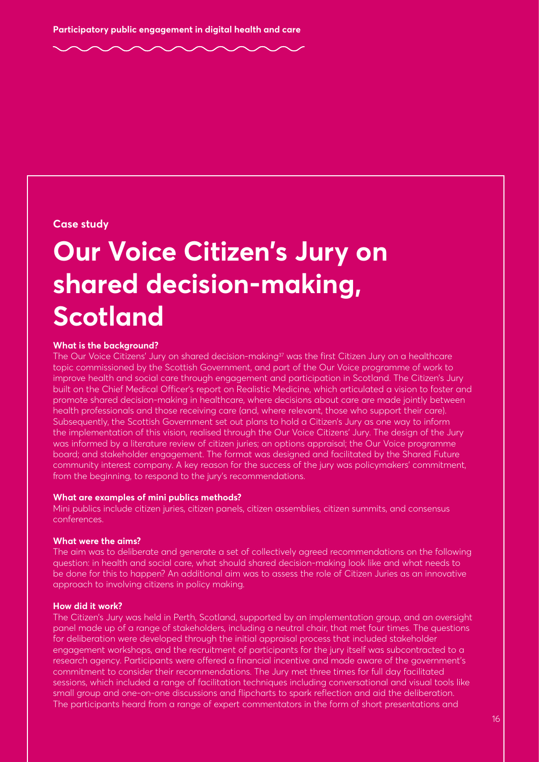Case study

# Our Voice Citizen's Jury on shared decision-making, Scotland

### What is the background?

The Our Voice Citizens' Jury on shared decision-making[37] was the first Citizen Jury on a healthcare topic commissioned by the Scottish Government, and part of the Our Voice programme of work to improve health and social care through engagement and participation in Scotland. The Citizen's Jury built on the Chief Medical Officer's report on Realistic Medicine, which articulated a vision to foster and promote shared decision-making in healthcare, where decisions about care are made jointly between health professionals and those receiving care (and, where relevant, those who support their care). Subsequently, the Scottish Government set out plans to hold a Citizen's Jury as one way to inform the implementation of this vision, realised through the Our Voice Citizens' Jury. The design of the Jury was informed by a literature review of citizen juries; an options appraisal; the Our Voice programme board; and stakeholder engagement. The format was designed and facilitated by the Shared Future community interest company. A key reason for the success of the jury was policymakers' commitment, from the beginning, to respond to the jury's recommendations.

### What are examples of mini publics methods?

Mini publics include citizen juries, citizen panels, citizen assemblies, citizen summits, and consensus conferences.

### What were the aims?

The aim was to deliberate and generate a set of collectively agreed recommendations on the following question: in health and social care, what should shared decision-making look like and what needs to be done for this to happen? An additional aim was to assess the role of Citizen Juries as an innovative approach to involving citizens in policy making.

### How did it work?

The Citizen's Jury was held in Perth, Scotland, supported by an implementation group, and an oversight panel made up of a range of stakeholders, including a neutral chair, that met four times. The questions for deliberation were developed through the initial appraisal process that included stakeholder engagement workshops, and the recruitment of participants for the jury itself was subcontracted to a research agency. Participants were offered a financial incentive and made aware of the government's commitment to consider their recommendations. The Jury met three times for full day facilitated sessions, which included a range of facilitation techniques including conversational and visual tools like small group and one-on-one discussions and flipcharts to spark reflection and aid the deliberation. The participants heard from a range of expert commentators in the form of short presentations and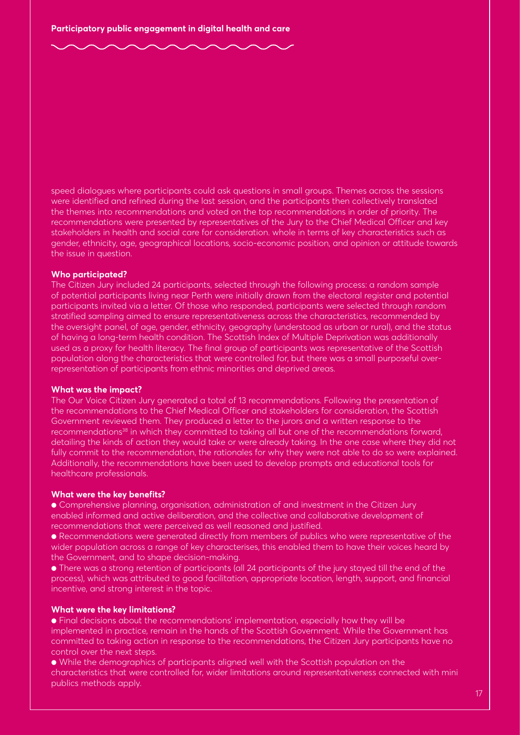speed dialogues where participants could ask questions in small groups. Themes across the sessions were identified and refined during the last session, and the participants then collectively translated the themes into recommendations and voted on the top recommendations in order of priority. The recommendations were presented by representatives of the Jury to the Chief Medical Officer and key stakeholders in health and social care for consideration. whole in terms of key characteristics such as gender, ethnicity, age, geographical locations, socio-economic position, and opinion or attitude towards the issue in question.

**Who participated?**

The Citizen Jury included 24 participants, selected through the following process: a random sample of potential participants living near Perth were initially drawn from the electoral register and potential participants invited via a letter. Of those who responded, participants were selected through random stratified sampling aimed to ensure representativeness across the characteristics, recommended by the oversight panel, of age, gender, ethnicity, geography (understood as urban or rural), and the status of having a long-term health condition. The Scottish Index of Multiple Deprivation was additionally used as a proxy for health literacy. The final group of participants was representative of the Scottish population along the characteristics that were controlled for, but there was a small purposeful over-representation of participants from ethnic minorities and deprived areas.

**What was the impact?**

The Our Voice Citizen Jury generated a total of 13 recommendations. Following the presentation of the recommendations to the Chief Medical Officer and stakeholders for consideration, the Scottish Government reviewed them. They produced a letter to the jurors and a written response to the recommendations[38] in which they committed to taking all but one of the recommendations forward, detailing the kinds of action they would take or were already taking. In the one case where they did not fully commit to the recommendation, the rationales for why they were not able to do so were explained. Additionally, the recommendations have been used to develop prompts and educational tools for healthcare professionals.

**What were the key benefits?**

- Comprehensive planning, organisation, administration of and investment in the Citizen Jury enabled informed and active deliberation, and the collective and collaborative development of recommendations that were perceived as well reasoned and justified.
- Recommendations were generated directly from members of publics who were representative of the wider population across a range of key characterises, this enabled them to have their voices heard by the Government, and to shape decision-making.
- There was a strong retention of participants (all 24 participants of the jury stayed till the end of the process), which was attributed to good facilitation, appropriate location, length, support, and financial incentive, and strong interest in the topic.

**What were the key limitations?**

- Final decisions about the recommendations' implementation, especially how they will be implemented in practice, remain in the hands of the Scottish Government. While the Government has committed to taking action in response to the recommendations, the Citizen Jury participants have no control over the next steps.
- While the demographics of participants aligned well with the Scottish population on the characteristics that were controlled for, wider limitations around representativeness connected with mini publics methods apply.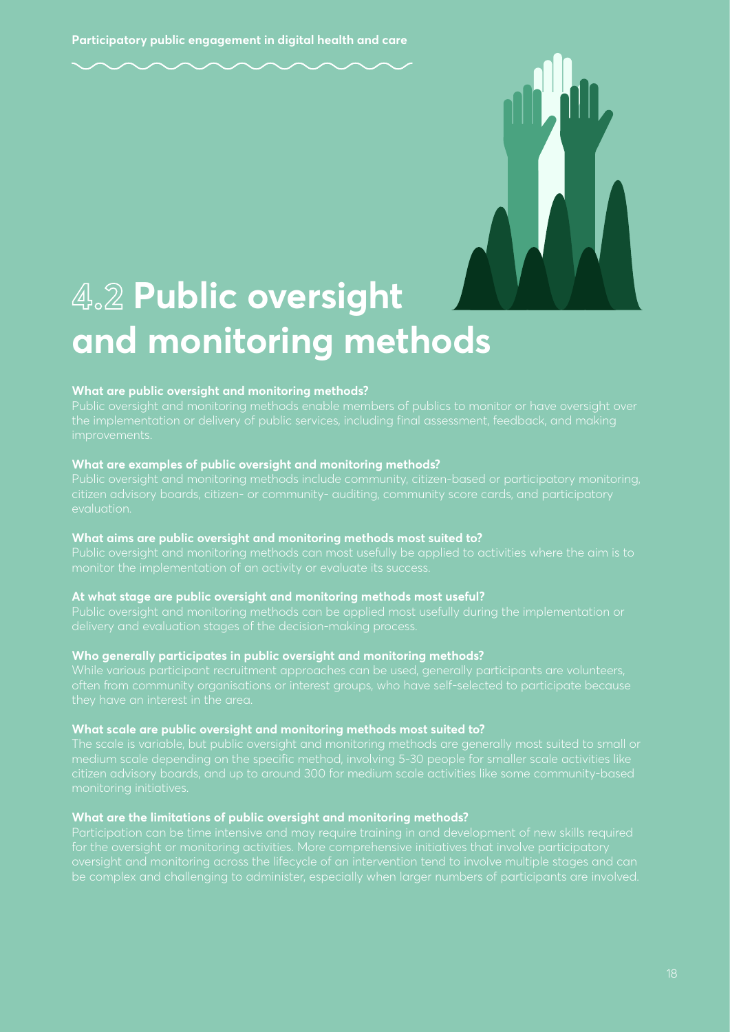# 4.2 Public oversight and monitoring methods

**What are public oversight and monitoring methods?**

Public oversight and monitoring methods enable members of publics to monitor or have oversight over the implementation or delivery of public services, including final assessment, feedback, and making improvements.

**What are examples of public oversight and monitoring methods?**

Public oversight and monitoring methods include community, citizen-based or participatory monitoring, citizen advisory boards, citizen- or community- auditing, community score cards, and participatory evaluation.

**What aims are public oversight and monitoring methods most suited to?**

Public oversight and monitoring methods can most usefully be applied to activities where the aim is to monitor the implementation of an activity or evaluate its success.

**At what stage are public oversight and monitoring methods most useful?**

Public oversight and monitoring methods can be applied most usefully during the implementation or delivery and evaluation stages of the decision-making process.

**Who generally participates in public oversight and monitoring methods?**

While various participant recruitment approaches can be used, generally participants are volunteers, often from community organisations or interest groups, who have self-selected to participate because they have an interest in the area.

**What scale are public oversight and monitoring methods most suited to?**

The scale is variable, but public oversight and monitoring methods are generally most suited to small or medium scale depending on the specific method, involving 5-30 people for smaller scale activities like citizen advisory boards, and up to around 300 for medium scale activities like some community-based monitoring initiatives.

**What are the limitations of public oversight and monitoring methods?**

Participation can be time intensive and may require training in and development of new skills required for the oversight or monitoring activities. More comprehensive initiatives that involve participatory oversight and monitoring across the lifecycle of an intervention tend to involve multiple stages and can be complex and challenging to administer, especially when larger numbers of participants are involved.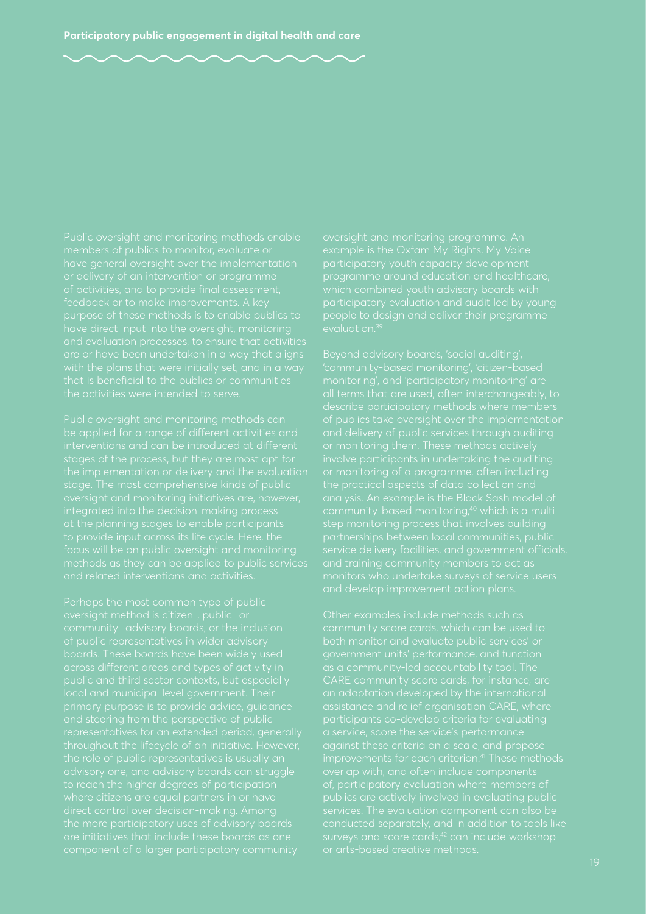Public oversight and monitoring methods enable members of publics to monitor, evaluate or have general oversight over the implementation or delivery of an intervention or programme of activities, and to provide final assessment, feedback or to make improvements. A key purpose of these methods is to enable publics to have direct input into the oversight, monitoring and evaluation processes, to ensure that activities are or have been undertaken in a way that aligns with the plans that were initially set, and in a way that is beneficial to the publics or communities the activities were intended to serve.

Public oversight and monitoring methods can be applied for a range of different activities and interventions and can be introduced at different stages of the process, but they are most apt for the implementation or delivery and the evaluation stage. The most comprehensive kinds of public oversight and monitoring initiatives are, however, integrated into the decision-making process at the planning stages to enable participants to provide input across its life cycle. Here, the focus will be on public oversight and monitoring methods as they can be applied to public services and related interventions and activities.

Perhaps the most common type of public oversight method is citizen-, public- or community- advisory boards, or the inclusion of public representatives in wider advisory boards. These boards have been widely used across different areas and types of activity in public and third sector contexts, but especially local and municipal level government. Their primary purpose is to provide advice, guidance and steering from the perspective of public representatives for an extended period, generally throughout the lifecycle of an initiative. However, the role of public representatives is usually an advisory one, and advisory boards can struggle to reach the higher degrees of participation where citizens are equal partners in or have direct control over decision-making. Among the more participatory uses of advisory boards are initiatives that include these boards as one component of a larger participatory community oversight and monitoring programme. An example is the Oxfam My Rights, My Voice participatory youth capacity development programme around education and healthcare, which combined youth advisory boards with participatory evaluation and audit led by young people to design and deliver their programme evaluation.[39]

Beyond advisory boards, 'social auditing', 'community-based monitoring', 'citizen-based monitoring', and 'participatory monitoring' are all terms that are used, often interchangeably, to describe participatory methods where members of publics take oversight over the implementation and delivery of public services through auditing or monitoring them. These methods actively involve participants in undertaking the auditing or monitoring of a programme, often including the practical aspects of data collection and analysis. An example is the Black Sash model of community-based monitoring,[40] which is a multi-step monitoring process that involves building partnerships between local communities, public service delivery facilities, and government officials, and training community members to act as monitors who undertake surveys of service users and develop improvement action plans.

Other examples include methods such as community score cards, which can be used to both monitor and evaluate public services' or government units' performance, and function as a community-led accountability tool. The CARE community score cards, for instance, are an adaptation developed by the international assistance and relief organisation CARE, where participants co-develop criteria for evaluating a service, score the service's performance against these criteria on a scale, and propose improvements for each criterion.[41] These methods overlap with, and often include components of, participatory evaluation where members of publics are actively involved in evaluating public services. The evaluation component can also be conducted separately, and in addition to tools like surveys and score cards,[42] can include workshop or arts-based creative methods.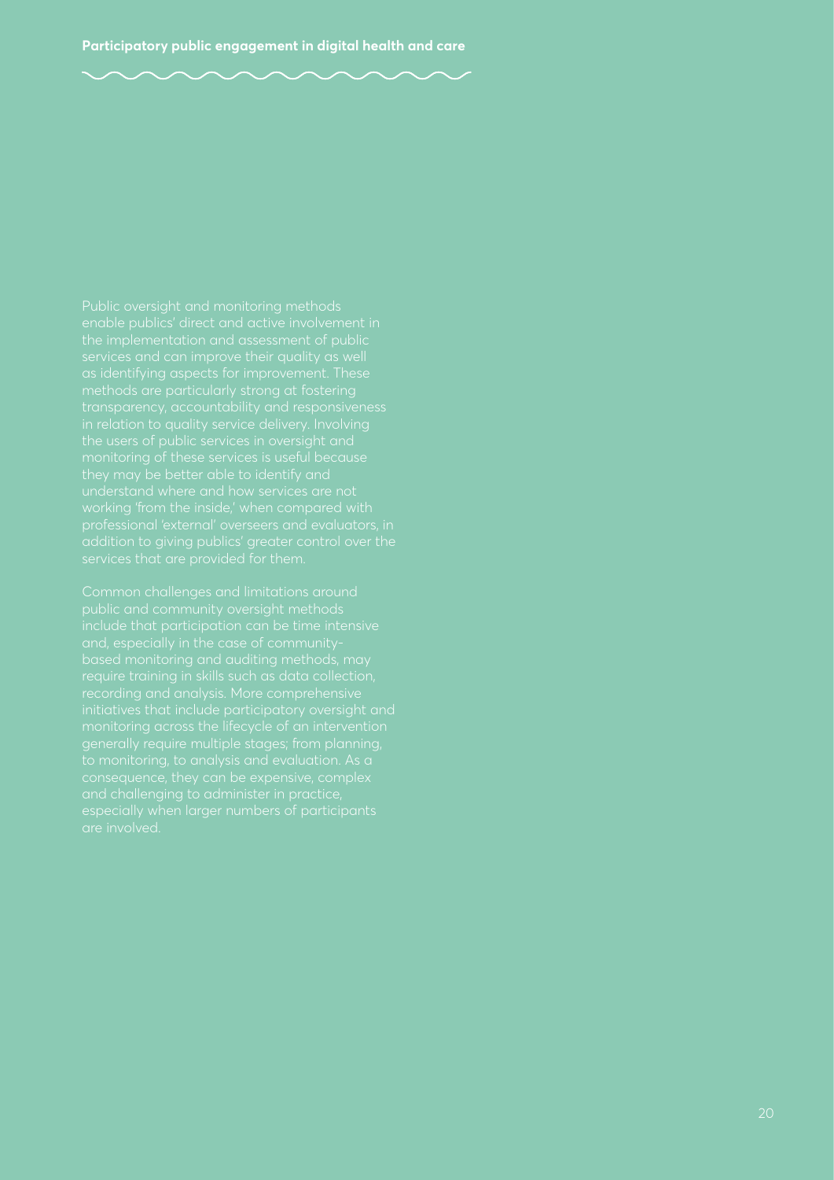Public oversight and monitoring methods enable publics' direct and active involvement in the implementation and assessment of public services and can improve their quality as well as identifying aspects for improvement. These methods are particularly strong at fostering transparency, accountability and responsiveness in relation to quality service delivery. Involving the users of public services in oversight and monitoring of these services is useful because they may be better able to identify and understand where and how services are not working 'from the inside,' when compared with professional 'external' overseers and evaluators, in addition to giving publics' greater control over the services that are provided for them.

Common challenges and limitations around public and community oversight methods include that participation can be time intensive and, especially in the case of community-based monitoring and auditing methods, may require training in skills such as data collection, recording and analysis. More comprehensive initiatives that include participatory oversight and monitoring across the lifecycle of an intervention generally require multiple stages; from planning, to monitoring, to analysis and evaluation. As a consequence, they can be expensive, complex and challenging to administer in practice, especially when larger numbers of participants are involved.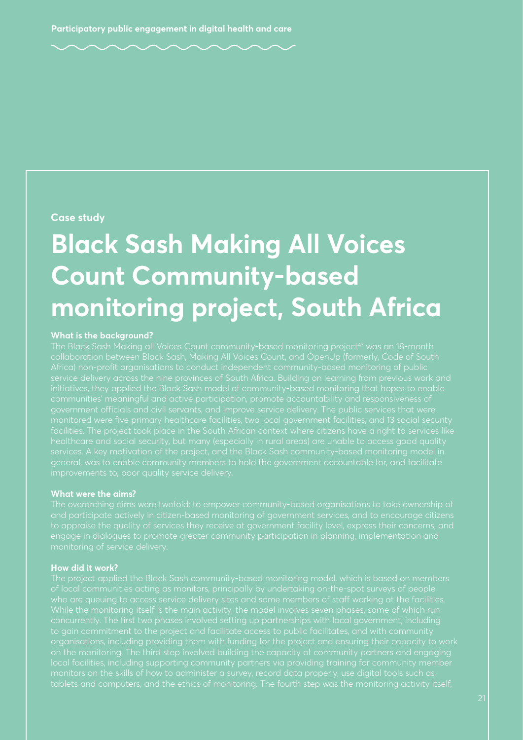Case study

# Black Sash Making All Voices Count Community-based monitoring project, South Africa

### What is the background?

The Black Sash Making all Voices Count community-based monitoring project[43] was an 18-month collaboration between Black Sash, Making All Voices Count, and OpenUp (formerly, Code of South Africa) non-profit organisations to conduct independent community-based monitoring of public service delivery across the nine provinces of South Africa. Building on learning from previous work and initiatives, they applied the Black Sash model of community-based monitoring that hopes to enable communities' meaningful and active participation, promote accountability and responsiveness of government officials and civil servants, and improve service delivery. The public services that were monitored were five primary healthcare facilities, two local government facilities, and 13 social security facilities. The project took place in the South African context where citizens have a right to services like healthcare and social security, but many (especially in rural areas) are unable to access good quality services. A key motivation of the project, and the Black Sash community-based monitoring model in general, was to enable community members to hold the government accountable for, and facilitate improvements to, poor quality service delivery.

### What were the aims?

The overarching aims were twofold: to empower community-based organisations to take ownership of and participate actively in citizen-based monitoring of government services, and to encourage citizens to appraise the quality of services they receive at government facility level, express their concerns, and engage in dialogues to promote greater community participation in planning, implementation and monitoring of service delivery.

### How did it work?

The project applied the Black Sash community-based monitoring model, which is based on members of local communities acting as monitors, principally by undertaking on-the-spot surveys of people who are queuing to access service delivery sites and some members of staff working at the facilities. While the monitoring itself is the main activity, the model involves seven phases, some of which run concurrently. The first two phases involved setting up partnerships with local government, including to gain commitment to the project and facilitate access to public facilitates, and with community organisations, including providing them with funding for the project and ensuring their capacity to work on the monitoring. The third step involved building the capacity of community partners and engaging local facilities, including supporting community partners via providing training for community member monitors on the skills of how to administer a survey, record data properly, use digital tools such as tablets and computers, and the ethics of monitoring. The fourth step was the monitoring activity itself,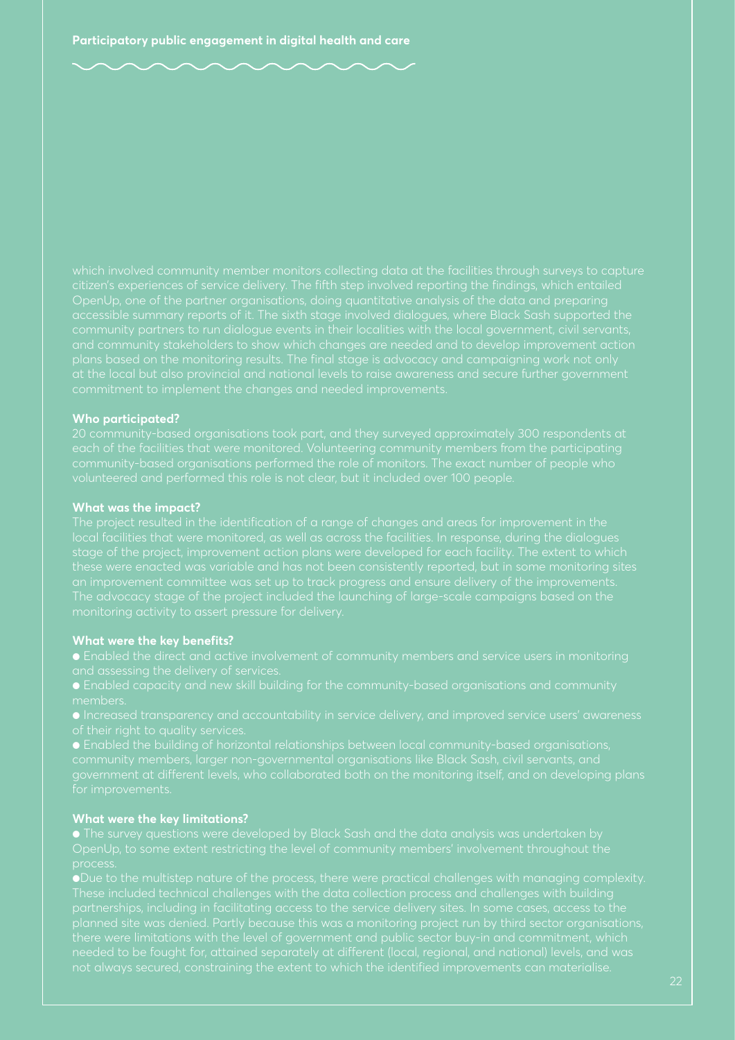which involved community member monitors collecting data at the facilities through surveys to capture citizen's experiences of service delivery. The fifth step involved reporting the findings, which entailed OpenUp, one of the partner organisations, doing quantitative analysis of the data and preparing accessible summary reports of it. The sixth stage involved dialogues, where Black Sash supported the community partners to run dialogue events in their localities with the local government, civil servants, and community stakeholders to show which changes are needed and to develop improvement action plans based on the monitoring results. The final stage is advocacy and campaigning work not only at the local but also provincial and national levels to raise awareness and secure further government commitment to implement the changes and needed improvements.

**Who participated?**

20 community-based organisations took part, and they surveyed approximately 300 respondents at each of the facilities that were monitored. Volunteering community members from the participating community-based organisations performed the role of monitors. The exact number of people who volunteered and performed this role is not clear, but it included over 100 people.

**What was the impact?**

The project resulted in the identification of a range of changes and areas for improvement in the local facilities that were monitored, as well as across the facilities. In response, during the dialogues stage of the project, improvement action plans were developed for each facility. The extent to which these were enacted was variable and has not been consistently reported, but in some monitoring sites an improvement committee was set up to track progress and ensure delivery of the improvements. The advocacy stage of the project included the launching of large-scale campaigns based on the monitoring activity to assert pressure for delivery.

**What were the key benefits?**

- Enabled the direct and active involvement of community members and service users in monitoring and assessing the delivery of services.
- Enabled capacity and new skill building for the community-based organisations and community members.
- Increased transparency and accountability in service delivery, and improved service users' awareness of their right to quality services.
- Enabled the building of horizontal relationships between local community-based organisations, community members, larger non-governmental organisations like Black Sash, civil servants, and government at different levels, who collaborated both on the monitoring itself, and on developing plans for improvements.

**What were the key limitations?**

- The survey questions were developed by Black Sash and the data analysis was undertaken by OpenUp, to some extent restricting the level of community members' involvement throughout the process.
- Due to the multistep nature of the process, there were practical challenges with managing complexity. These included technical challenges with the data collection process and challenges with building partnerships, including in facilitating access to the service delivery sites. In some cases, access to the planned site was denied. Partly because this was a monitoring project run by third sector organisations, there were limitations with the level of government and public sector buy-in and commitment, which needed to be fought for, attained separately at different (local, regional, and national) levels, and was not always secured, constraining the extent to which the identified improvements can materialise.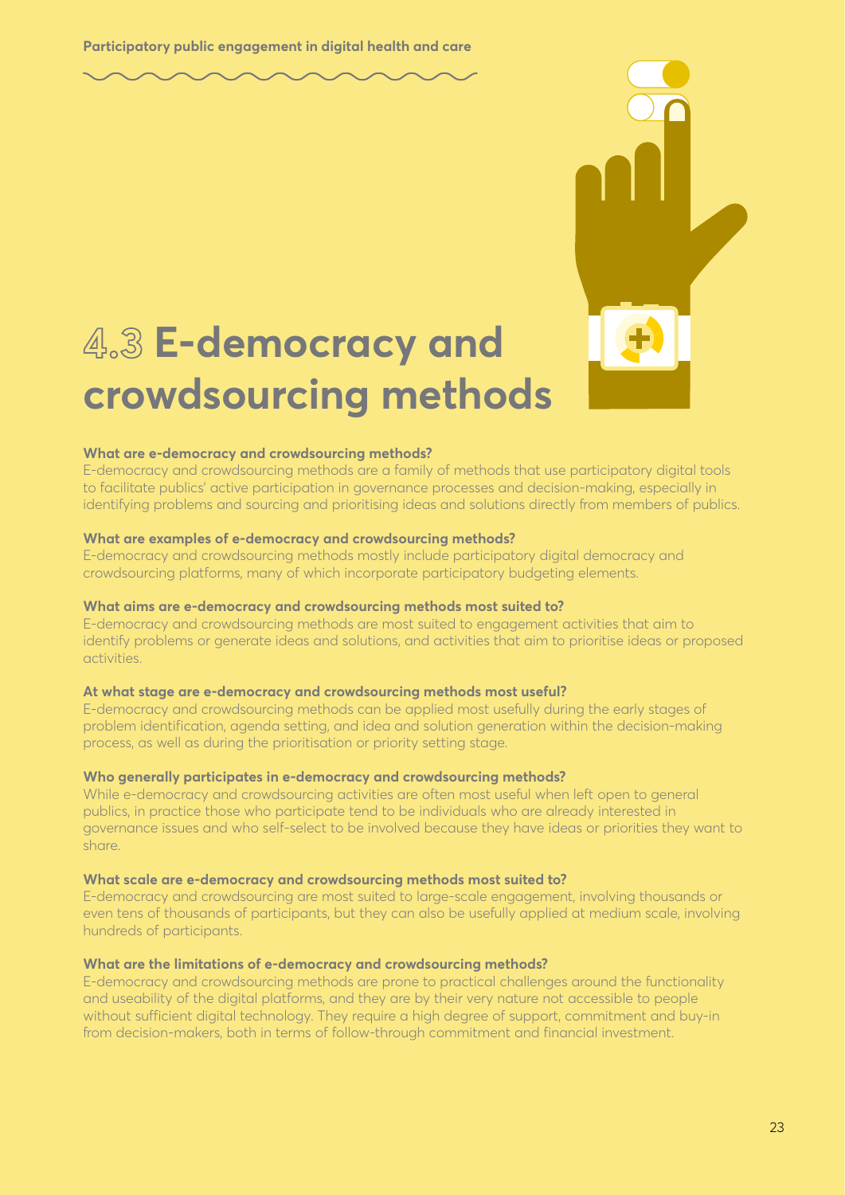# 4.3 E-democracy and crowdsourcing methods

**What are e-democracy and crowdsourcing methods?**

E-democracy and crowdsourcing methods are a family of methods that use participatory digital tools to facilitate publics' active participation in governance processes and decision-making, especially in identifying problems and sourcing and prioritising ideas and solutions directly from members of publics.

**What are examples of e-democracy and crowdsourcing methods?**

E-democracy and crowdsourcing methods mostly include participatory digital democracy and crowdsourcing platforms, many of which incorporate participatory budgeting elements.

**What aims are e-democracy and crowdsourcing methods most suited to?**

E-democracy and crowdsourcing methods are most suited to engagement activities that aim to identify problems or generate ideas and solutions, and activities that aim to prioritise ideas or proposed activities.

**At what stage are e-democracy and crowdsourcing methods most useful?**

E-democracy and crowdsourcing methods can be applied most usefully during the early stages of problem identification, agenda setting, and idea and solution generation within the decision-making process, as well as during the prioritisation or priority setting stage.

**Who generally participates in e-democracy and crowdsourcing methods?**

While e-democracy and crowdsourcing activities are often most useful when left open to general publics, in practice those who participate tend to be individuals who are already interested in governance issues and who self-select to be involved because they have ideas or priorities they want to share.

**What scale are e-democracy and crowdsourcing methods most suited to?**

E-democracy and crowdsourcing are most suited to large-scale engagement, involving thousands or even tens of thousands of participants, but they can also be usefully applied at medium scale, involving hundreds of participants.

**What are the limitations of e-democracy and crowdsourcing methods?**

E-democracy and crowdsourcing methods are prone to practical challenges around the functionality and useability of the digital platforms, and they are by their very nature not accessible to people without sufficient digital technology. They require a high degree of support, commitment and buy-in from decision-makers, both in terms of follow-through commitment and financial investment.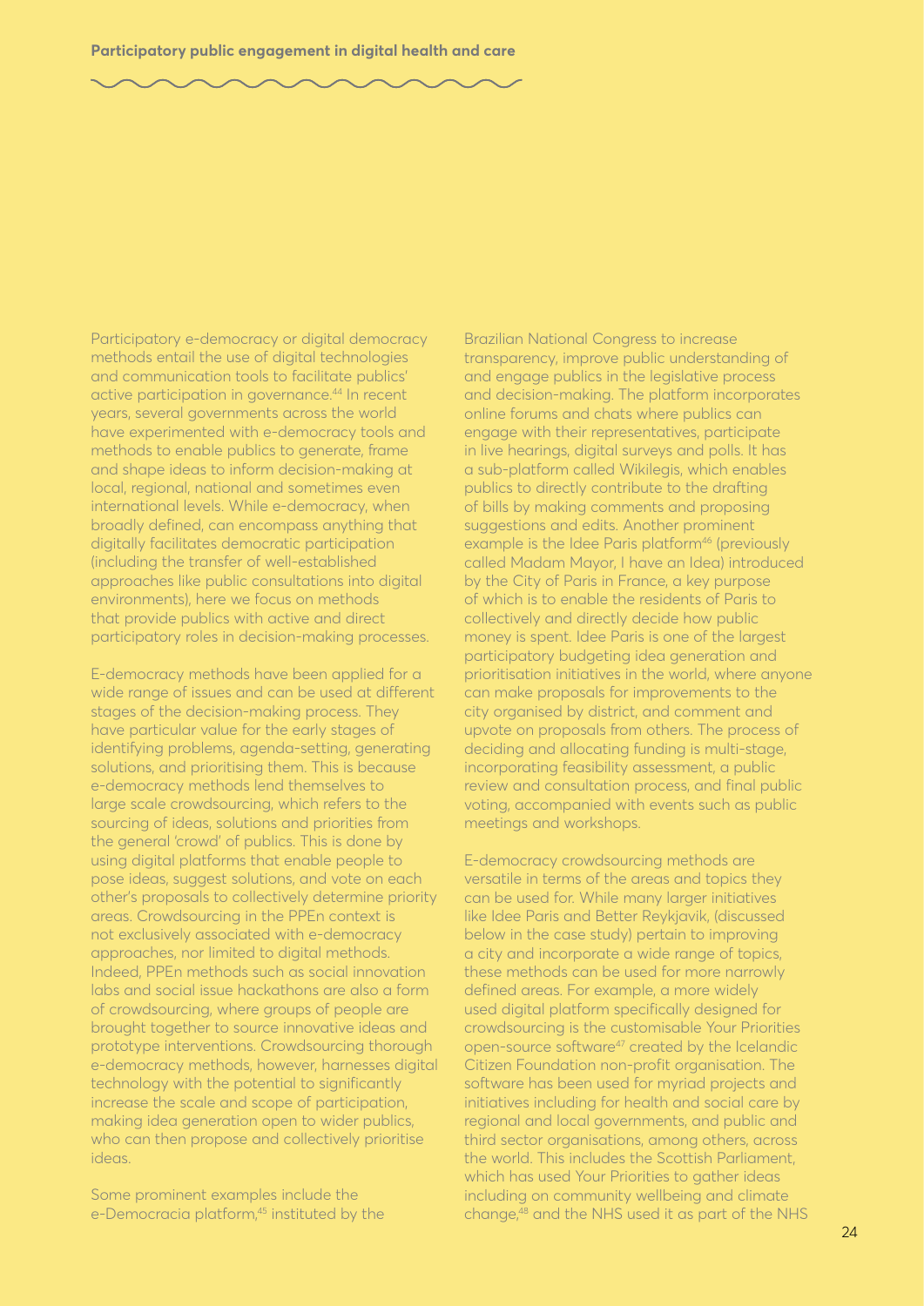Participatory e-democracy or digital democracy methods entail the use of digital technologies and communication tools to facilitate publics' active participation in governance.[44] In recent years, several governments across the world have experimented with e-democracy tools and methods to enable publics to generate, frame and shape ideas to inform decision-making at local, regional, national and sometimes even international levels. While e-democracy, when broadly defined, can encompass anything that digitally facilitates democratic participation (including the transfer of well-established approaches like public consultations into digital environments), here we focus on methods that provide publics with active and direct participatory roles in decision-making processes.

E-democracy methods have been applied for a wide range of issues and can be used at different stages of the decision-making process. They have particular value for the early stages of identifying problems, agenda-setting, generating solutions, and prioritising them. This is because e-democracy methods lend themselves to large scale crowdsourcing, which refers to the sourcing of ideas, solutions and priorities from the general 'crowd' of publics. This is done by using digital platforms that enable people to pose ideas, suggest solutions, and vote on each other's proposals to collectively determine priority areas. Crowdsourcing in the PPEn context is not exclusively associated with e-democracy approaches, nor limited to digital methods. Indeed, PPEn methods such as social innovation labs and social issue hackathons are also a form of crowdsourcing, where groups of people are brought together to source innovative ideas and prototype interventions. Crowdsourcing thorough e-democracy methods, however, harnesses digital technology with the potential to significantly increase the scale and scope of participation, making idea generation open to wider publics, who can then propose and collectively prioritise ideas.

Some prominent examples include the e-Democracia platform,[45] instituted by the Brazilian National Congress to increase transparency, improve public understanding of and engage publics in the legislative process and decision-making. The platform incorporates online forums and chats where publics can engage with their representatives, participate in live hearings, digital surveys and polls. It has a sub-platform called Wikilegis, which enables publics to directly contribute to the drafting of bills by making comments and proposing suggestions and edits. Another prominent example is the Idee Paris platform[46] (previously called Madam Mayor, I have an Idea) introduced by the City of Paris in France, a key purpose of which is to enable the residents of Paris to collectively and directly decide how public money is spent. Idee Paris is one of the largest participatory budgeting idea generation and prioritisation initiatives in the world, where anyone can make proposals for improvements to the city organised by district, and comment and upvote on proposals from others. The process of deciding and allocating funding is multi-stage, incorporating feasibility assessment, a public review and consultation process, and final public voting, accompanied with events such as public meetings and workshops.

E-democracy crowdsourcing methods are versatile in terms of the areas and topics they can be used for. While many larger initiatives like Idee Paris and Better Reykjavik, (discussed below in the case study) pertain to improving a city and incorporate a wide range of topics, these methods can be used for more narrowly defined areas. For example, a more widely used digital platform specifically designed for crowdsourcing is the customisable Your Priorities open-source software[47] created by the Icelandic Citizen Foundation non-profit organisation. The software has been used for myriad projects and initiatives including for health and social care by regional and local governments, and public and third sector organisations, among others, across the world. This includes the Scottish Parliament, which has used Your Priorities to gather ideas including on community wellbeing and climate change,[48] and the NHS used it as part of the NHS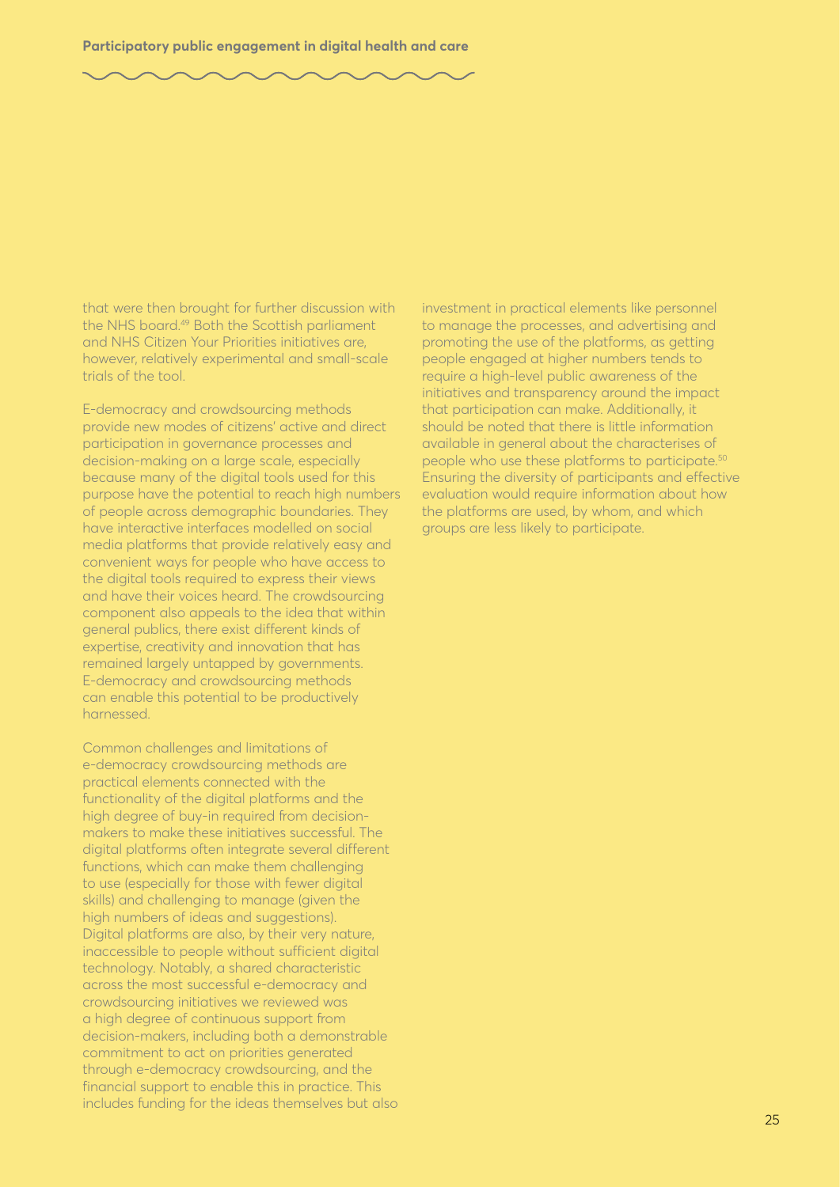that were then brought for further discussion with the NHS board.[49] Both the Scottish parliament and NHS Citizen Your Priorities initiatives are, however, relatively experimental and small-scale trials of the tool.

E-democracy and crowdsourcing methods provide new modes of citizens' active and direct participation in governance processes and decision-making on a large scale, especially because many of the digital tools used for this purpose have the potential to reach high numbers of people across demographic boundaries. They have interactive interfaces modelled on social media platforms that provide relatively easy and convenient ways for people who have access to the digital tools required to express their views and have their voices heard. The crowdsourcing component also appeals to the idea that within general publics, there exist different kinds of expertise, creativity and innovation that has remained largely untapped by governments. E-democracy and crowdsourcing methods can enable this potential to be productively harnessed.

Common challenges and limitations of e-democracy crowdsourcing methods are practical elements connected with the functionality of the digital platforms and the high degree of buy-in required from decision-makers to make these initiatives successful. The digital platforms often integrate several different functions, which can make them challenging to use (especially for those with fewer digital skills) and challenging to manage (given the high numbers of ideas and suggestions). Digital platforms are also, by their very nature, inaccessible to people without sufficient digital technology. Notably, a shared characteristic across the most successful e-democracy and crowdsourcing initiatives we reviewed was a high degree of continuous support from decision-makers, including both a demonstrable commitment to act on priorities generated through e-democracy crowdsourcing, and the financial support to enable this in practice. This includes funding for the ideas themselves but also investment in practical elements like personnel to manage the processes, and advertising and promoting the use of the platforms, as getting people engaged at higher numbers tends to require a high-level public awareness of the initiatives and transparency around the impact that participation can make. Additionally, it should be noted that there is little information available in general about the characterises of people who use these platforms to participate.[50] Ensuring the diversity of participants and effective evaluation would require information about how the platforms are used, by whom, and which groups are less likely to participate.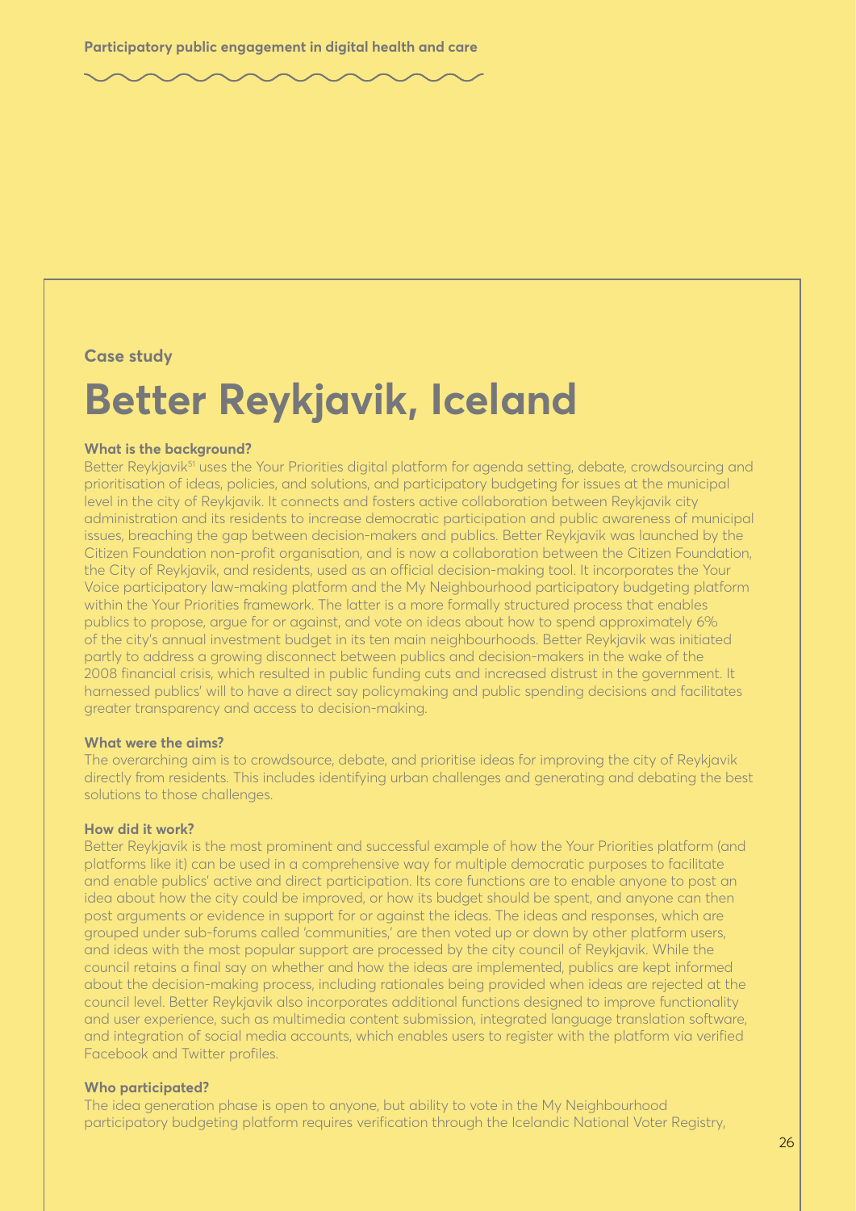Case study

# Better Reykjavik, Iceland

**What is the background?**

Better Reykjavik[51] uses the Your Priorities digital platform for agenda setting, debate, crowdsourcing and prioritisation of ideas, policies, and solutions, and participatory budgeting for issues at the municipal level in the city of Reykjavik. It connects and fosters active collaboration between Reykjavik city administration and its residents to increase democratic participation and public awareness of municipal issues, breaching the gap between decision-makers and publics. Better Reykjavik was launched by the Citizen Foundation non-profit organisation, and is now a collaboration between the Citizen Foundation, the City of Reykjavik, and residents, used as an official decision-making tool. It incorporates the Your Voice participatory law-making platform and the My Neighbourhood participatory budgeting platform within the Your Priorities framework. The latter is a more formally structured process that enables publics to propose, argue for or against, and vote on ideas about how to spend approximately 6% of the city's annual investment budget in its ten main neighbourhoods. Better Reykjavik was initiated partly to address a growing disconnect between publics and decision-makers in the wake of the 2008 financial crisis, which resulted in public funding cuts and increased distrust in the government. It harnessed publics' will to have a direct say policymaking and public spending decisions and facilitates greater transparency and access to decision-making.

**What were the aims?**

The overarching aim is to crowdsource, debate, and prioritise ideas for improving the city of Reykjavik directly from residents. This includes identifying urban challenges and generating and debating the best solutions to those challenges.

**How did it work?**

Better Reykjavik is the most prominent and successful example of how the Your Priorities platform (and platforms like it) can be used in a comprehensive way for multiple democratic purposes to facilitate and enable publics' active and direct participation. Its core functions are to enable anyone to post an idea about how the city could be improved, or how its budget should be spent, and anyone can then post arguments or evidence in support for or against the ideas. The ideas and responses, which are grouped under sub-forums called 'communities,' are then voted up or down by other platform users, and ideas with the most popular support are processed by the city council of Reykjavik. While the council retains a final say on whether and how the ideas are implemented, publics are kept informed about the decision-making process, including rationales being provided when ideas are rejected at the council level. Better Reykjavik also incorporates additional functions designed to improve functionality and user experience, such as multimedia content submission, integrated language translation software, and integration of social media accounts, which enables users to register with the platform via verified Facebook and Twitter profiles.

**Who participated?**

The idea generation phase is open to anyone, but ability to vote in the My Neighbourhood participatory budgeting platform requires verification through the Icelandic National Voter Registry,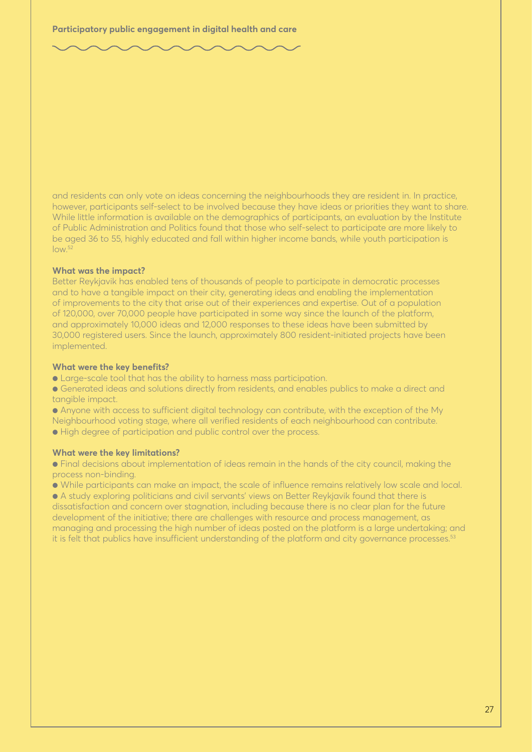and residents can only vote on ideas concerning the neighbourhoods they are resident in. In practice, however, participants self-select to be involved because they have ideas or priorities they want to share. While little information is available on the demographics of participants, an evaluation by the Institute of Public Administration and Politics found that those who self-select to participate are more likely to be aged 36 to 55, highly educated and fall within higher income bands, while youth participation is low.[52]

**What was the impact?**

Better Reykjavik has enabled tens of thousands of people to participate in democratic processes and to have a tangible impact on their city, generating ideas and enabling the implementation of improvements to the city that arise out of their experiences and expertise. Out of a population of 120,000, over 70,000 people have participated in some way since the launch of the platform, and approximately 10,000 ideas and 12,000 responses to these ideas have been submitted by 30,000 registered users. Since the launch, approximately 800 resident-initiated projects have been implemented.

**What were the key benefits?**

- Large-scale tool that has the ability to harness mass participation.
- Generated ideas and solutions directly from residents, and enables publics to make a direct and tangible impact.
- Anyone with access to sufficient digital technology can contribute, with the exception of the My Neighbourhood voting stage, where all verified residents of each neighbourhood can contribute.
- High degree of participation and public control over the process.

**What were the key limitations?**

- Final decisions about implementation of ideas remain in the hands of the city council, making the process non-binding.
- While participants can make an impact, the scale of influence remains relatively low scale and local.
- A study exploring politicians and civil servants' views on Better Reykjavik found that there is dissatisfaction and concern over stagnation, including because there is no clear plan for the future development of the initiative; there are challenges with resource and process management, as managing and processing the high number of ideas posted on the platform is a large undertaking; and it is felt that publics have insufficient understanding of the platform and city governance processes.[53]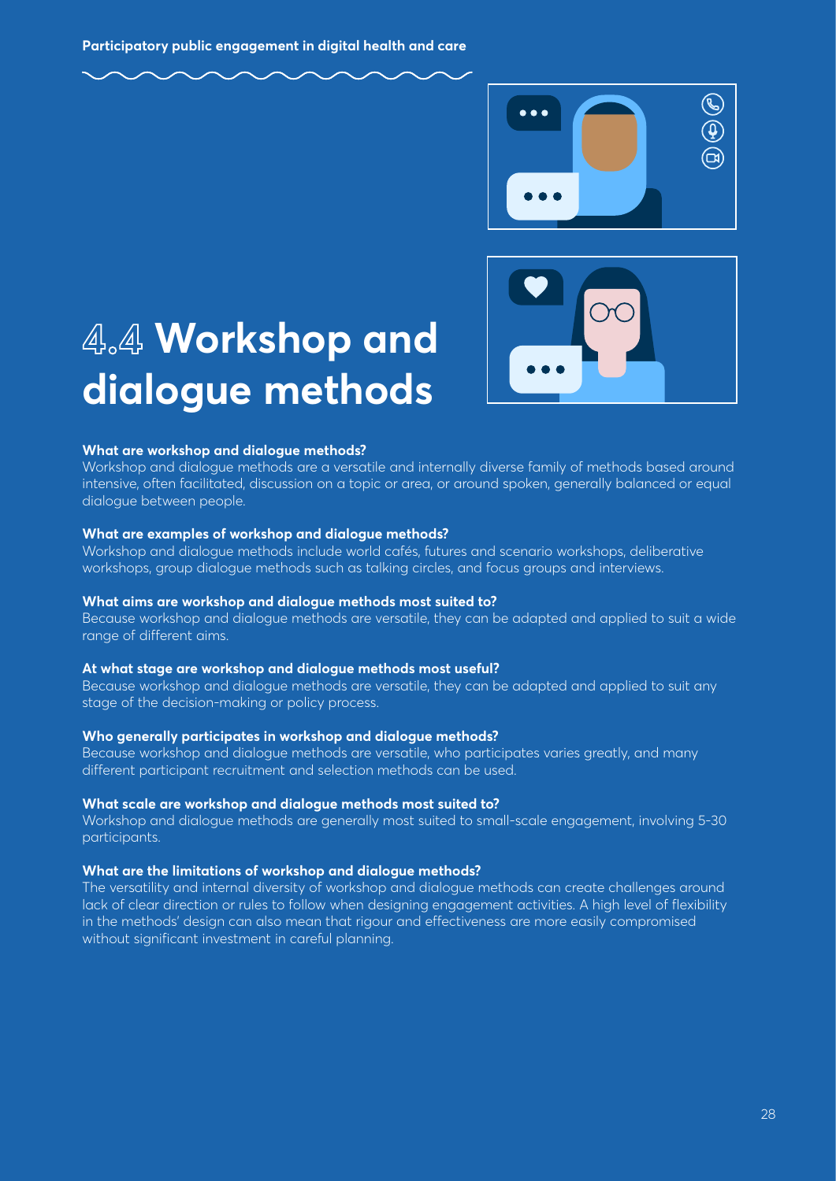# 4.4 Workshop and dialogue methods

**What are workshop and dialogue methods?**

Workshop and dialogue methods are a versatile and internally diverse family of methods based around intensive, often facilitated, discussion on a topic or area, or around spoken, generally balanced or equal dialogue between people.

**What are examples of workshop and dialogue methods?**

Workshop and dialogue methods include world cafés, futures and scenario workshops, deliberative workshops, group dialogue methods such as talking circles, and focus groups and interviews.

**What aims are workshop and dialogue methods most suited to?**

Because workshop and dialogue methods are versatile, they can be adapted and applied to suit a wide range of different aims.

**At what stage are workshop and dialogue methods most useful?**

Because workshop and dialogue methods are versatile, they can be adapted and applied to suit any stage of the decision-making or policy process.

**Who generally participates in workshop and dialogue methods?**

Because workshop and dialogue methods are versatile, who participates varies greatly, and many different participant recruitment and selection methods can be used.

**What scale are workshop and dialogue methods most suited to?**

Workshop and dialogue methods are generally most suited to small-scale engagement, involving 5-30 participants.

**What are the limitations of workshop and dialogue methods?**

The versatility and internal diversity of workshop and dialogue methods can create challenges around lack of clear direction or rules to follow when designing engagement activities. A high level of flexibility in the methods' design can also mean that rigour and effectiveness are more easily compromised without significant investment in careful planning.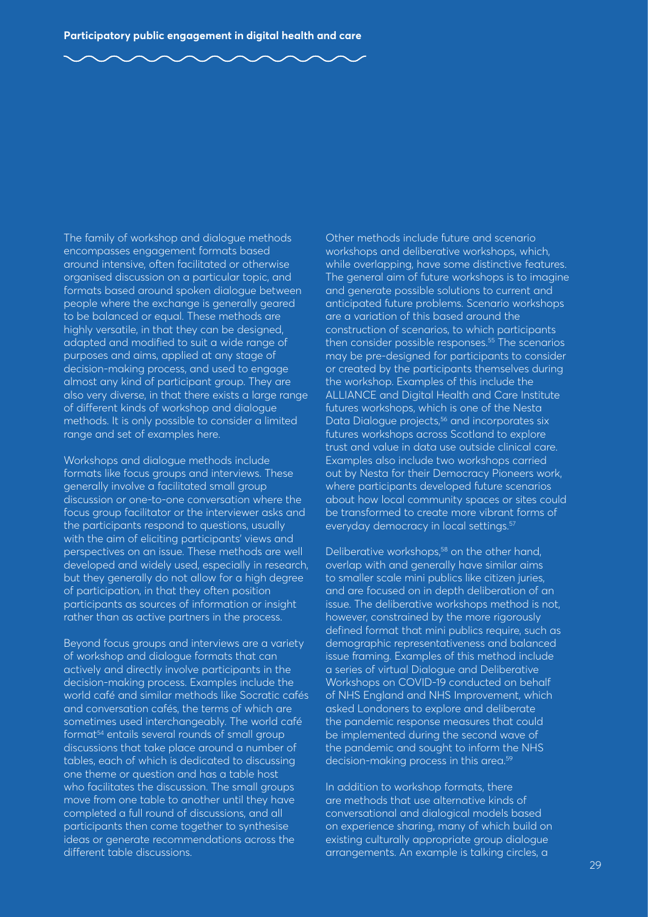The family of workshop and dialogue methods encompasses engagement formats based around intensive, often facilitated or otherwise organised discussion on a particular topic, and formats based around spoken dialogue between people where the exchange is generally geared to be balanced or equal. These methods are highly versatile, in that they can be designed, adapted and modified to suit a wide range of purposes and aims, applied at any stage of decision-making process, and used to engage almost any kind of participant group. They are also very diverse, in that there exists a large range of different kinds of workshop and dialogue methods. It is only possible to consider a limited range and set of examples here.

Workshops and dialogue methods include formats like focus groups and interviews. These generally involve a facilitated small group discussion or one-to-one conversation where the focus group facilitator or the interviewer asks and the participants respond to questions, usually with the aim of eliciting participants' views and perspectives on an issue. These methods are well developed and widely used, especially in research, but they generally do not allow for a high degree of participation, in that they often position participants as sources of information or insight rather than as active partners in the process.

Beyond focus groups and interviews are a variety of workshop and dialogue formats that can actively and directly involve participants in the decision-making process. Examples include the world café and similar methods like Socratic cafés and conversation cafés, the terms of which are sometimes used interchangeably. The world café format[54] entails several rounds of small group discussions that take place around a number of tables, each of which is dedicated to discussing one theme or question and has a table host who facilitates the discussion. The small groups move from one table to another until they have completed a full round of discussions, and all participants then come together to synthesise ideas or generate recommendations across the different table discussions.

Other methods include future and scenario workshops and deliberative workshops, which, while overlapping, have some distinctive features. The general aim of future workshops is to imagine and generate possible solutions to current and anticipated future problems. Scenario workshops are a variation of this based around the construction of scenarios, to which participants then consider possible responses.[55] The scenarios may be pre-designed for participants to consider or created by the participants themselves during the workshop. Examples of this include the ALLIANCE and Digital Health and Care Institute futures workshops, which is one of the Nesta Data Dialogue projects,[56] and incorporates six futures workshops across Scotland to explore trust and value in data use outside clinical care. Examples also include two workshops carried out by Nesta for their Democracy Pioneers work, where participants developed future scenarios about how local community spaces or sites could be transformed to create more vibrant forms of everyday democracy in local settings.[57]

Deliberative workshops,[58] on the other hand, overlap with and generally have similar aims to smaller scale mini publics like citizen juries, and are focused on in depth deliberation of an issue. The deliberative workshops method is not, however, constrained by the more rigorously defined format that mini publics require, such as demographic representativeness and balanced issue framing. Examples of this method include a series of virtual Dialogue and Deliberative Workshops on COVID-19 conducted on behalf of NHS England and NHS Improvement, which asked Londoners to explore and deliberate the pandemic response measures that could be implemented during the second wave of the pandemic and sought to inform the NHS decision-making process in this area.[59]

In addition to workshop formats, there are methods that use alternative kinds of conversational and dialogical models based on experience sharing, many of which build on existing culturally appropriate group dialogue arrangements. An example is talking circles, a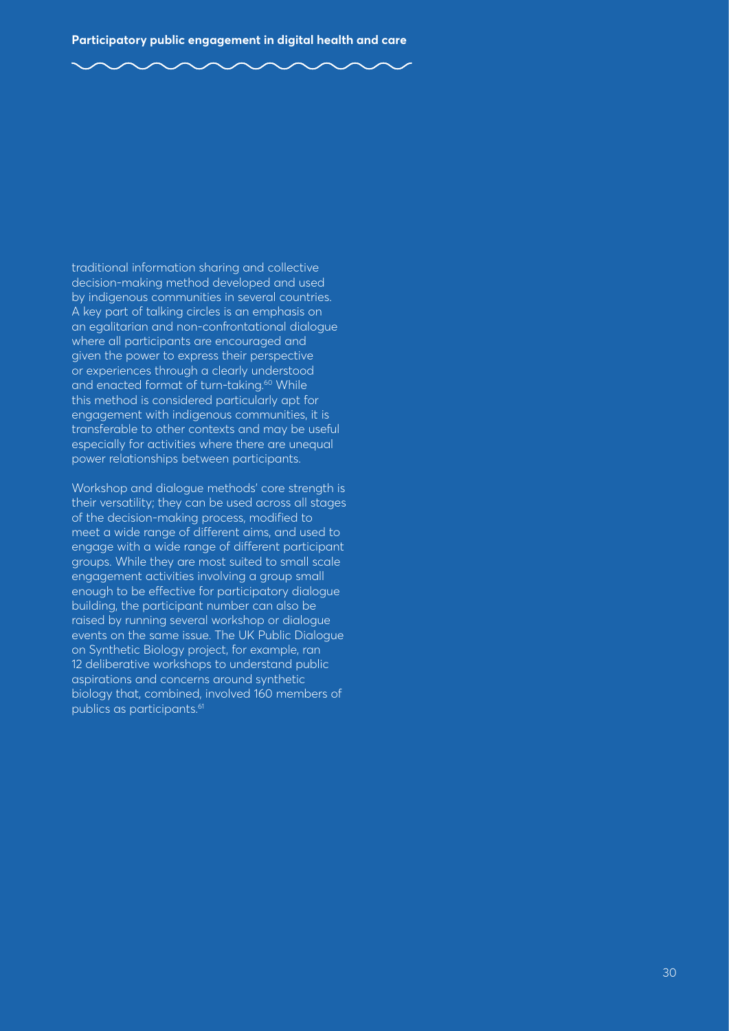traditional information sharing and collective decision-making method developed and used by indigenous communities in several countries. A key part of talking circles is an emphasis on an egalitarian and non-confrontational dialogue where all participants are encouraged and given the power to express their perspective or experiences through a clearly understood and enacted format of turn-taking.[60] While this method is considered particularly apt for engagement with indigenous communities, it is transferable to other contexts and may be useful especially for activities where there are unequal power relationships between participants.

Workshop and dialogue methods' core strength is their versatility; they can be used across all stages of the decision-making process, modified to meet a wide range of different aims, and used to engage with a wide range of different participant groups. While they are most suited to small scale engagement activities involving a group small enough to be effective for participatory dialogue building, the participant number can also be raised by running several workshop or dialogue events on the same issue. The UK Public Dialogue on Synthetic Biology project, for example, ran 12 deliberative workshops to understand public aspirations and concerns around synthetic biology that, combined, involved 160 members of publics as participants.[61]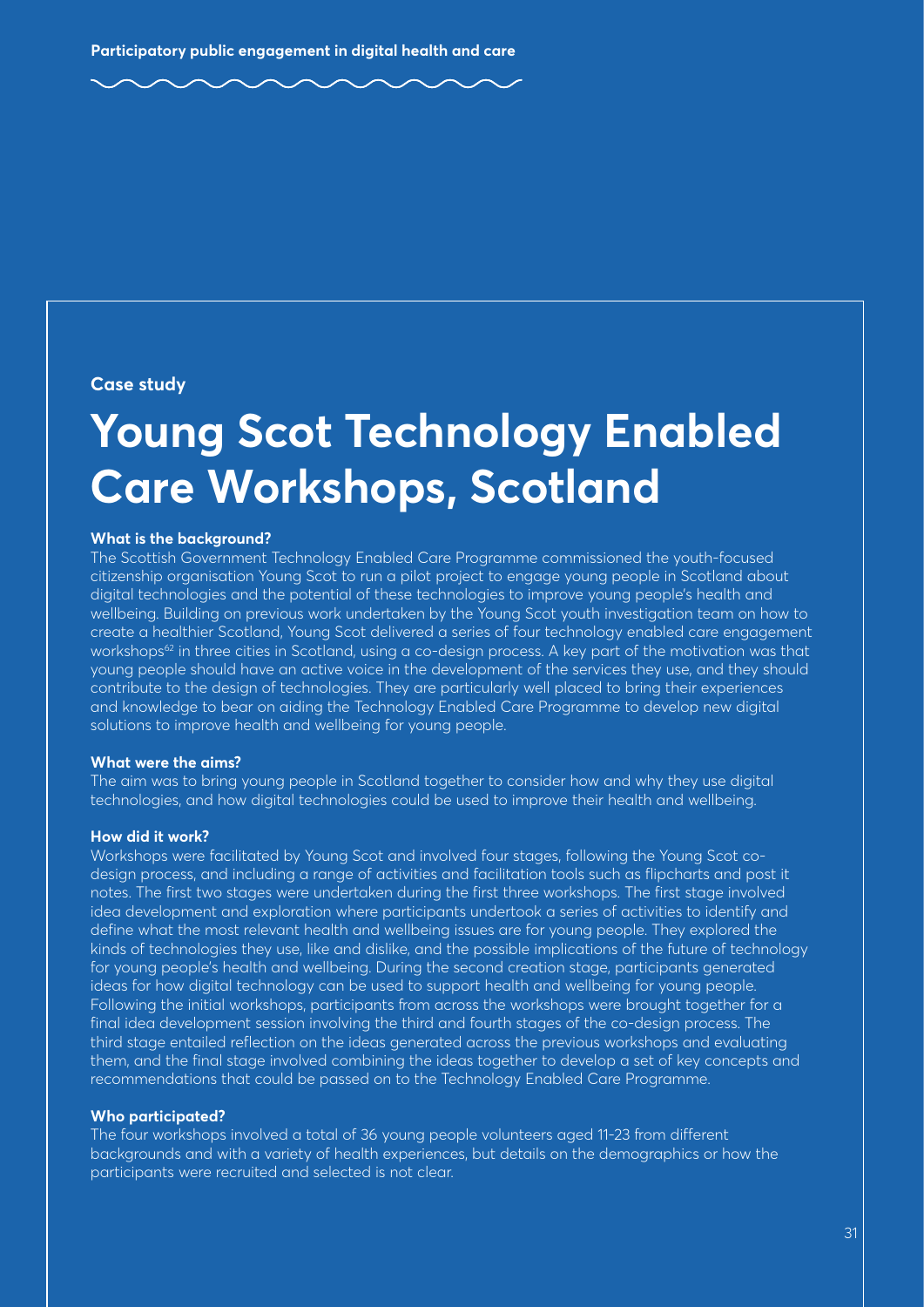Case study

# Young Scot Technology Enabled Care Workshops, Scotland

**What is the background?**

The Scottish Government Technology Enabled Care Programme commissioned the youth-focused citizenship organisation Young Scot to run a pilot project to engage young people in Scotland about digital technologies and the potential of these technologies to improve young people's health and wellbeing. Building on previous work undertaken by the Young Scot youth investigation team on how to create a healthier Scotland, Young Scot delivered a series of four technology enabled care engagement workshops[62] in three cities in Scotland, using a co-design process. A key part of the motivation was that young people should have an active voice in the development of the services they use, and they should contribute to the design of technologies. They are particularly well placed to bring their experiences and knowledge to bear on aiding the Technology Enabled Care Programme to develop new digital solutions to improve health and wellbeing for young people.

**What were the aims?**

The aim was to bring young people in Scotland together to consider how and why they use digital technologies, and how digital technologies could be used to improve their health and wellbeing.

**How did it work?**

Workshops were facilitated by Young Scot and involved four stages, following the Young Scot co-design process, and including a range of activities and facilitation tools such as flipcharts and post it notes. The first two stages were undertaken during the first three workshops. The first stage involved idea development and exploration where participants undertook a series of activities to identify and define what the most relevant health and wellbeing issues are for young people. They explored the kinds of technologies they use, like and dislike, and the possible implications of the future of technology for young people's health and wellbeing. During the second creation stage, participants generated ideas for how digital technology can be used to support health and wellbeing for young people. Following the initial workshops, participants from across the workshops were brought together for a final idea development session involving the third and fourth stages of the co-design process. The third stage entailed reflection on the ideas generated across the previous workshops and evaluating them, and the final stage involved combining the ideas together to develop a set of key concepts and recommendations that could be passed on to the Technology Enabled Care Programme.

**Who participated?**

The four workshops involved a total of 36 young people volunteers aged 11-23 from different backgrounds and with a variety of health experiences, but details on the demographics or how the participants were recruited and selected is not clear.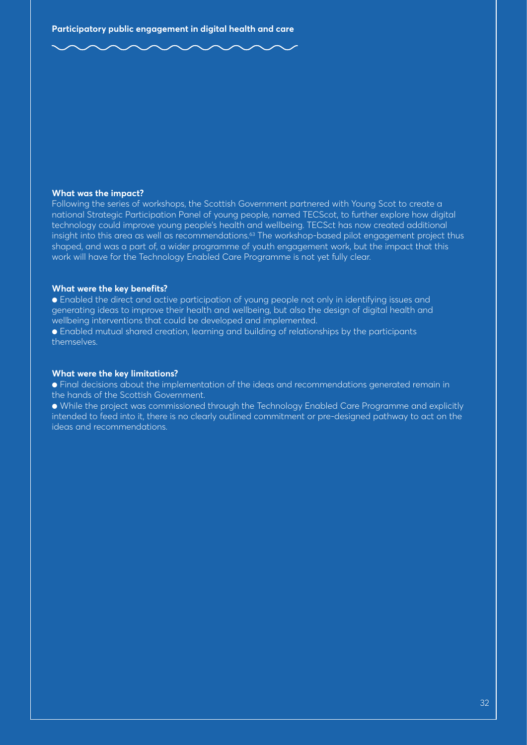**What was the impact?**

Following the series of workshops, the Scottish Government partnered with Young Scot to create a national Strategic Participation Panel of young people, named TECScot, to further explore how digital technology could improve young people's health and wellbeing. TECSct has now created additional insight into this area as well as recommendations.[63] The workshop-based pilot engagement project thus shaped, and was a part of, a wider programme of youth engagement work, but the impact that this work will have for the Technology Enabled Care Programme is not yet fully clear.

**What were the key benefits?**

- Enabled the direct and active participation of young people not only in identifying issues and generating ideas to improve their health and wellbeing, but also the design of digital health and wellbeing interventions that could be developed and implemented.
- Enabled mutual shared creation, learning and building of relationships by the participants themselves.

**What were the key limitations?**

- Final decisions about the implementation of the ideas and recommendations generated remain in the hands of the Scottish Government.
- While the project was commissioned through the Technology Enabled Care Programme and explicitly intended to feed into it, there is no clearly outlined commitment or pre-designed pathway to act on the ideas and recommendations.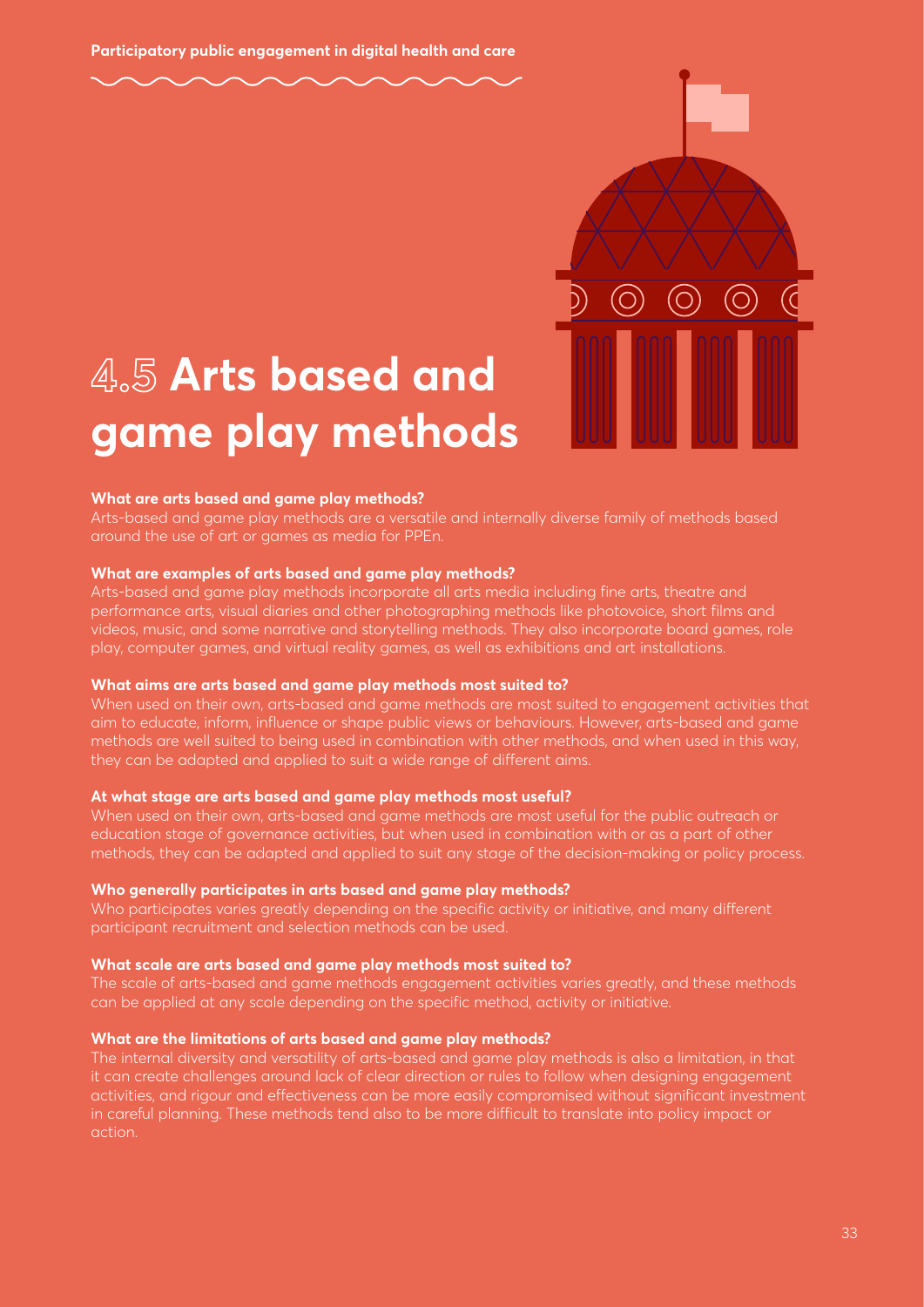# 4.5 Arts based and game play methods

**What are arts based and game play methods?**

Arts-based and game play methods are a versatile and internally diverse family of methods based around the use of art or games as media for PPEn.

**What are examples of arts based and game play methods?**

Arts-based and game play methods incorporate all arts media including fine arts, theatre and performance arts, visual diaries and other photographing methods like photovoice, short films and videos, music, and some narrative and storytelling methods. They also incorporate board games, role play, computer games, and virtual reality games, as well as exhibitions and art installations.

**What aims are arts based and game play methods most suited to?**

When used on their own, arts-based and game methods are most suited to engagement activities that aim to educate, inform, influence or shape public views or behaviours. However, arts-based and game methods are well suited to being used in combination with other methods, and when used in this way, they can be adapted and applied to suit a wide range of different aims.

**At what stage are arts based and game play methods most useful?**

When used on their own, arts-based and game methods are most useful for the public outreach or education stage of governance activities, but when used in combination with or as a part of other methods, they can be adapted and applied to suit any stage of the decision-making or policy process.

**Who generally participates in arts based and game play methods?**

Who participates varies greatly depending on the specific activity or initiative, and many different participant recruitment and selection methods can be used.

**What scale are arts based and game play methods most suited to?**

The scale of arts-based and game methods engagement activities varies greatly, and these methods can be applied at any scale depending on the specific method, activity or initiative.

**What are the limitations of arts based and game play methods?**

The internal diversity and versatility of arts-based and game play methods is also a limitation, in that it can create challenges around lack of clear direction or rules to follow when designing engagement activities, and rigour and effectiveness can be more easily compromised without significant investment in careful planning. These methods tend also to be more difficult to translate into policy impact or action.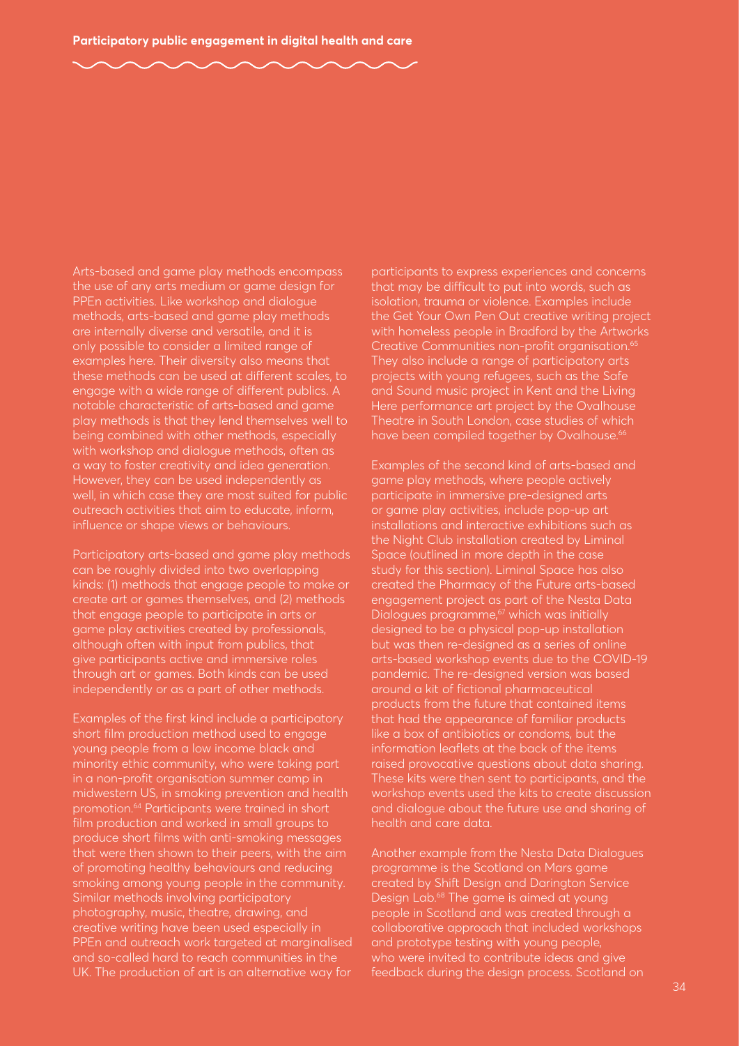Arts-based and game play methods encompass the use of any arts medium or game design for PPEn activities. Like workshop and dialogue methods, arts-based and game play methods are internally diverse and versatile, and it is only possible to consider a limited range of examples here. Their diversity also means that these methods can be used at different scales, to engage with a wide range of different publics. A notable characteristic of arts-based and game play methods is that they lend themselves well to being combined with other methods, especially with workshop and dialogue methods, often as a way to foster creativity and idea generation. However, they can be used independently as well, in which case they are most suited for public outreach activities that aim to educate, inform, influence or shape views or behaviours.

Participatory arts-based and game play methods can be roughly divided into two overlapping kinds: (1) methods that engage people to make or create art or games themselves, and (2) methods that engage people to participate in arts or game play activities created by professionals, although often with input from publics, that give participants active and immersive roles through art or games. Both kinds can be used independently or as a part of other methods.

Examples of the first kind include a participatory short film production method used to engage young people from a low income black and minority ethic community, who were taking part in a non-profit organisation summer camp in midwestern US, in smoking prevention and health promotion.[64] Participants were trained in short film production and worked in small groups to produce short films with anti-smoking messages that were then shown to their peers, with the aim of promoting healthy behaviours and reducing smoking among young people in the community. Similar methods involving participatory photography, music, theatre, drawing, and creative writing have been used especially in PPEn and outreach work targeted at marginalised and so-called hard to reach communities in the UK. The production of art is an alternative way for participants to express experiences and concerns that may be difficult to put into words, such as isolation, trauma or violence. Examples include the Get Your Own Pen Out creative writing project with homeless people in Bradford by the Artworks Creative Communities non-profit organisation.[65] They also include a range of participatory arts projects with young refugees, such as the Safe and Sound music project in Kent and the Living Here performance art project by the Ovalhouse Theatre in South London, case studies of which have been compiled together by Ovalhouse.[66]

Examples of the second kind of arts-based and game play methods, where people actively participate in immersive pre-designed arts or game play activities, include pop-up art installations and interactive exhibitions such as the Night Club installation created by Liminal Space (outlined in more depth in the case study for this section). Liminal Space has also created the Pharmacy of the Future arts-based engagement project as part of the Nesta Data Dialogues programme,[67] which was initially designed to be a physical pop-up installation but was then re-designed as a series of online arts-based workshop events due to the COVID-19 pandemic. The re-designed version was based around a kit of fictional pharmaceutical products from the future that contained items that had the appearance of familiar products like a box of antibiotics or condoms, but the information leaflets at the back of the items raised provocative questions about data sharing. These kits were then sent to participants, and the workshop events used the kits to create discussion and dialogue about the future use and sharing of health and care data.

Another example from the Nesta Data Dialogues programme is the Scotland on Mars game created by Shift Design and Darington Service Design Lab.[68] The game is aimed at young people in Scotland and was created through a collaborative approach that included workshops and prototype testing with young people, who were invited to contribute ideas and give feedback during the design process. Scotland on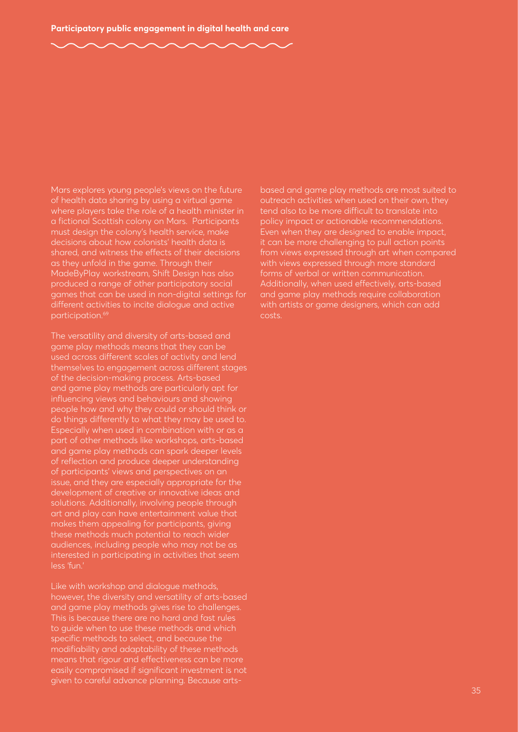Mars explores young people's views on the future of health data sharing by using a virtual game where players take the role of a health minister in a fictional Scottish colony on Mars. Participants must design the colony's health service, make decisions about how colonists' health data is shared, and witness the effects of their decisions as they unfold in the game. Through their MadeByPlay workstream, Shift Design has also produced a range of other participatory social games that can be used in non-digital settings for different activities to incite dialogue and active participation.[69]

The versatility and diversity of arts-based and game play methods means that they can be used across different scales of activity and lend themselves to engagement across different stages of the decision-making process. Arts-based and game play methods are particularly apt for influencing views and behaviours and showing people how and why they could or should think or do things differently to what they may be used to. Especially when used in combination with or as a part of other methods like workshops, arts-based and game play methods can spark deeper levels of reflection and produce deeper understanding of participants' views and perspectives on an issue, and they are especially appropriate for the development of creative or innovative ideas and solutions. Additionally, involving people through art and play can have entertainment value that makes them appealing for participants, giving these methods much potential to reach wider audiences, including people who may not be as interested in participating in activities that seem less 'fun.'

Like with workshop and dialogue methods, however, the diversity and versatility of arts-based and game play methods gives rise to challenges. This is because there are no hard and fast rules to guide when to use these methods and which specific methods to select, and because the modifiability and adaptability of these methods means that rigour and effectiveness can be more easily compromised if significant investment is not given to careful advance planning. Because arts-based and game play methods are most suited to outreach activities when used on their own, they tend also to be more difficult to translate into policy impact or actionable recommendations. Even when they are designed to enable impact, it can be more challenging to pull action points from views expressed through art when compared with views expressed through more standard forms of verbal or written communication. Additionally, when used effectively, arts-based and game play methods require collaboration with artists or game designers, which can add costs.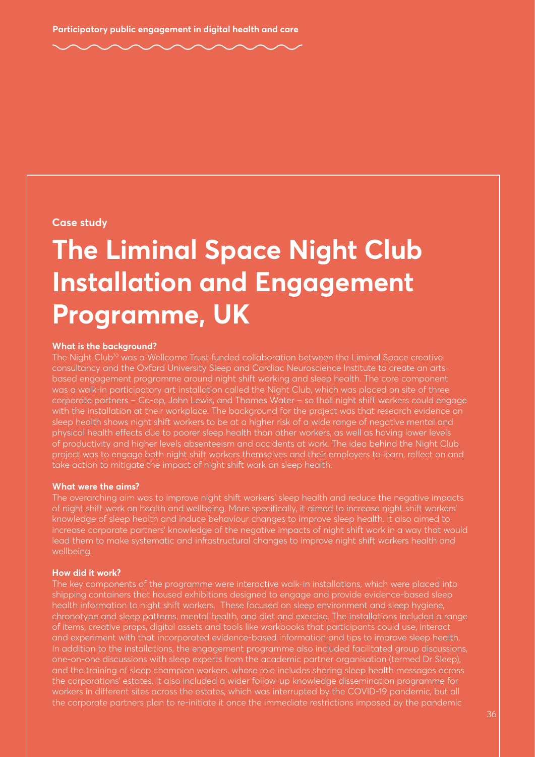Case study

# The Liminal Space Night Club Installation and Engagement Programme, UK

### What is the background?

The Night Club[70] was a Wellcome Trust funded collaboration between the Liminal Space creative consultancy and the Oxford University Sleep and Cardiac Neuroscience Institute to create an arts-based engagement programme around night shift working and sleep health. The core component was a walk-in participatory art installation called the Night Club, which was placed on site of three corporate partners – Co-op, John Lewis, and Thames Water – so that night shift workers could engage with the installation at their workplace. The background for the project was that research evidence on sleep health shows night shift workers to be at a higher risk of a wide range of negative mental and physical health effects due to poorer sleep health than other workers, as well as having lower levels of productivity and higher levels absenteeism and accidents at work. The idea behind the Night Club project was to engage both night shift workers themselves and their employers to learn, reflect on and take action to mitigate the impact of night shift work on sleep health.

### What were the aims?

The overarching aim was to improve night shift workers' sleep health and reduce the negative impacts of night shift work on health and wellbeing. More specifically, it aimed to increase night shift workers' knowledge of sleep health and induce behaviour changes to improve sleep health. It also aimed to increase corporate partners' knowledge of the negative impacts of night shift work in a way that would lead them to make systematic and infrastructural changes to improve night shift workers health and wellbeing.

### How did it work?

The key components of the programme were interactive walk-in installations, which were placed into shipping containers that housed exhibitions designed to engage and provide evidence-based sleep health information to night shift workers. These focused on sleep environment and sleep hygiene, chronotype and sleep patterns, mental health, and diet and exercise. The installations included a range of items, creative props, digital assets and tools like workbooks that participants could use, interact and experiment with that incorporated evidence-based information and tips to improve sleep health. In addition to the installations, the engagement programme also included facilitated group discussions, one-on-one discussions with sleep experts from the academic partner organisation (termed Dr Sleep), and the training of sleep champion workers, whose role includes sharing sleep health messages across the corporations' estates. It also included a wider follow-up knowledge dissemination programme for workers in different sites across the estates, which was interrupted by the COVID-19 pandemic, but all the corporate partners plan to re-initiate it once the immediate restrictions imposed by the pandemic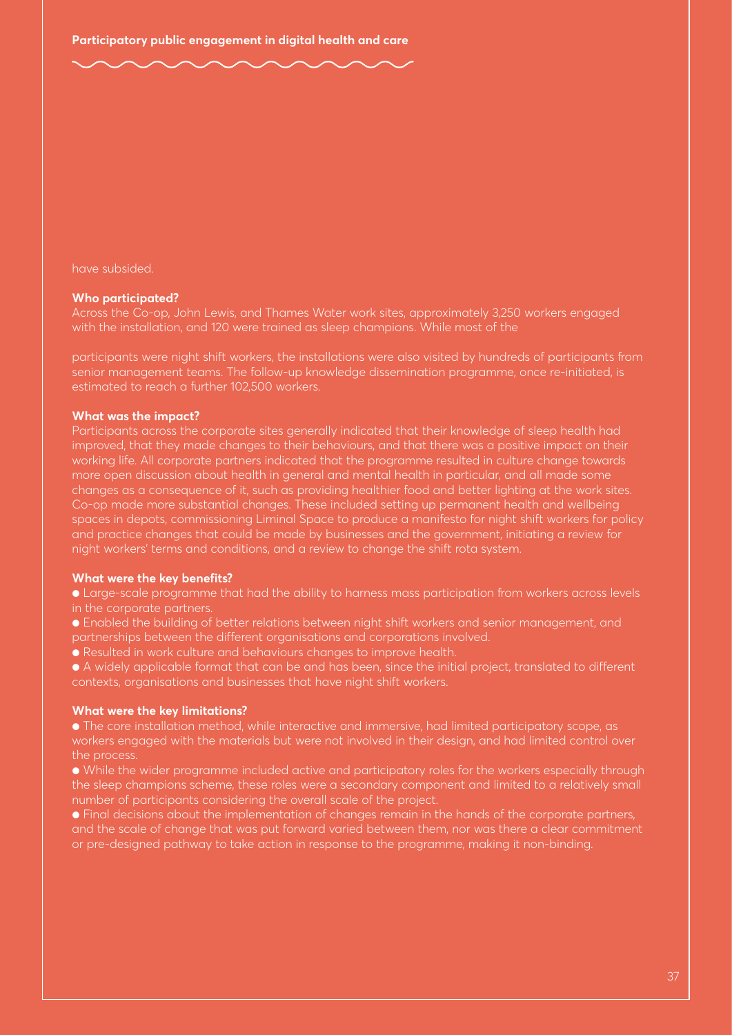have subsided.

**Who participated?**

Across the Co-op, John Lewis, and Thames Water work sites, approximately 3,250 workers engaged with the installation, and 120 were trained as sleep champions. While most of the

participants were night shift workers, the installations were also visited by hundreds of participants from senior management teams. The follow-up knowledge dissemination programme, once re-initiated, is estimated to reach a further 102,500 workers.

**What was the impact?**

Participants across the corporate sites generally indicated that their knowledge of sleep health had improved, that they made changes to their behaviours, and that there was a positive impact on their working life. All corporate partners indicated that the programme resulted in culture change towards more open discussion about health in general and mental health in particular, and all made some changes as a consequence of it, such as providing healthier food and better lighting at the work sites. Co-op made more substantial changes. These included setting up permanent health and wellbeing spaces in depots, commissioning Liminal Space to produce a manifesto for night shift workers for policy and practice changes that could be made by businesses and the government, initiating a review for night workers' terms and conditions, and a review to change the shift rota system.

**What were the key benefits?**

- Large-scale programme that had the ability to harness mass participation from workers across levels in the corporate partners.
- Enabled the building of better relations between night shift workers and senior management, and partnerships between the different organisations and corporations involved.
- Resulted in work culture and behaviours changes to improve health.
- A widely applicable format that can be and has been, since the initial project, translated to different contexts, organisations and businesses that have night shift workers.

**What were the key limitations?**

- The core installation method, while interactive and immersive, had limited participatory scope, as workers engaged with the materials but were not involved in their design, and had limited control over the process.
- While the wider programme included active and participatory roles for the workers especially through the sleep champions scheme, these roles were a secondary component and limited to a relatively small number of participants considering the overall scale of the project.
- Final decisions about the implementation of changes remain in the hands of the corporate partners, and the scale of change that was put forward varied between them, nor was there a clear commitment or pre-designed pathway to take action in response to the programme, making it non-binding.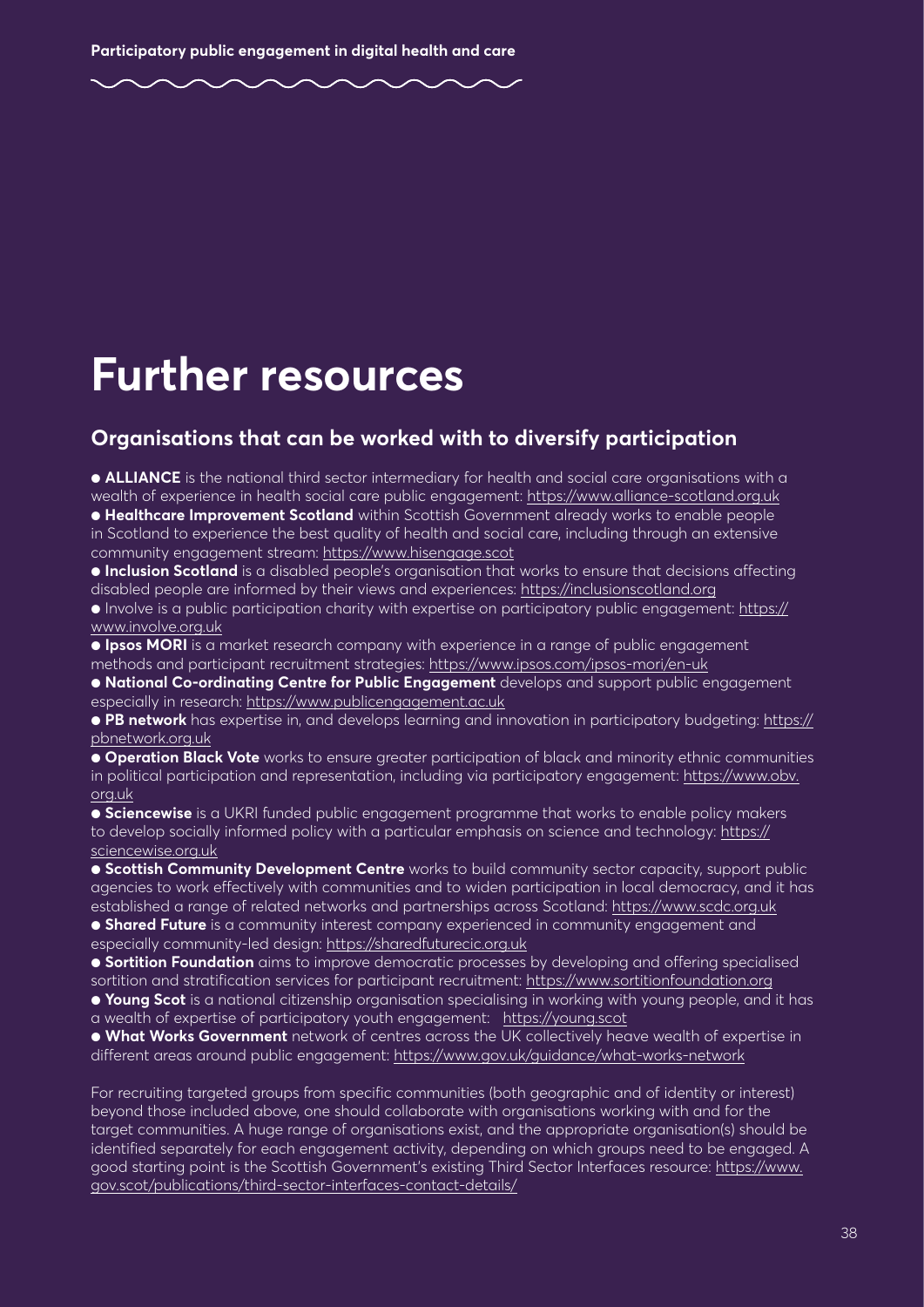# Further resources

## Organisations that can be worked with to diversify participation

- **ALLIANCE** is the national third sector intermediary for health and social care organisations with a wealth of experience in health social care public engagement: https://www.alliance-scotland.org.uk
- **Healthcare Improvement Scotland** within Scottish Government already works to enable people in Scotland to experience the best quality of health and social care, including through an extensive community engagement stream: https://www.hisengage.scot
- **Inclusion Scotland** is a disabled people's organisation that works to ensure that decisions affecting disabled people are informed by their views and experiences: https://inclusionscotland.org
- Involve is a public participation charity with expertise on participatory public engagement: https://www.involve.org.uk
- **Ipsos MORI** is a market research company with experience in a range of public engagement methods and participant recruitment strategies: https://www.ipsos.com/ipsos-mori/en-uk
- **National Co-ordinating Centre for Public Engagement** develops and support public engagement especially in research: https://www.publicengagement.ac.uk
- **PB network** has expertise in, and develops learning and innovation in participatory budgeting: https://pbnetwork.org.uk
- **Operation Black Vote** works to ensure greater participation of black and minority ethnic communities in political participation and representation, including via participatory engagement: https://www.obv.org.uk
- **Sciencewise** is a UKRI funded public engagement programme that works to enable policy makers to develop socially informed policy with a particular emphasis on science and technology: https://sciencewise.org.uk
- **Scottish Community Development Centre** works to build community sector capacity, support public agencies to work effectively with communities and to widen participation in local democracy, and it has established a range of related networks and partnerships across Scotland: https://www.scdc.org.uk
- **Shared Future** is a community interest company experienced in community engagement and especially community-led design: https://sharedfuturecic.org.uk
- **Sortition Foundation** aims to improve democratic processes by developing and offering specialised sortition and stratification services for participant recruitment: https://www.sortitionfoundation.org
- **Young Scot** is a national citizenship organisation specialising in working with young people, and it has a wealth of expertise of participatory youth engagement: https://young.scot
- **What Works Government** network of centres across the UK collectively heave wealth of expertise in different areas around public engagement: https://www.gov.uk/guidance/what-works-network

For recruiting targeted groups from specific communities (both geographic and of identity or interest) beyond those included above, one should collaborate with organisations working with and for the target communities. A huge range of organisations exist, and the appropriate organisation(s) should be identified separately for each engagement activity, depending on which groups need to be engaged. A good starting point is the Scottish Government's existing Third Sector Interfaces resource: https://www.gov.scot/publications/third-sector-interfaces-contact-details/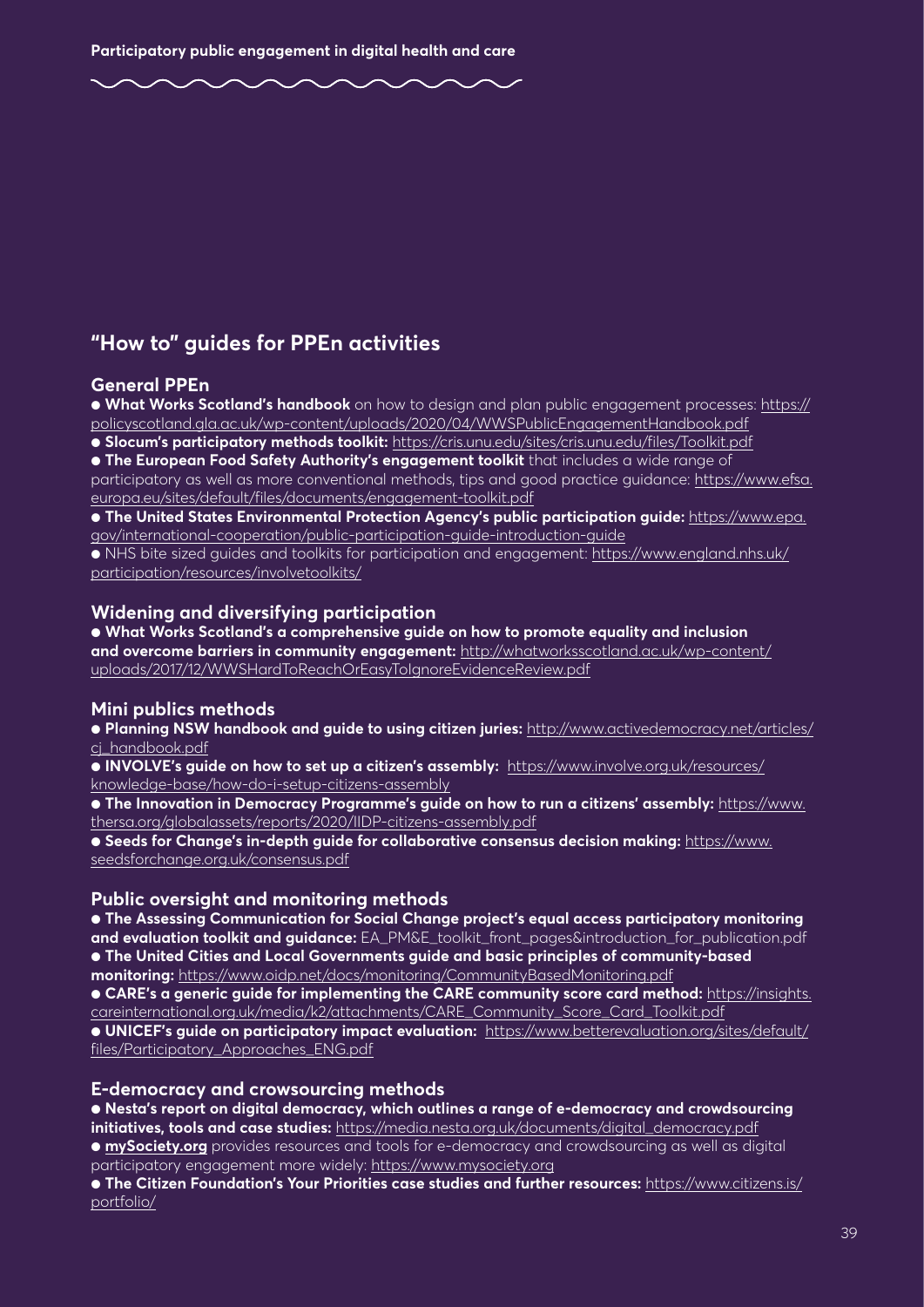## "How to" guides for PPEn activities

### General PPEn

- **What Works Scotland's handbook** on how to design and plan public engagement processes: https://policyscotland.gla.ac.uk/wp-content/uploads/2020/04/WWSPublicEngagementHandbook.pdf
- **Slocum's participatory methods toolkit:** https://cris.unu.edu/sites/cris.unu.edu/files/Toolkit.pdf
- **The European Food Safety Authority's engagement toolkit** that includes a wide range of participatory as well as more conventional methods, tips and good practice guidance: https://www.efsa.europa.eu/sites/default/files/documents/engagement-toolkit.pdf
- **The United States Environmental Protection Agency's public participation guide:** https://www.epa.gov/international-cooperation/public-participation-guide-introduction-guide
- NHS bite sized guides and toolkits for participation and engagement: https://www.england.nhs.uk/participation/resources/involvetoolkits/

### Widening and diversifying participation

- **What Works Scotland's a comprehensive guide on how to promote equality and inclusion and overcome barriers in community engagement:** http://whatworksscotland.ac.uk/wp-content/uploads/2017/12/WWSHardToReachOrEasyToIgnoreEvidenceReview.pdf

### Mini publics methods

- **Planning NSW handbook and guide to using citizen juries:** http://www.activedemocracy.net/articles/cj_handbook.pdf
- **INVOLVE's guide on how to set up a citizen's assembly:** https://www.involve.org.uk/resources/knowledge-base/how-do-i-setup-citizens-assembly
- **The Innovation in Democracy Programme's guide on how to run a citizens' assembly:** https://www.thersa.org/globalassets/reports/2020/IIDP-citizens-assembly.pdf
- **Seeds for Change's in-depth guide for collaborative consensus decision making:** https://www.seedsforchange.org.uk/consensus.pdf

### Public oversight and monitoring methods

- **The Assessing Communication for Social Change project's equal access participatory monitoring and evaluation toolkit and guidance:** EA_PM&E_toolkit_front_pages&introduction_for_publication.pdf
- **The United Cities and Local Governments guide and basic principles of community-based monitoring:** https://www.oidp.net/docs/monitoring/CommunityBasedMonitoring.pdf
- **CARE's a generic guide for implementing the CARE community score card method:** https://insights.careinternational.org.uk/media/k2/attachments/CARE_Community_Score_Card_Toolkit.pdf
- **UNICEF's guide on participatory impact evaluation:** https://www.betterevaluation.org/sites/default/files/Participatory_Approaches_ENG.pdf

### E-democracy and crowsourcing methods

- **Nesta's report on digital democracy, which outlines a range of e-democracy and crowdsourcing initiatives, tools and case studies:** https://media.nesta.org.uk/documents/digital_democracy.pdf
- **mySociety.org** provides resources and tools for e-democracy and crowdsourcing as well as digital participatory engagement more widely: https://www.mysociety.org
- **The Citizen Foundation's Your Priorities case studies and further resources:** https://www.citizens.is/portfolio/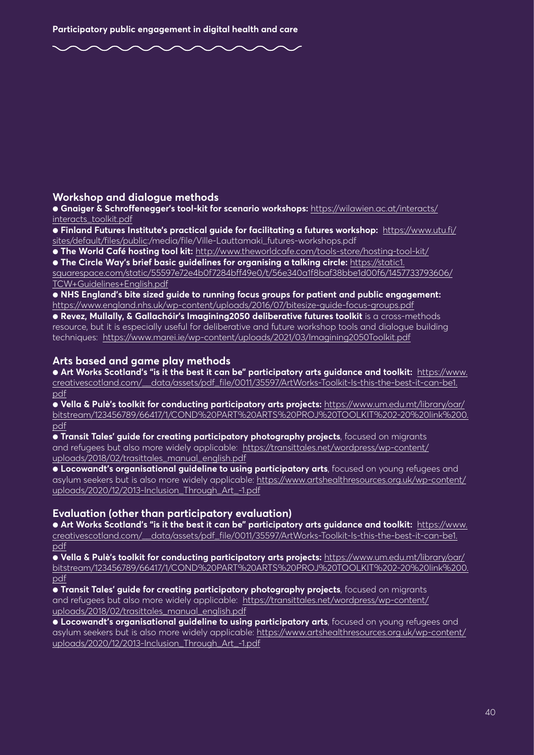## Workshop and dialogue methods

- **Gnaiger & Schroffenegger's tool-kit for scenario workshops:** https://wilawien.ac.at/interacts/interacts_toolkit.pdf
- **Finland Futures Institute's practical guide for facilitating a futures workshop:** https://www.utu.fi/sites/default/files/public:/media/file/Ville-Lauttamaki_futures-workshops.pdf
- **The World Café hosting tool kit:** http://www.theworldcafe.com/tools-store/hosting-tool-kit/
- **The Circle Way's brief basic guidelines for organising a talking circle:** https://static1.squarespace.com/static/55597e72e4b0f7284bff49e0/t/56e340a1f8baf38bbe1d00f6/1457733793606/TCW+Guidelines+English.pdf
- **NHS England's bite sized guide to running focus groups for patient and public engagement:** https://www.england.nhs.uk/wp-content/uploads/2016/07/bitesize-guide-focus-groups.pdf
- **Revez, Mullally, & Gallachóir's Imagining2050 deliberative futures toolkit** is a cross-methods resource, but it is especially useful for deliberative and future workshop tools and dialogue building techniques: https://www.marei.ie/wp-content/uploads/2021/03/Imagining2050Toolkit.pdf

## Arts based and game play methods

- **Art Works Scotland's "is it the best it can be" participatory arts guidance and toolkit:** https://www.creativescotland.com/__data/assets/pdf_file/0011/35597/ArtWorks-Toolkit-Is-this-the-best-it-can-be1.pdf
- **Vella & Pulè's toolkit for conducting participatory arts projects:** https://www.um.edu.mt/library/oar/bitstream/123456789/66417/1/COND%20PART%20ARTS%20PROJ%20TOOLKIT%202-20%20link%200.pdf
- **Transit Tales' guide for creating participatory photography projects**, focused on migrants and refugees but also more widely applicable: https://transittales.net/wordpress/wp-content/uploads/2018/02/trasittales_manual_english.pdf
- **Locowandt's organisational guideline to using participatory arts**, focused on young refugees and asylum seekers but is also more widely applicable: https://www.artshealthresources.org.uk/wp-content/uploads/2020/12/2013-Inclusion_Through_Art_-1.pdf

## Evaluation (other than participatory evaluation)

- **Art Works Scotland's "is it the best it can be" participatory arts guidance and toolkit:** https://www.creativescotland.com/__data/assets/pdf_file/0011/35597/ArtWorks-Toolkit-Is-this-the-best-it-can-be1.pdf
- **Vella & Pulè's toolkit for conducting participatory arts projects:** https://www.um.edu.mt/library/oar/bitstream/123456789/66417/1/COND%20PART%20ARTS%20PROJ%20TOOLKIT%202-20%20link%200.pdf
- **Transit Tales' guide for creating participatory photography projects**, focused on migrants and refugees but also more widely applicable: https://transittales.net/wordpress/wp-content/uploads/2018/02/trasittales_manual_english.pdf
- **Locowandt's organisational guideline to using participatory arts**, focused on young refugees and asylum seekers but is also more widely applicable: https://www.artshealthresources.org.uk/wp-content/uploads/2020/12/2013-Inclusion_Through_Art_-1.pdf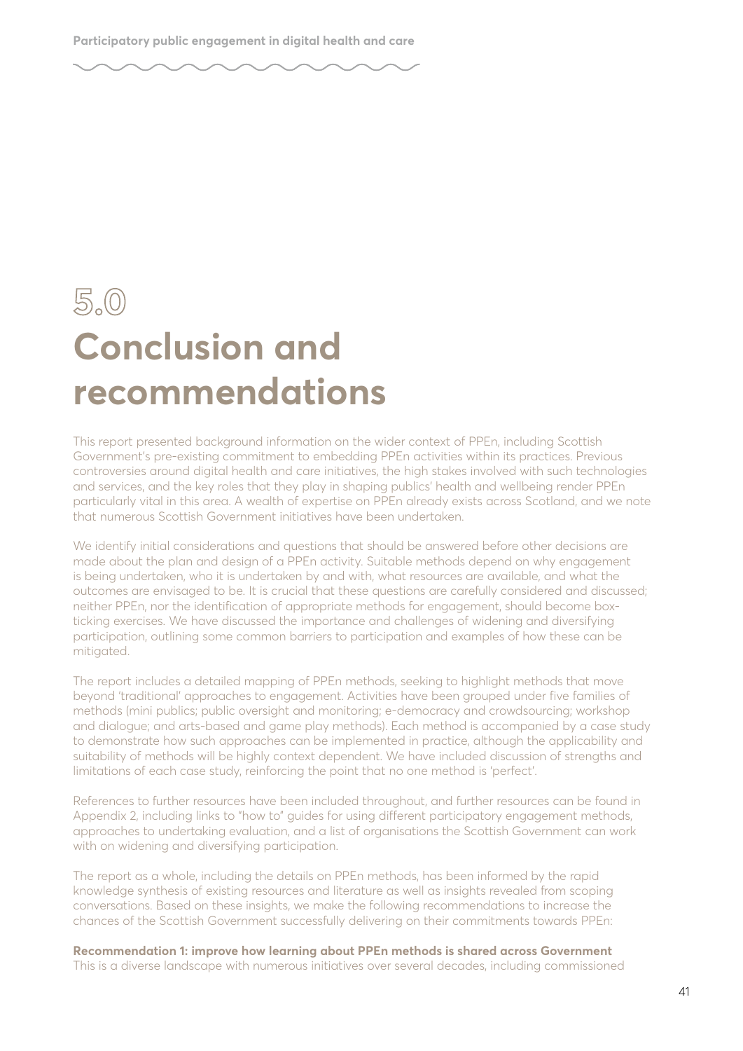# 5.0 Conclusion and recommendations

This report presented background information on the wider context of PPEn, including Scottish Government's pre-existing commitment to embedding PPEn activities within its practices. Previous controversies around digital health and care initiatives, the high stakes involved with such technologies and services, and the key roles that they play in shaping publics' health and wellbeing render PPEn particularly vital in this area. A wealth of expertise on PPEn already exists across Scotland, and we note that numerous Scottish Government initiatives have been undertaken.

We identify initial considerations and questions that should be answered before other decisions are made about the plan and design of a PPEn activity. Suitable methods depend on why engagement is being undertaken, who it is undertaken by and with, what resources are available, and what the outcomes are envisaged to be. It is crucial that these questions are carefully considered and discussed; neither PPEn, nor the identification of appropriate methods for engagement, should become box-ticking exercises. We have discussed the importance and challenges of widening and diversifying participation, outlining some common barriers to participation and examples of how these can be mitigated.

The report includes a detailed mapping of PPEn methods, seeking to highlight methods that move beyond 'traditional' approaches to engagement. Activities have been grouped under five families of methods (mini publics; public oversight and monitoring; e-democracy and crowdsourcing; workshop and dialogue; and arts-based and game play methods). Each method is accompanied by a case study to demonstrate how such approaches can be implemented in practice, although the applicability and suitability of methods will be highly context dependent. We have included discussion of strengths and limitations of each case study, reinforcing the point that no one method is 'perfect'.

References to further resources have been included throughout, and further resources can be found in Appendix 2, including links to "how to" guides for using different participatory engagement methods, approaches to undertaking evaluation, and a list of organisations the Scottish Government can work with on widening and diversifying participation.

The report as a whole, including the details on PPEn methods, has been informed by the rapid knowledge synthesis of existing resources and literature as well as insights revealed from scoping conversations. Based on these insights, we make the following recommendations to increase the chances of the Scottish Government successfully delivering on their commitments towards PPEn:

**Recommendation 1: improve how learning about PPEn methods is shared across Government**
This is a diverse landscape with numerous initiatives over several decades, including commissioned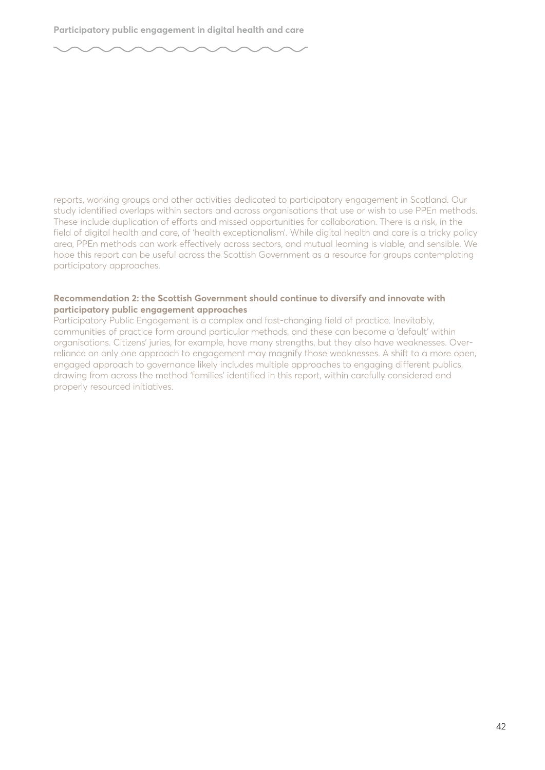reports, working groups and other activities dedicated to participatory engagement in Scotland. Our study identified overlaps within sectors and across organisations that use or wish to use PPEn methods. These include duplication of efforts and missed opportunities for collaboration. There is a risk, in the field of digital health and care, of 'health exceptionalism'. While digital health and care is a tricky policy area, PPEn methods can work effectively across sectors, and mutual learning is viable, and sensible. We hope this report can be useful across the Scottish Government as a resource for groups contemplating participatory approaches.

**Recommendation 2: the Scottish Government should continue to diversify and innovate with participatory public engagement approaches**

Participatory Public Engagement is a complex and fast-changing field of practice. Inevitably, communities of practice form around particular methods, and these can become a 'default' within organisations. Citizens' juries, for example, have many strengths, but they also have weaknesses. Over-reliance on only one approach to engagement may magnify those weaknesses. A shift to a more open, engaged approach to governance likely includes multiple approaches to engaging different publics, drawing from across the method 'families' identified in this report, within carefully considered and properly resourced initiatives.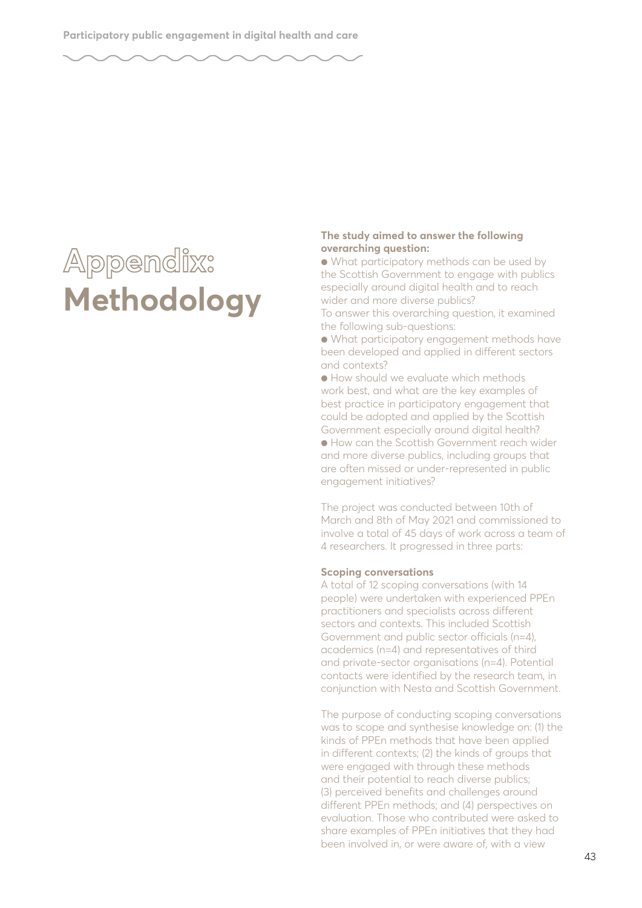# Appendix: Methodology

**The study aimed to answer the following overarching question:**

- What participatory methods can be used by the Scottish Government to engage with publics especially around digital health and to reach wider and more diverse publics?

To answer this overarching question, it examined the following sub-questions:

- What participatory engagement methods have been developed and applied in different sectors and contexts?
- How should we evaluate which methods work best, and what are the key examples of best practice in participatory engagement that could be adopted and applied by the Scottish Government especially around digital health?
- How can the Scottish Government reach wider and more diverse publics, including groups that are often missed or under-represented in public engagement initiatives?

The project was conducted between 10th of March and 8th of May 2021 and commissioned to involve a total of 45 days of work across a team of 4 researchers. It progressed in three parts:

**Scoping conversations**

A total of 12 scoping conversations (with 14 people) were undertaken with experienced PPEn practitioners and specialists across different sectors and contexts. This included Scottish Government and public sector officials (n=4), academics (n=4) and representatives of third and private-sector organisations (n=4). Potential contacts were identified by the research team, in conjunction with Nesta and Scottish Government.

The purpose of conducting scoping conversations was to scope and synthesise knowledge on: (1) the kinds of PPEn methods that have been applied in different contexts; (2) the kinds of groups that were engaged with through these methods and their potential to reach diverse publics; (3) perceived benefits and challenges around different PPEn methods; and (4) perspectives on evaluation. Those who contributed were asked to share examples of PPEn initiatives that they had been involved in, or were aware of, with a view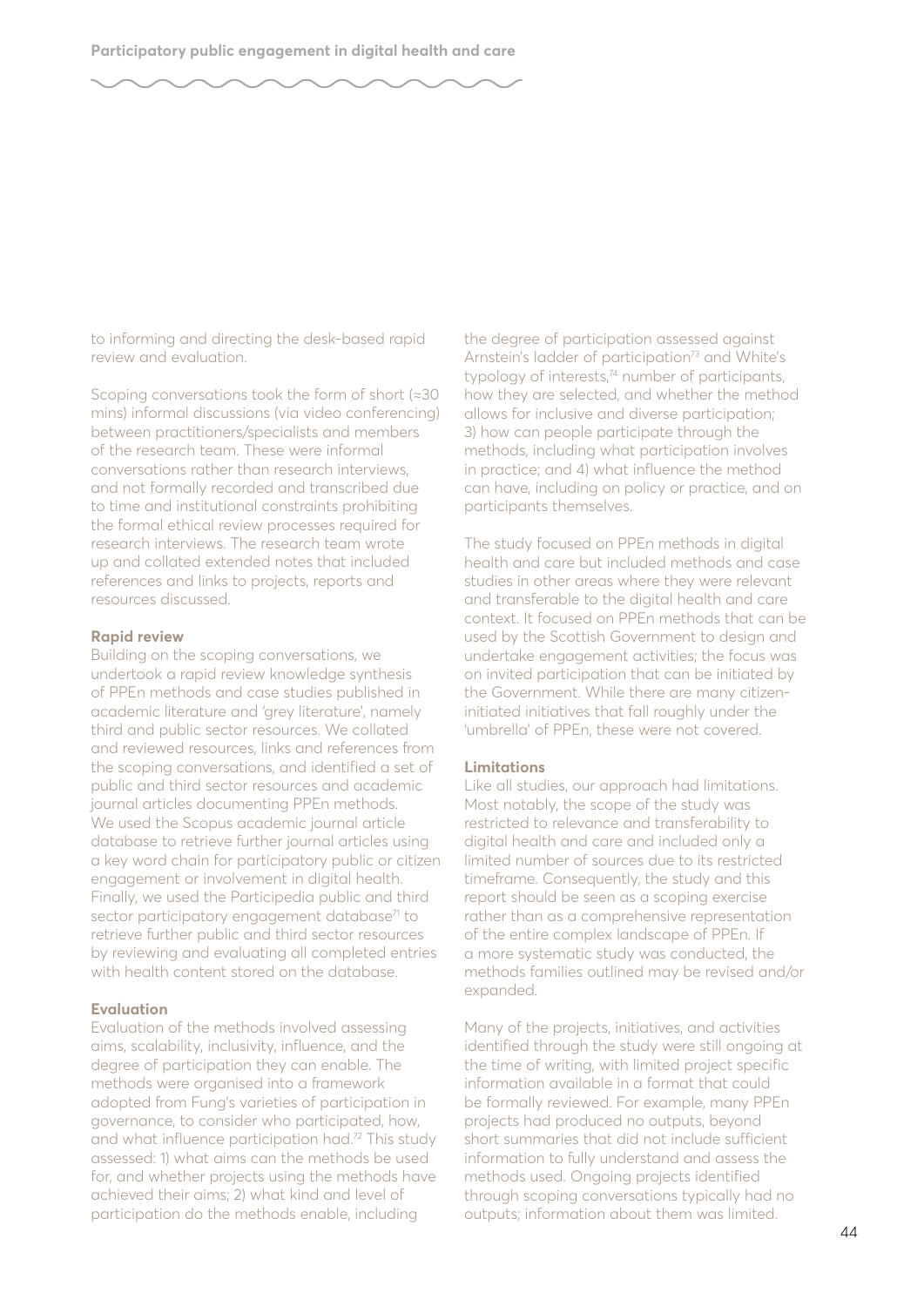to informing and directing the desk-based rapid review and evaluation.

Scoping conversations took the form of short (≈30 mins) informal discussions (via video conferencing) between practitioners/specialists and members of the research team. These were informal conversations rather than research interviews, and not formally recorded and transcribed due to time and institutional constraints prohibiting the formal ethical review processes required for research interviews. The research team wrote up and collated extended notes that included references and links to projects, reports and resources discussed.

**Rapid review**

Building on the scoping conversations, we undertook a rapid review knowledge synthesis of PPEn methods and case studies published in academic literature and 'grey literature', namely third and public sector resources. We collated and reviewed resources, links and references from the scoping conversations, and identified a set of public and third sector resources and academic journal articles documenting PPEn methods. We used the Scopus academic journal article database to retrieve further journal articles using a key word chain for participatory public or citizen engagement or involvement in digital health. Finally, we used the Participedia public and third sector participatory engagement database[71] to retrieve further public and third sector resources by reviewing and evaluating all completed entries with health content stored on the database.

**Evaluation**

Evaluation of the methods involved assessing aims, scalability, inclusivity, influence, and the degree of participation they can enable. The methods were organised into a framework adopted from Fung's varieties of participation in governance, to consider who participated, how, and what influence participation had.[72] This study assessed: 1) what aims can the methods be used for, and whether projects using the methods have achieved their aims; 2) what kind and level of participation do the methods enable, including the degree of participation assessed against Arnstein's ladder of participation[73] and White's typology of interests,[74] number of participants, how they are selected, and whether the method allows for inclusive and diverse participation; 3) how can people participate through the methods, including what participation involves in practice; and 4) what influence the method can have, including on policy or practice, and on participants themselves.

The study focused on PPEn methods in digital health and care but included methods and case studies in other areas where they were relevant and transferable to the digital health and care context. It focused on PPEn methods that can be used by the Scottish Government to design and undertake engagement activities; the focus was on invited participation that can be initiated by the Government. While there are many citizen-initiated initiatives that fall roughly under the 'umbrella' of PPEn, these were not covered.

**Limitations**

Like all studies, our approach had limitations. Most notably, the scope of the study was restricted to relevance and transferability to digital health and care and included only a limited number of sources due to its restricted timeframe. Consequently, the study and this report should be seen as a scoping exercise rather than as a comprehensive representation of the entire complex landscape of PPEn. If a more systematic study was conducted, the methods families outlined may be revised and/or expanded.

Many of the projects, initiatives, and activities identified through the study were still ongoing at the time of writing, with limited project specific information available in a format that could be formally reviewed. For example, many PPEn projects had produced no outputs, beyond short summaries that did not include sufficient information to fully understand and assess the methods used. Ongoing projects identified through scoping conversations typically had no outputs; information about them was limited.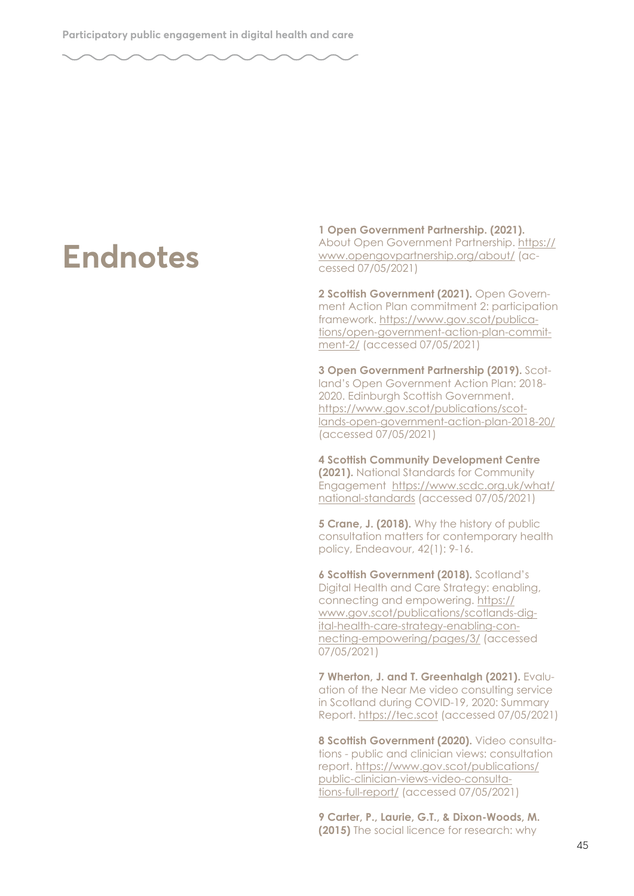# Endnotes

**1 Open Government Partnership. (2021).** About Open Government Partnership. https://www.opengovpartnership.org/about/ (accessed 07/05/2021)

**2 Scottish Government (2021).** Open Government Action Plan commitment 2: participation framework. https://www.gov.scot/publications/open-government-action-plan-commitment-2/ (accessed 07/05/2021)

**3 Open Government Partnership (2019).** Scotland's Open Government Action Plan: 2018-2020. Edinburgh Scottish Government. https://www.gov.scot/publications/scotlands-open-government-action-plan-2018-20/ (accessed 07/05/2021)

**4 Scottish Community Development Centre (2021).** National Standards for Community Engagement https://www.scdc.org.uk/what/national-standards (accessed 07/05/2021)

**5 Crane, J. (2018).** Why the history of public consultation matters for contemporary health policy, Endeavour, 42(1): 9-16.

**6 Scottish Government (2018).** Scotland's Digital Health and Care Strategy: enabling, connecting and empowering. https://www.gov.scot/publications/scotlands-digital-health-care-strategy-enabling-connecting-empowering/pages/3/ (accessed 07/05/2021)

**7 Wherton, J. and T. Greenhalgh (2021).** Evaluation of the Near Me video consulting service in Scotland during COVID-19, 2020: Summary Report. https://tec.scot (accessed 07/05/2021)

**8 Scottish Government (2020).** Video consultations - public and clinician views: consultation report. https://www.gov.scot/publications/public-clinician-views-video-consultations-full-report/ (accessed 07/05/2021)

**9 Carter, P., Laurie, G.T., & Dixon-Woods, M. (2015)** The social licence for research: why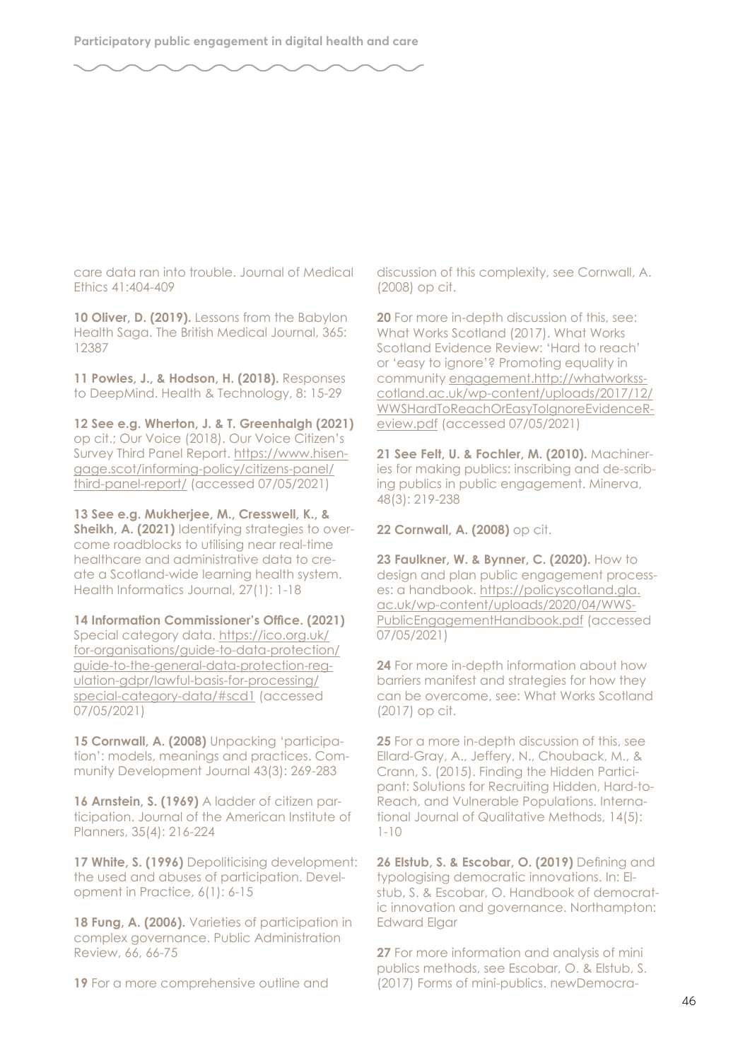care data ran into trouble. Journal of Medical Ethics 41:404-409

**10 Oliver, D. (2019).** Lessons from the Babylon Health Saga. The British Medical Journal, 365: 12387

**11 Powles, J., & Hodson, H. (2018).** Responses to DeepMind. Health & Technology, 8: 15-29

**12 See e.g. Wherton, J. & T. Greenhalgh (2021)** op cit.; Our Voice (2018). Our Voice Citizen's Survey Third Panel Report. https://www.hisengage.scot/informing-policy/citizens-panel/third-panel-report/ (accessed 07/05/2021)

**13 See e.g. Mukherjee, M., Cresswell, K., & Sheikh, A. (2021)** Identifying strategies to overcome roadblocks to utilising near real-time healthcare and administrative data to create a Scotland-wide learning health system. Health Informatics Journal, 27(1): 1-18

**14 Information Commissioner's Office. (2021)** Special category data. https://ico.org.uk/for-organisations/guide-to-data-protection/guide-to-the-general-data-protection-regulation-gdpr/lawful-basis-for-processing/special-category-data/#scd1 (accessed 07/05/2021)

**15 Cornwall, A. (2008)** Unpacking 'participation': models, meanings and practices. Community Development Journal 43(3): 269-283

**16 Arnstein, S. (1969)** A ladder of citizen participation. Journal of the American Institute of Planners, 35(4): 216-224

**17 White, S. (1996)** Depoliticising development: the used and abuses of participation. Development in Practice, 6(1): 6-15

**18 Fung, A. (2006).** Varieties of participation in complex governance. Public Administration Review, 66, 66-75

**19** For a more comprehensive outline and discussion of this complexity, see Cornwall, A. (2008) op cit.

**20** For more in-depth discussion of this, see: What Works Scotland (2017). What Works Scotland Evidence Review: 'Hard to reach' or 'easy to ignore'? Promoting equality in community engagement.http://whatworksscotland.ac.uk/wp-content/uploads/2017/12/WWSHardToReachOrEasyToIgnoreEvidenceReview.pdf (accessed 07/05/2021)

**21 See Felt, U. & Fochler, M. (2010).** Machineries for making publics: inscribing and de-scribing publics in public engagement. Minerva, 48(3): 219-238

**22 Cornwall, A. (2008)** op cit.

**23 Faulkner, W. & Bynner, C. (2020).** How to design and plan public engagement processes: a handbook. https://policyscotland.gla.ac.uk/wp-content/uploads/2020/04/WWSPublicEngagementHandbook.pdf (accessed 07/05/2021)

**24** For more in-depth information about how barriers manifest and strategies for how they can be overcome, see: What Works Scotland (2017) op cit.

**25** For a more in-depth discussion of this, see Ellard-Gray, A., Jeffery, N., Chouback, M., & Crann, S. (2015). Finding the Hidden Participant: Solutions for Recruiting Hidden, Hard-to-Reach, and Vulnerable Populations. International Journal of Qualitative Methods, 14(5): 1-10

**26 Elstub, S. & Escobar, O. (2019)** Defining and typologising democratic innovations. In: Elstub, S. & Escobar, O. Handbook of democratic innovation and governance. Northampton: Edward Elgar

**27** For more information and analysis of mini publics methods, see Escobar, O. & Elstub, S. (2017) Forms of mini-publics. newDemocra-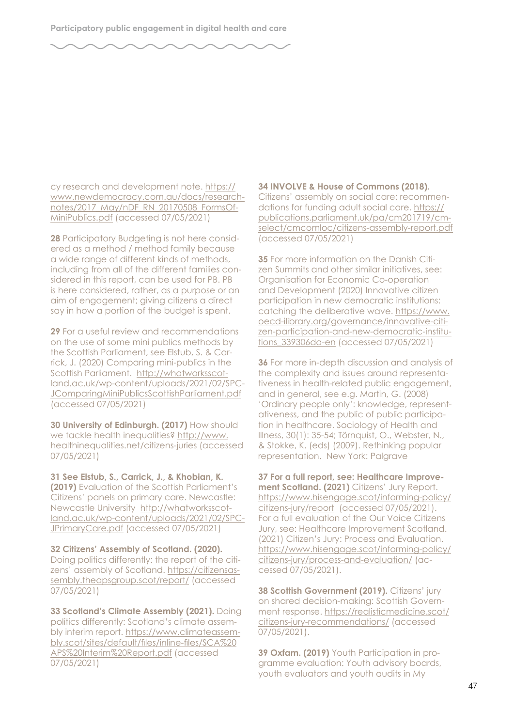cy research and development note. https://www.newdemocracy.com.au/docs/researchnotes/2017_May/nDF_RN_20170508_FormsOfMiniPublics.pdf (accessed 07/05/2021)

**28** Participatory Budgeting is not here considered as a method / method family because a wide range of different kinds of methods, including from all of the different families considered in this report, can be used for PB. PB is here considered, rather, as a purpose or an aim of engagement; giving citizens a direct say in how a portion of the budget is spent.

**29** For a useful review and recommendations on the use of some mini publics methods by the Scottish Parliament, see Elstub, S. & Carrick, J. (2020) Comparing mini-publics in the Scottish Parliament. http://whatworksscotland.ac.uk/wp-content/uploads/2021/02/SPC-JComparingMiniPublicsScottishParliament.pdf (accessed 07/05/2021)

**30 University of Edinburgh. (2017)** How should we tackle health inequalities? http://www.healthinequalities.net/citizens-juries (accessed 07/05/2021)

**31 See Elstub, S., Carrick, J., & Khobian, K. (2019)** Evaluation of the Scottish Parliament's Citizens' panels on primary care. Newcastle: Newcastle University http://whatworksscotland.ac.uk/wp-content/uploads/2021/02/SPC-JPrimaryCare.pdf (accessed 07/05/2021)

**32 Citizens' Assembly of Scotland. (2020).** Doing politics differently: the report of the citizens' assembly of Scotland. https://citizensassembly.theapsgroup.scot/report/ (accessed 07/05/2021)

**33 Scotland's Climate Assembly (2021).** Doing politics differently: Scotland's climate assembly interim report. https://www.climateassembly.scot/sites/default/files/inline-files/SCA%20APS%20Interim%20Report.pdf (accessed 07/05/2021)

**34 INVOLVE & House of Commons (2018).** Citizens' assembly on social care: recommendations for funding adult social care. https://publications.parliament.uk/pa/cm201719/cmselect/cmcomloc/citizens-assembly-report.pdf (accessed 07/05/2021)

**35** For more information on the Danish Citizen Summits and other similar initiatives, see: Organisation for Economic Co-operation and Development (2020) Innovative citizen participation in new democratic institutions: catching the deliberative wave. https://www.oecd-ilibrary.org/governance/innovative-citizen-participation-and-new-democratic-institutions_339306da-en (accessed 07/05/2021)

**36** For more in-depth discussion and analysis of the complexity and issues around representativeness in health-related public engagement, and in general, see e.g. Martin, G. (2008) 'Ordinary people only': knowledge, representativeness, and the public of public participation in healthcare. Sociology of Health and Illness, 30(1): 35-54; Törnquist, O., Webster, N., & Stokke, K. (eds) (2009). Rethinking popular representation. New York: Palgrave

**37 For a full report, see: Healthcare Improvement Scotland. (2021)** Citizens' Jury Report. https://www.hisengage.scot/informing-policy/citizens-jury/report (accessed 07/05/2021). For a full evaluation of the Our Voice Citizens Jury, see: Healthcare Improvement Scotland. (2021) Citizen's Jury: Process and Evaluation. https://www.hisengage.scot/informing-policy/citizens-jury/process-and-evaluation/ (accessed 07/05/2021).

**38 Scottish Government (2019).** Citizens' jury on shared decision-making: Scottish Government response. https://realisticmedicine.scot/citizens-jury-recommendations/ (accessed 07/05/2021).

**39 Oxfam. (2019)** Youth Participation in programme evaluation: Youth advisory boards, youth evaluators and youth audits in My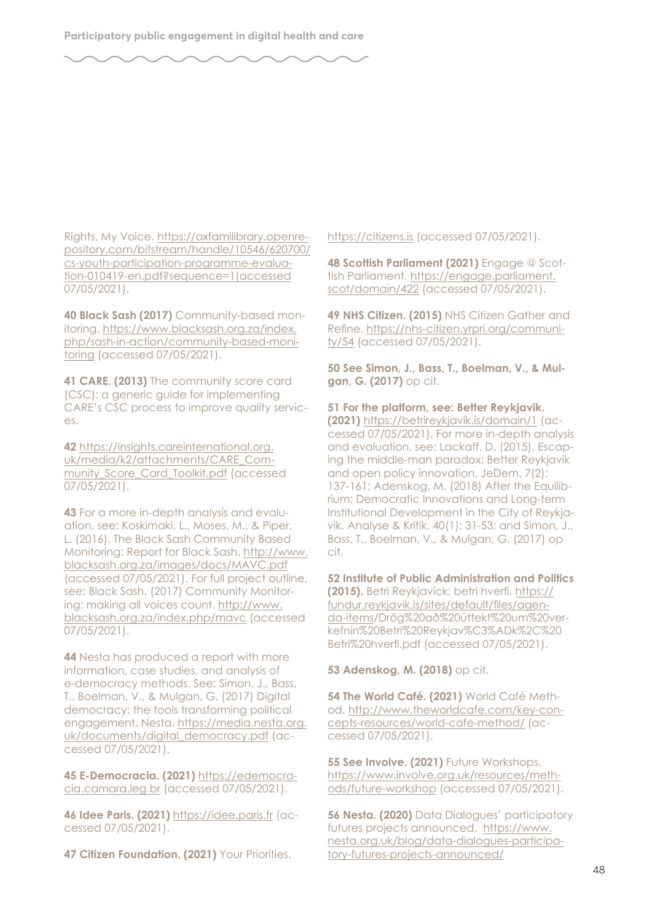Rights, My Voice. https://oxfamilibrary.openrepository.com/bitstream/handle/10546/620700/cs-youth-participation-programme-evaluation-010419-en.pdf?sequence=1(accessed 07/05/2021).

**40 Black Sash (2017)** Community-based monitoring. https://www.blacksash.org.za/index.php/sash-in-action/community-based-monitoring (accessed 07/05/2021).

**41 CARE. (2013)** The community score card (CSC): a generic guide for implementing CARE's CSC process to improve quality services.

**42** https://insights.careinternational.org.uk/media/k2/attachments/CARE_Community_Score_Card_Toolkit.pdf (accessed 07/05/2021).

**43** For a more in-depth analysis and evaluation, see: Koskimaki, L., Moses, M., & Piper, L. (2016). The Black Sash Community Based Monitoring: Report for Black Sash. http://www.blacksash.org.za/images/docs/MAVC.pdf (accessed 07/05/2021). For full project outline, see: Black Sash. (2017) Community Monitoring: making all voices count. http://www.blacksash.org.za/index.php/mavc (accessed 07/05/2021).

**44** Nesta has produced a report with more information, case studies, and analysis of e-democracy methods. See: Simon, J., Bass, T., Boelman, V., & Mulgan, G. (2017) Digital democracy: the tools transforming political engagement. Nesta. https://media.nesta.org.uk/documents/digital_democracy.pdf (accessed 07/05/2021).

**45 E-Democracia. (2021)** https://edemocracia.camara.leg.br (accessed 07/05/2021).

**46 Idee Paris. (2021)** https://idee.paris.fr (accessed 07/05/2021).

**47 Citizen Foundation. (2021)** Your Priorities. https://citizens.is (accessed 07/05/2021).

**48 Scottish Parliament (2021)** Engage @ Scottish Parliament. https://engage.parliament.scot/domain/422 (accessed 07/05/2021).

**49 NHS Citizen. (2015)** NHS Citizen Gather and Refine. https://nhs-citizen.yrpri.org/community/54 (accessed 07/05/2021).

**50 See Simon, J., Bass, T., Boelman, V., & Mulgan, G. (2017)** op cit.

**51 For the platform, see: Better Reykjavik. (2021)** https://betrireykjavik.is/domain/1 (accessed 07/05/2021). For more in-depth analysis and evaluation, see: Lackaff, D. (2015). Escaping the middle-man paradox: Better Reykjavik and open policy innovation, JeDem, 7(2): 137-161; Adenskog, M. (2018) After the Equilibrium: Democratic Innovations and Long-term Institutional Development in the City of Reykjavik, Analyse & Kritik, 40(1): 31-53; and Simon, J., Bass, T., Boelman, V., & Mulgan, G. (2017) op cit.

**52 Institute of Public Administration and Politics (2015).** Betri Reykjavíck: betri hverfi. https://fundur.reykjavik.is/sites/default/files/agenda-items/Drög%20að%20úttekt%20um%20verkefnin%20Betri%20Reykjav%C3%ADk%2C%20Betri%20hverfi.pdf (accessed 07/05/2021).

**53 Adenskog, M. (2018)** op cit.

**54 The World Café. (2021)** World Café Method. http://www.theworldcafe.com/key-concepts-resources/world-cafe-method/ (accessed 07/05/2021).

**55 See Involve. (2021)** Future Workshops. https://www.involve.org.uk/resources/methods/future-workshop (accessed 07/05/2021).

**56 Nesta. (2020)** Data Dialogues' participatory futures projects announced. https://www.nesta.org.uk/blog/data-dialogues-participatory-futures-projects-announced/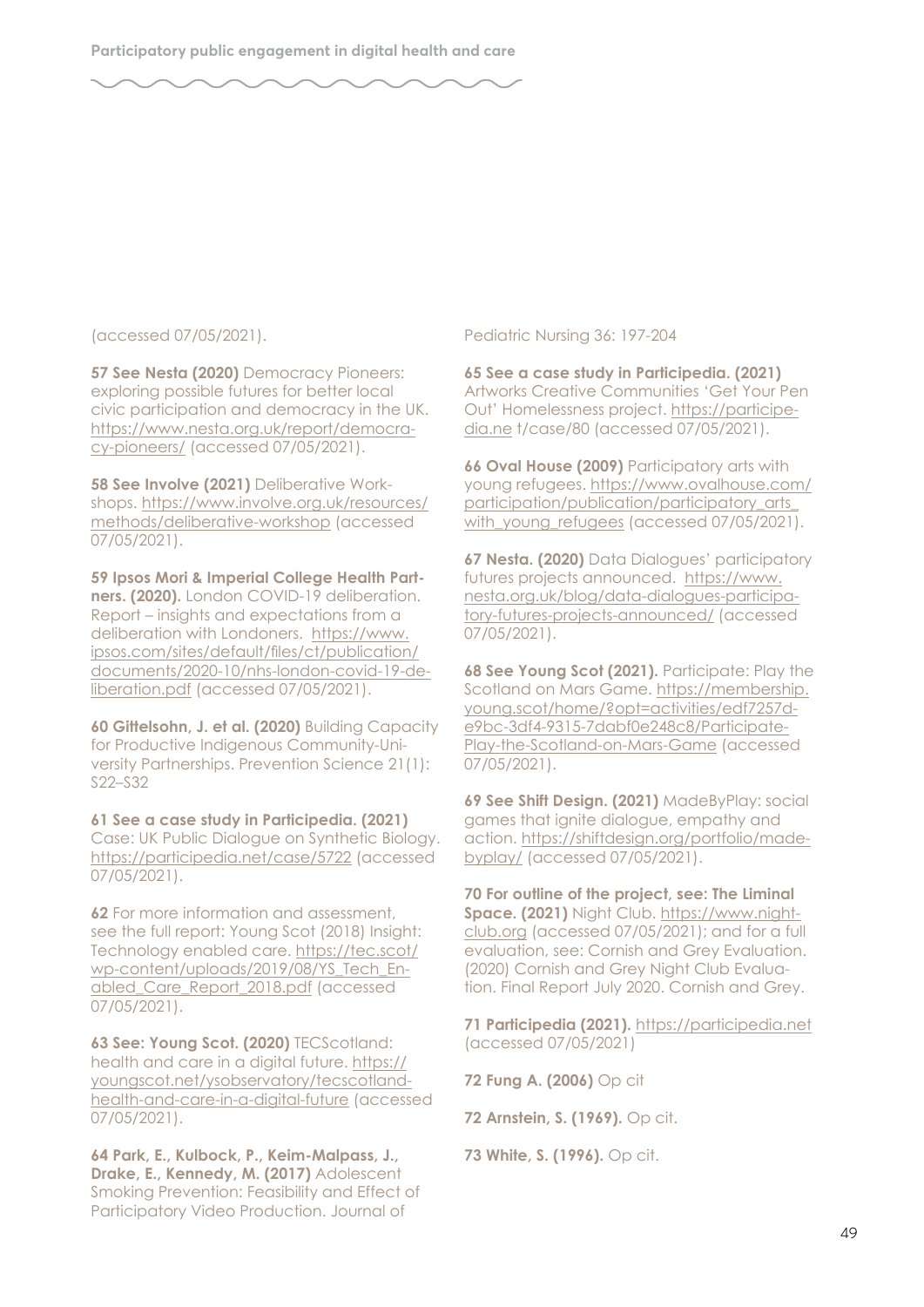(accessed 07/05/2021).

**57 See Nesta (2020)** Democracy Pioneers: exploring possible futures for better local civic participation and democracy in the UK. https://www.nesta.org.uk/report/democracy-pioneers/ (accessed 07/05/2021).

**58 See Involve (2021)** Deliberative Workshops. https://www.involve.org.uk/resources/methods/deliberative-workshop (accessed 07/05/2021).

**59 Ipsos Mori & Imperial College Health Partners. (2020).** London COVID-19 deliberation. Report – insights and expectations from a deliberation with Londoners. https://www.ipsos.com/sites/default/files/ct/publication/documents/2020-10/nhs-london-covid-19-deliberation.pdf (accessed 07/05/2021).

**60 Gittelsohn, J. et al. (2020)** Building Capacity for Productive Indigenous Community-University Partnerships. Prevention Science 21(1): S22–S32

**61 See a case study in Participedia. (2021)** Case: UK Public Dialogue on Synthetic Biology. https://participedia.net/case/5722 (accessed 07/05/2021).

**62** For more information and assessment, see the full report: Young Scot (2018) Insight: Technology enabled care. https://tec.scot/wp-content/uploads/2019/08/YS_Tech_Enabled_Care_Report_2018.pdf (accessed 07/05/2021).

**63 See: Young Scot. (2020)** TECScotland: health and care in a digital future. https://youngscot.net/ysobservatory/tecscotland-health-and-care-in-a-digital-future (accessed 07/05/2021).

**64 Park, E., Kulbock, P., Keim-Malpass, J., Drake, E., Kennedy, M. (2017)** Adolescent Smoking Prevention: Feasibility and Effect of Participatory Video Production. Journal of Pediatric Nursing 36: 197-204

**65 See a case study in Participedia. (2021)** Artworks Creative Communities 'Get Your Pen Out' Homelessness project. https://participedia.ne t/case/80 (accessed 07/05/2021).

**66 Oval House (2009)** Participatory arts with young refugees. https://www.ovalhouse.com/participation/publication/participatory_arts_with_young_refugees (accessed 07/05/2021).

**67 Nesta. (2020)** Data Dialogues' participatory futures projects announced. https://www.nesta.org.uk/blog/data-dialogues-participatory-futures-projects-announced/ (accessed 07/05/2021).

**68 See Young Scot (2021).** Participate: Play the Scotland on Mars Game. https://membership.young.scot/home/?opt=activities/edf7257d-e9bc-3df4-9315-7dabf0e248c8/Participate-Play-the-Scotland-on-Mars-Game (accessed 07/05/2021).

**69 See Shift Design. (2021)** MadeByPlay: social games that ignite dialogue, empathy and action. https://shiftdesign.org/portfolio/madebyplay/ (accessed 07/05/2021).

**70 For outline of the project, see: The Liminal Space. (2021)** Night Club. https://www.nightclub.org (accessed 07/05/2021); and for a full evaluation, see: Cornish and Grey Evaluation. (2020) Cornish and Grey Night Club Evaluation. Final Report July 2020. Cornish and Grey.

**71 Participedia (2021).** https://participedia.net (accessed 07/05/2021)

**72 Fung A. (2006)** Op cit

**72 Arnstein, S. (1969).** Op cit.

**73 White, S. (1996).** Op cit.